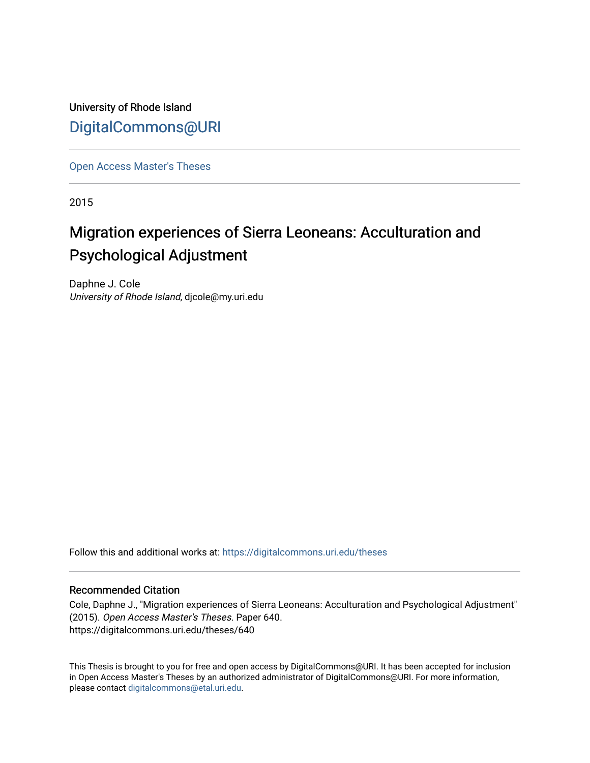University of Rhode Island

DigitalCommons@URI

---

Open Access Master's Theses

---

2015

# Migration experiences of Sierra Leoneans: Acculturation and Psychological Adjustment

Daphne J. Cole
*University of Rhode Island*, djcole@my.uri.edu

Follow this and additional works at: https://digitalcommons.uri.edu/theses

---

## Recommended Citation

Cole, Daphne J., "Migration experiences of Sierra Leoneans: Acculturation and Psychological Adjustment" (2015). *Open Access Master's Theses.* Paper 640.
https://digitalcommons.uri.edu/theses/640

This Thesis is brought to you for free and open access by DigitalCommons@URI. It has been accepted for inclusion in Open Access Master's Theses by an authorized administrator of DigitalCommons@URI. For more information, please contact digitalcommons@etal.uri.edu.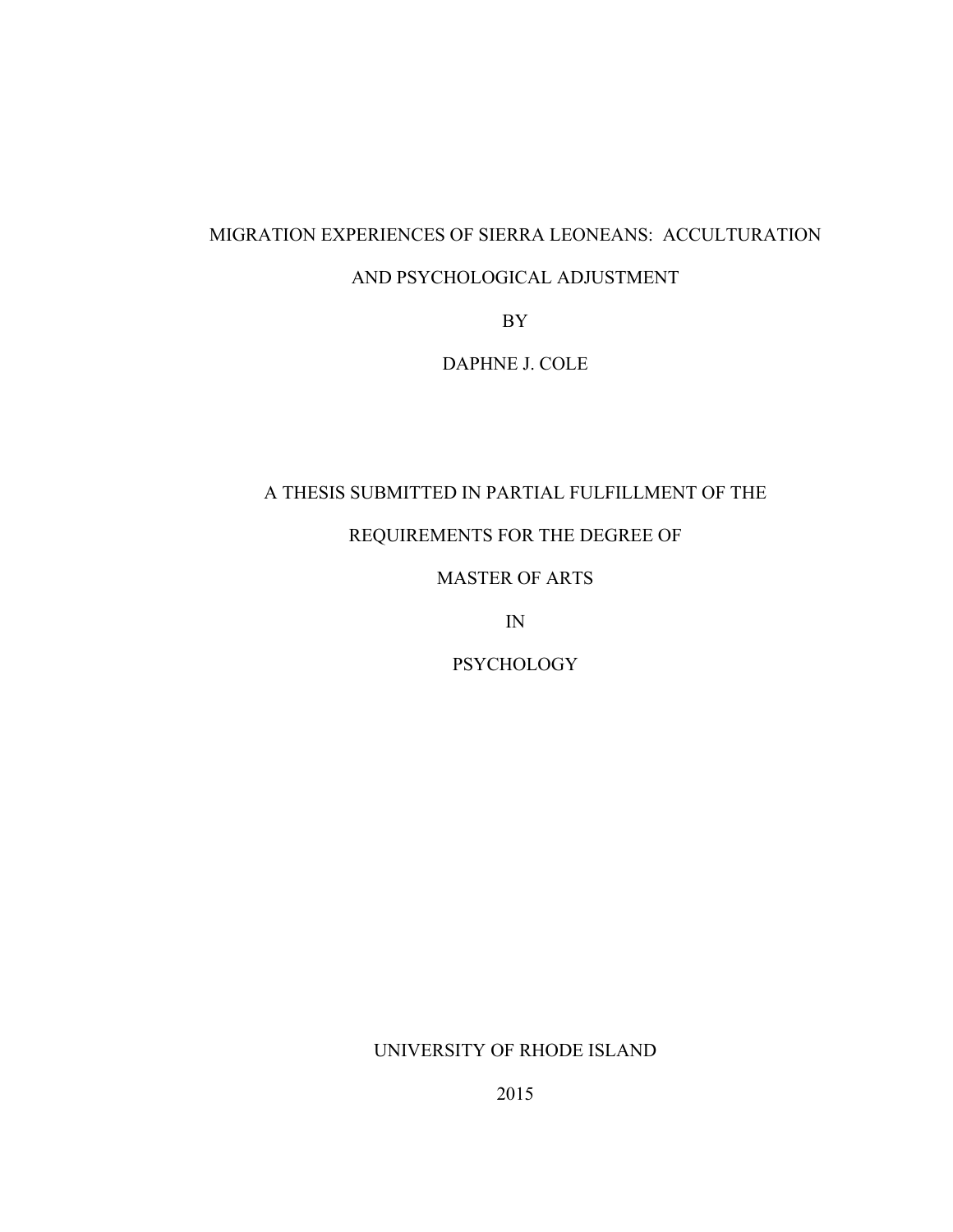MIGRATION EXPERIENCES OF SIERRA LEONEANS: ACCULTURATION AND PSYCHOLOGICAL ADJUSTMENT

BY

DAPHNE J. COLE

A THESIS SUBMITTED IN PARTIAL FULFILLMENT OF THE

REQUIREMENTS FOR THE DEGREE OF

MASTER OF ARTS

IN

PSYCHOLOGY

UNIVERSITY OF RHODE ISLAND

2015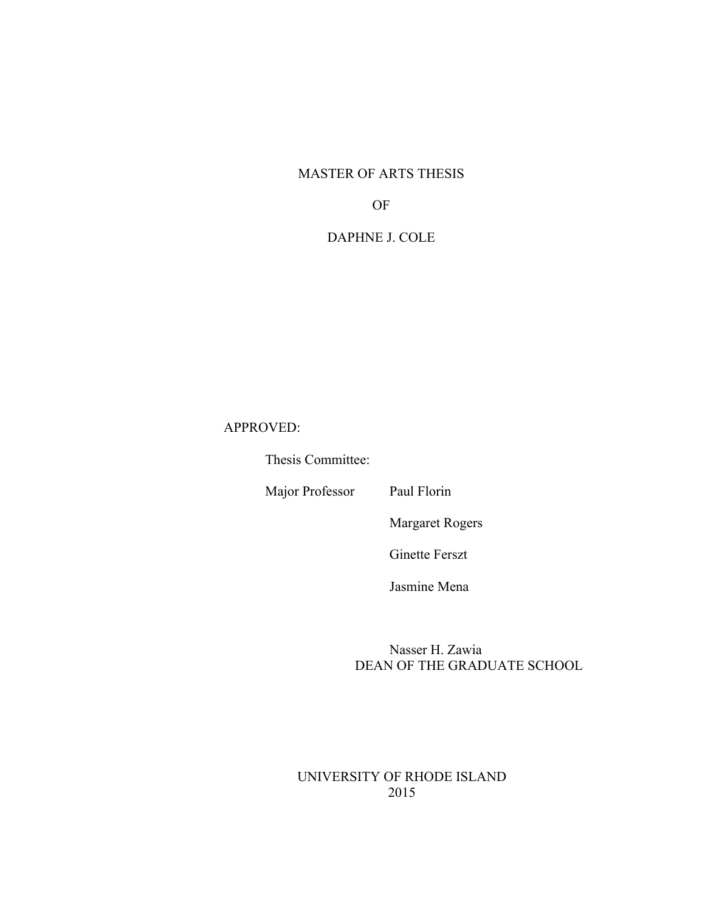MASTER OF ARTS THESIS

OF

DAPHNE J. COLE

APPROVED:

Thesis Committee:

Major Professor Paul Florin

Margaret Rogers

Ginette Ferszt

Jasmine Mena

Nasser H. Zawia
DEAN OF THE GRADUATE SCHOOL

UNIVERSITY OF RHODE ISLAND
2015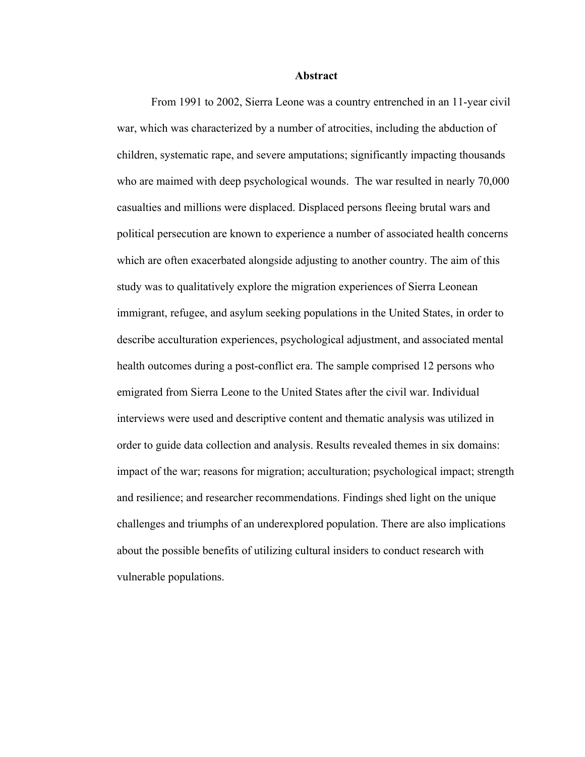# Abstract

From 1991 to 2002, Sierra Leone was a country entrenched in an 11-year civil war, which was characterized by a number of atrocities, including the abduction of children, systematic rape, and severe amputations; significantly impacting thousands who are maimed with deep psychological wounds. The war resulted in nearly 70,000 casualties and millions were displaced. Displaced persons fleeing brutal wars and political persecution are known to experience a number of associated health concerns which are often exacerbated alongside adjusting to another country. The aim of this study was to qualitatively explore the migration experiences of Sierra Leonean immigrant, refugee, and asylum seeking populations in the United States, in order to describe acculturation experiences, psychological adjustment, and associated mental health outcomes during a post-conflict era. The sample comprised 12 persons who emigrated from Sierra Leone to the United States after the civil war. Individual interviews were used and descriptive content and thematic analysis was utilized in order to guide data collection and analysis. Results revealed themes in six domains: impact of the war; reasons for migration; acculturation; psychological impact; strength and resilience; and researcher recommendations. Findings shed light on the unique challenges and triumphs of an underexplored population. There are also implications about the possible benefits of utilizing cultural insiders to conduct research with vulnerable populations.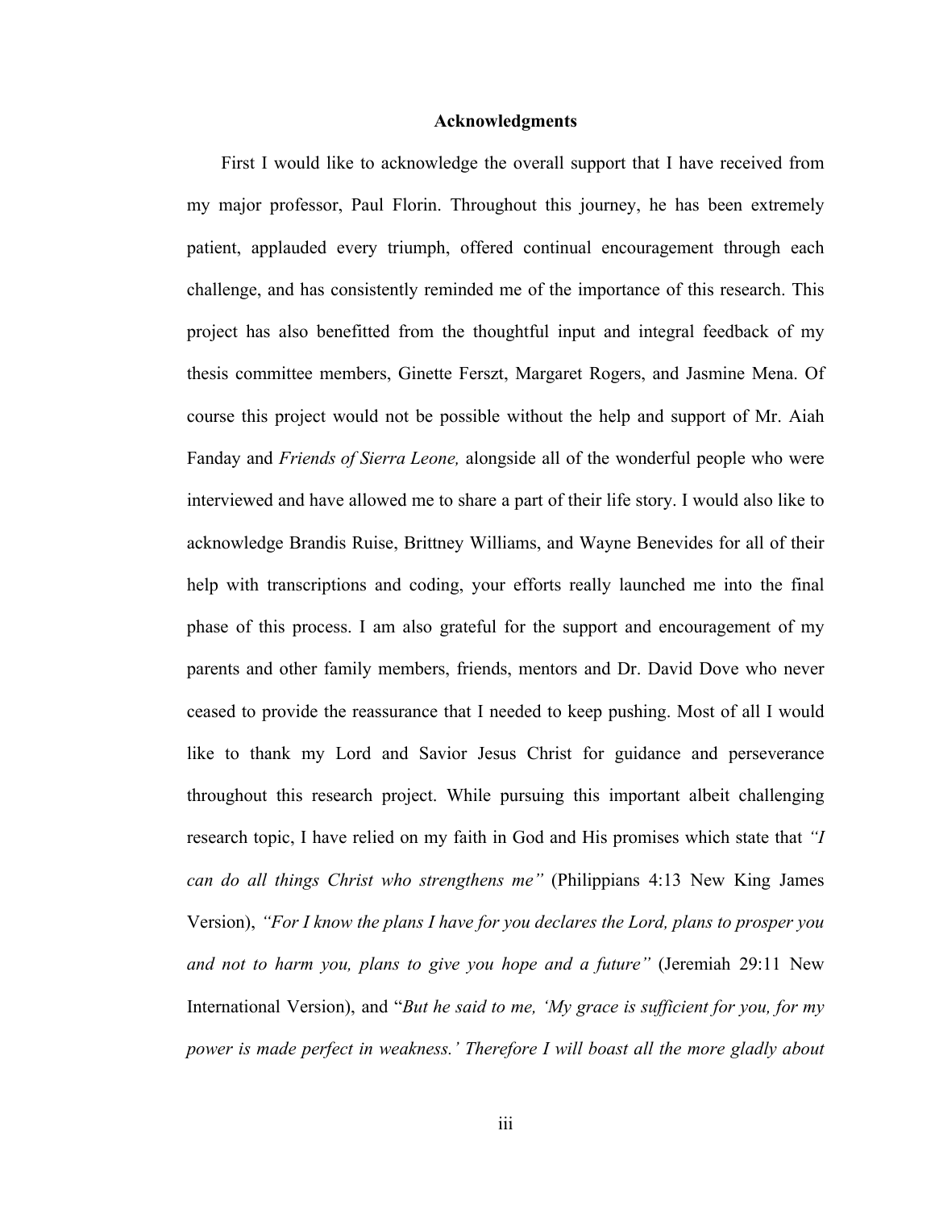## Acknowledgments

First I would like to acknowledge the overall support that I have received from my major professor, Paul Florin. Throughout this journey, he has been extremely patient, applauded every triumph, offered continual encouragement through each challenge, and has consistently reminded me of the importance of this research. This project has also benefitted from the thoughtful input and integral feedback of my thesis committee members, Ginette Ferszt, Margaret Rogers, and Jasmine Mena. Of course this project would not be possible without the help and support of Mr. Aiah Fanday and *Friends of Sierra Leone,* alongside all of the wonderful people who were interviewed and have allowed me to share a part of their life story. I would also like to acknowledge Brandis Ruise, Brittney Williams, and Wayne Benevides for all of their help with transcriptions and coding, your efforts really launched me into the final phase of this process. I am also grateful for the support and encouragement of my parents and other family members, friends, mentors and Dr. David Dove who never ceased to provide the reassurance that I needed to keep pushing. Most of all I would like to thank my Lord and Savior Jesus Christ for guidance and perseverance throughout this research project. While pursuing this important albeit challenging research topic, I have relied on my faith in God and His promises which state that *"I can do all things Christ who strengthens me"* (Philippians 4:13 New King James Version), *"For I know the plans I have for you declares the Lord, plans to prosper you and not to harm you, plans to give you hope and a future"* (Jeremiah 29:11 New International Version), and "*But he said to me, 'My grace is sufficient for you, for my power is made perfect in weakness.' Therefore I will boast all the more gladly about*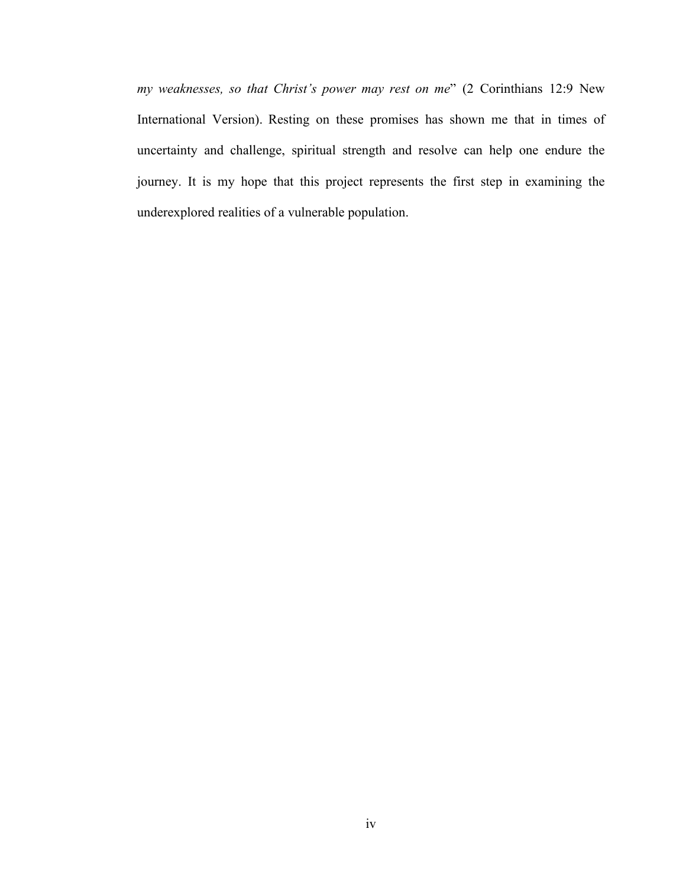*my weaknesses, so that Christ's power may rest on me*" (2 Corinthians 12:9 New International Version). Resting on these promises has shown me that in times of uncertainty and challenge, spiritual strength and resolve can help one endure the journey. It is my hope that this project represents the first step in examining the underexplored realities of a vulnerable population.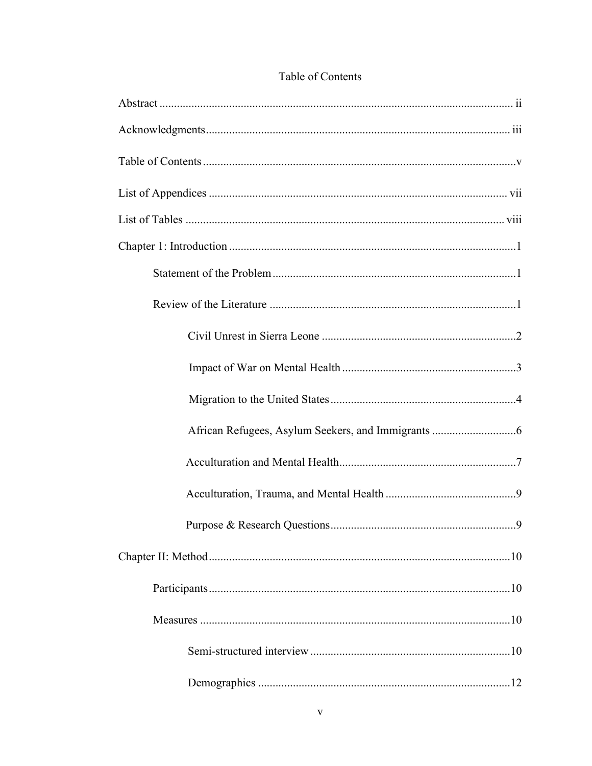# Table of Contents

Abstract ........................................................................................................................ ii

Acknowledgments....................................................................................................... iii

Table of Contents ...........................................................................................................v

List of Appendices ...................................................................................................... vii

List of Tables ............................................................................................................. viii

Chapter 1: Introduction ..................................................................................................1

  Statement of the Problem ...................................................................................1

  Review of the Literature .....................................................................................1

    Civil Unrest in Sierra Leone ..................................................................2

    Impact of War on Mental Health ............................................................3

    Migration to the United States ................................................................4

    African Refugees, Asylum Seekers, and Immigrants .............................6

    Acculturation and Mental Health.............................................................7

    Acculturation, Trauma, and Mental Health .............................................9

    Purpose & Research Questions...............................................................9

Chapter II: Method.......................................................................................................10

  Participants.......................................................................................................10

  Measures ..........................................................................................................10

    Semi-structured interview ....................................................................10

    Demographics ......................................................................................12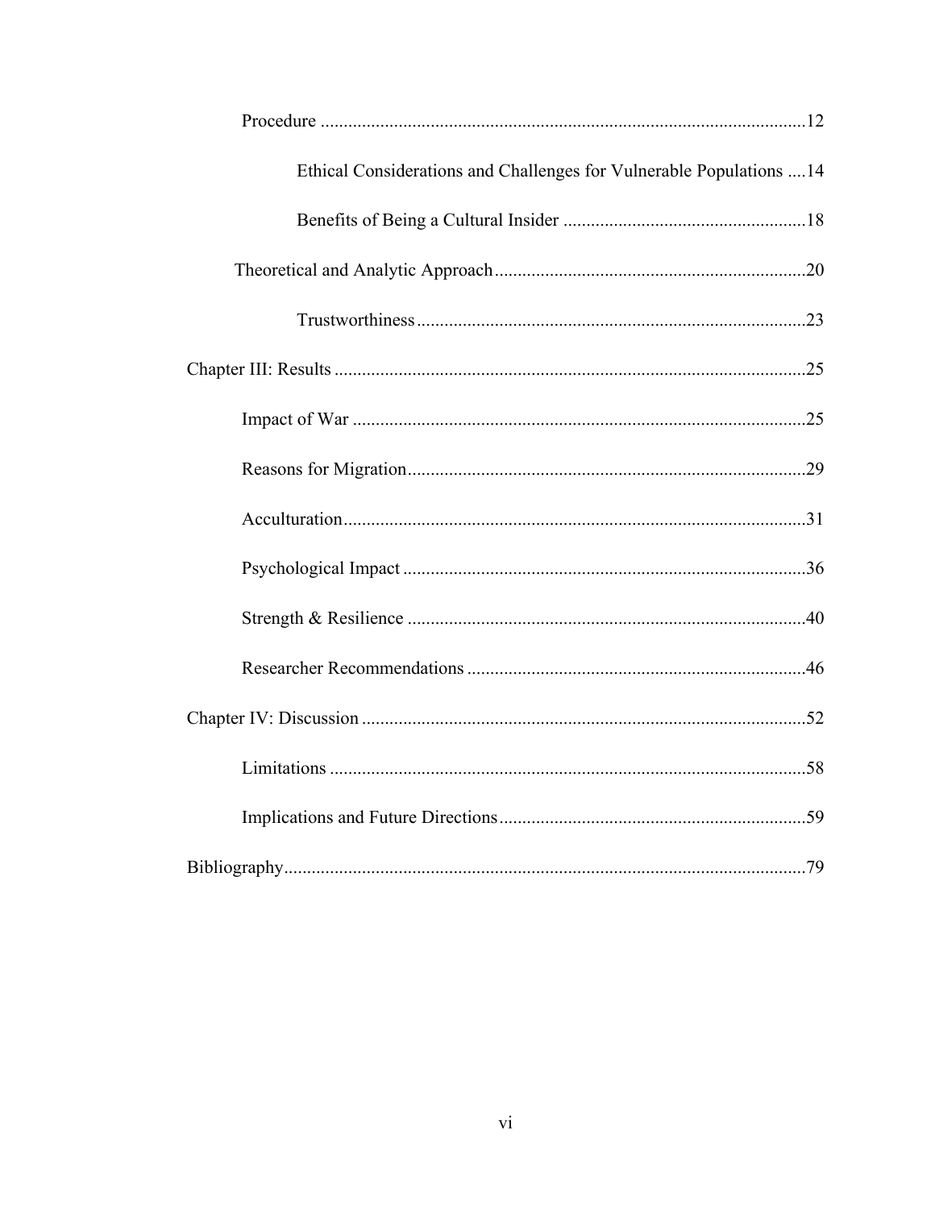Procedure .....12

Ethical Considerations and Challenges for Vulnerable Populations .....14

Benefits of Being a Cultural Insider .....18

Theoretical and Analytic Approach .....20

Trustworthiness .....23

Chapter III: Results .....25

Impact of War .....25

Reasons for Migration .....29

Acculturation .....31

Psychological Impact .....36

Strength & Resilience .....40

Researcher Recommendations .....46

Chapter IV: Discussion .....52

Limitations .....58

Implications and Future Directions .....59

Bibliography .....79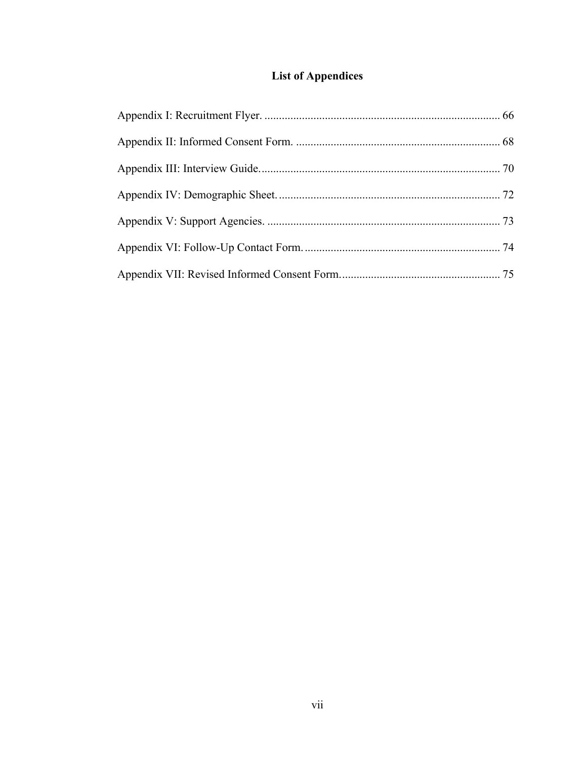# List of Appendices

Appendix I: Recruitment Flyer. ................................................................................. 66

Appendix II: Informed Consent Form. ...................................................................... 68

Appendix III: Interview Guide................................................................................... 70

Appendix IV: Demographic Sheet............................................................................. 72

Appendix V: Support Agencies. ................................................................................ 73

Appendix VI: Follow-Up Contact Form.................................................................... 74

Appendix VII: Revised Informed Consent Form....................................................... 75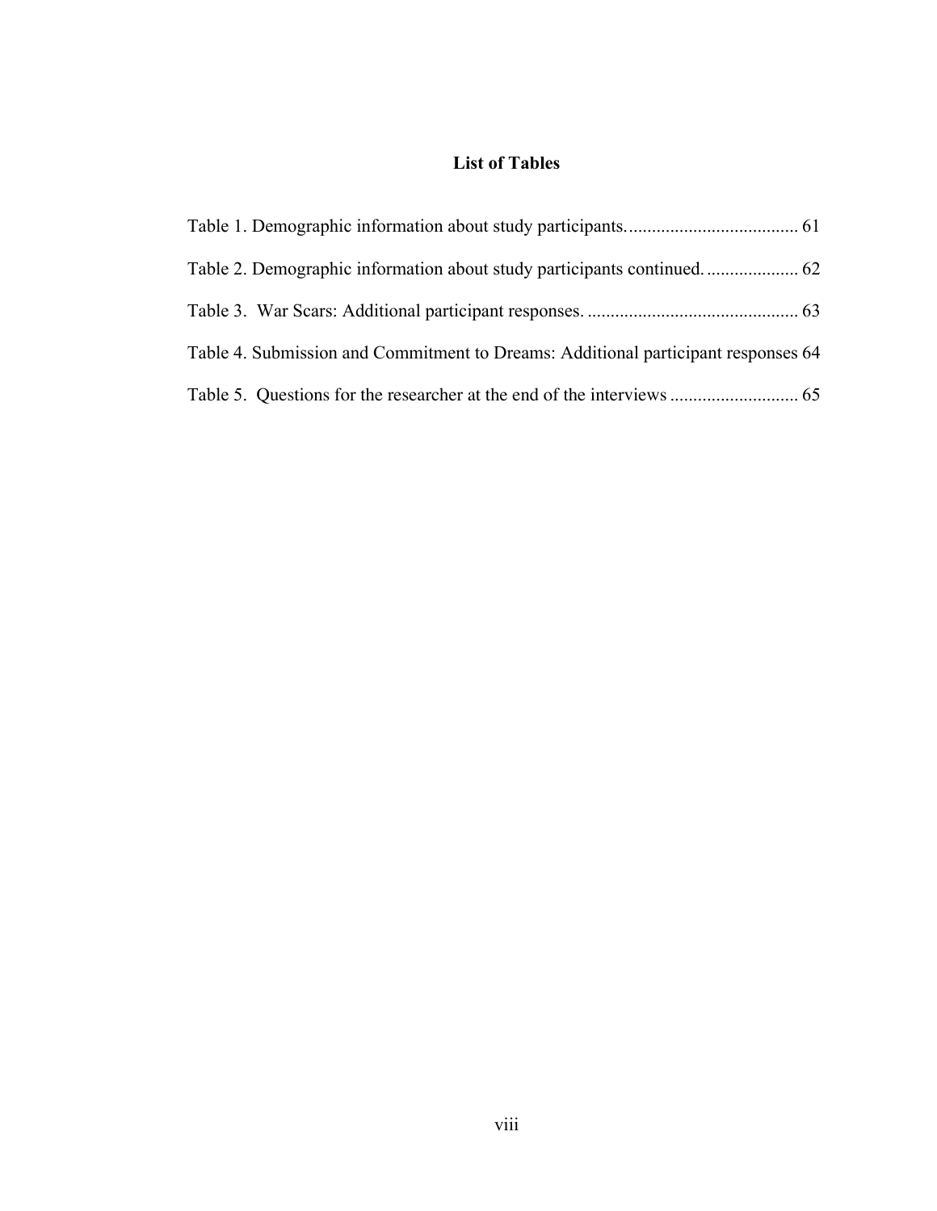# List of Tables

Table 1. Demographic information about study participants. .................................... 61

Table 2. Demographic information about study participants continued. .................... 62

Table 3. War Scars: Additional participant responses. ............................................. 63

Table 4. Submission and Commitment to Dreams: Additional participant responses 64

Table 5. Questions for the researcher at the end of the interviews ........................... 65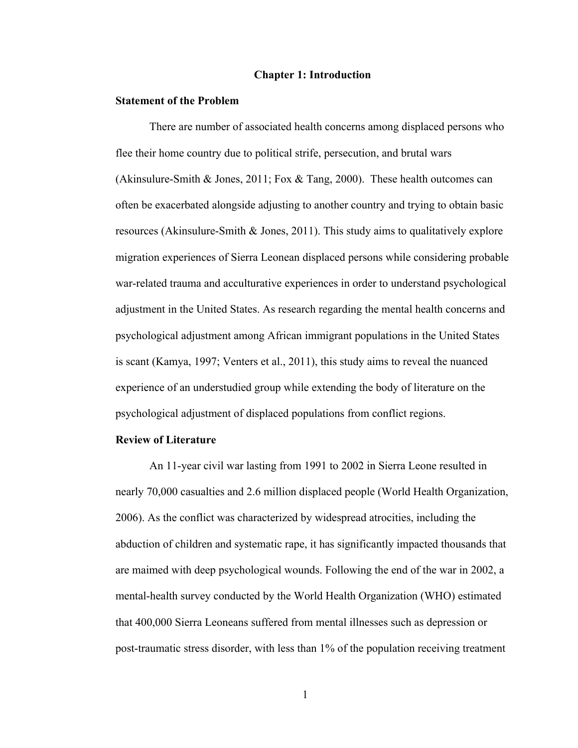# Chapter 1: Introduction

## Statement of the Problem

There are number of associated health concerns among displaced persons who flee their home country due to political strife, persecution, and brutal wars (Akinsulure-Smith & Jones, 2011; Fox & Tang, 2000). These health outcomes can often be exacerbated alongside adjusting to another country and trying to obtain basic resources (Akinsulure-Smith & Jones, 2011). This study aims to qualitatively explore migration experiences of Sierra Leonean displaced persons while considering probable war-related trauma and acculturative experiences in order to understand psychological adjustment in the United States. As research regarding the mental health concerns and psychological adjustment among African immigrant populations in the United States is scant (Kamya, 1997; Venters et al., 2011), this study aims to reveal the nuanced experience of an understudied group while extending the body of literature on the psychological adjustment of displaced populations from conflict regions.

## Review of Literature

An 11-year civil war lasting from 1991 to 2002 in Sierra Leone resulted in nearly 70,000 casualties and 2.6 million displaced people (World Health Organization, 2006). As the conflict was characterized by widespread atrocities, including the abduction of children and systematic rape, it has significantly impacted thousands that are maimed with deep psychological wounds. Following the end of the war in 2002, a mental-health survey conducted by the World Health Organization (WHO) estimated that 400,000 Sierra Leoneans suffered from mental illnesses such as depression or post-traumatic stress disorder, with less than 1% of the population receiving treatment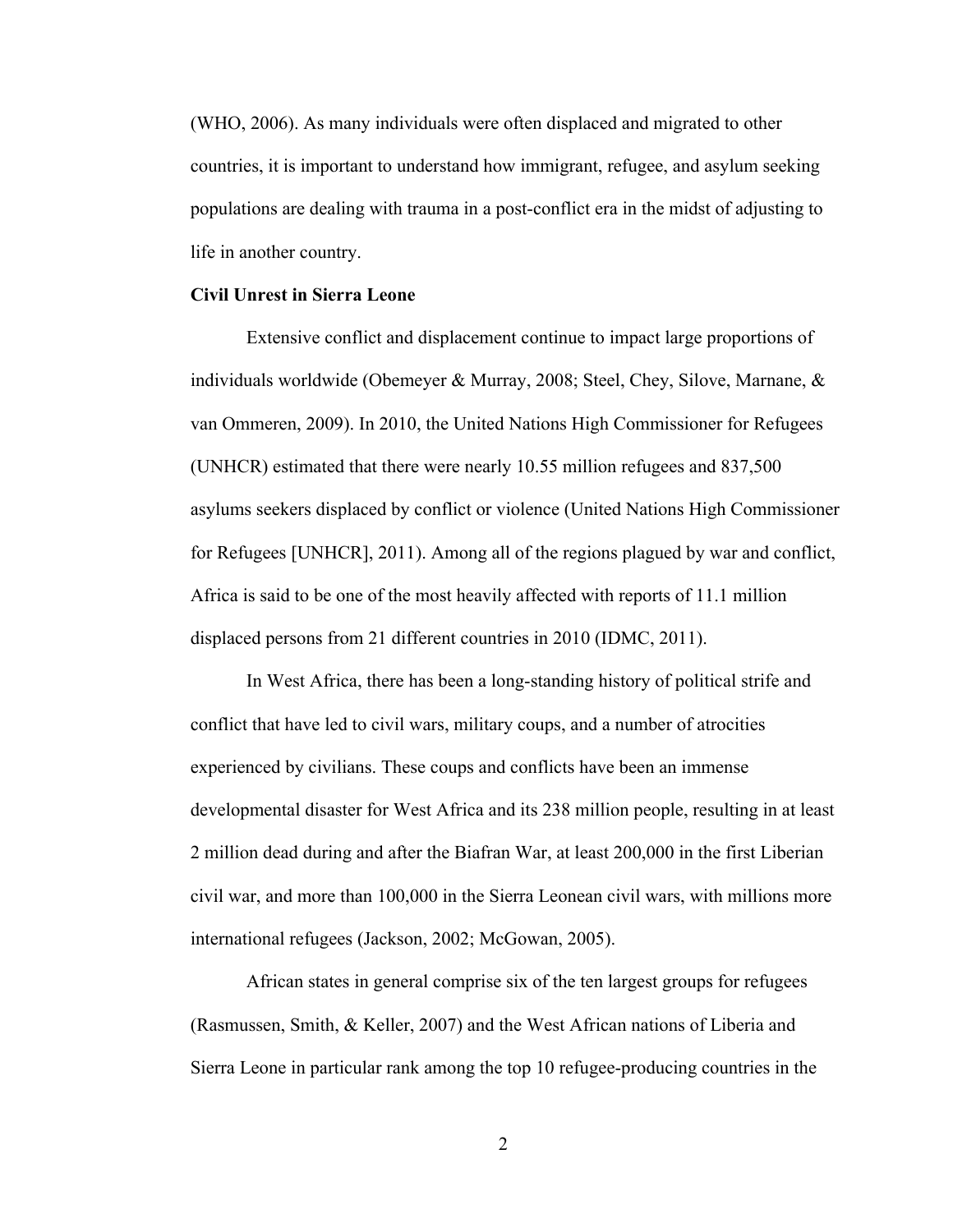(WHO, 2006). As many individuals were often displaced and migrated to other countries, it is important to understand how immigrant, refugee, and asylum seeking populations are dealing with trauma in a post-conflict era in the midst of adjusting to life in another country.

**Civil Unrest in Sierra Leone**

Extensive conflict and displacement continue to impact large proportions of individuals worldwide (Obemeyer & Murray, 2008; Steel, Chey, Silove, Marnane, & van Ommeren, 2009). In 2010, the United Nations High Commissioner for Refugees (UNHCR) estimated that there were nearly 10.55 million refugees and 837,500 asylums seekers displaced by conflict or violence (United Nations High Commissioner for Refugees [UNHCR], 2011). Among all of the regions plagued by war and conflict, Africa is said to be one of the most heavily affected with reports of 11.1 million displaced persons from 21 different countries in 2010 (IDMC, 2011).

In West Africa, there has been a long-standing history of political strife and conflict that have led to civil wars, military coups, and a number of atrocities experienced by civilians. These coups and conflicts have been an immense developmental disaster for West Africa and its 238 million people, resulting in at least 2 million dead during and after the Biafran War, at least 200,000 in the first Liberian civil war, and more than 100,000 in the Sierra Leonean civil wars, with millions more international refugees (Jackson, 2002; McGowan, 2005).

African states in general comprise six of the ten largest groups for refugees (Rasmussen, Smith, & Keller, 2007) and the West African nations of Liberia and Sierra Leone in particular rank among the top 10 refugee-producing countries in the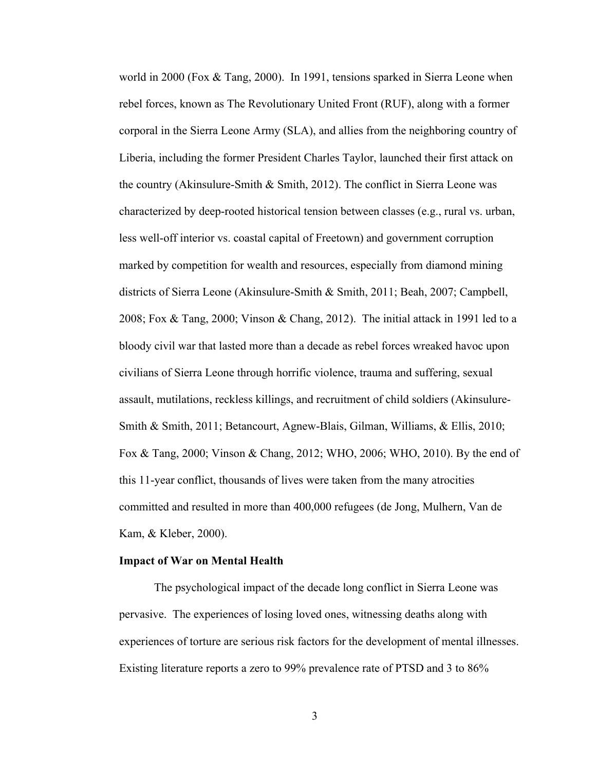world in 2000 (Fox & Tang, 2000). In 1991, tensions sparked in Sierra Leone when rebel forces, known as The Revolutionary United Front (RUF), along with a former corporal in the Sierra Leone Army (SLA), and allies from the neighboring country of Liberia, including the former President Charles Taylor, launched their first attack on the country (Akinsulure-Smith & Smith, 2012). The conflict in Sierra Leone was characterized by deep-rooted historical tension between classes (e.g., rural vs. urban, less well-off interior vs. coastal capital of Freetown) and government corruption marked by competition for wealth and resources, especially from diamond mining districts of Sierra Leone (Akinsulure-Smith & Smith, 2011; Beah, 2007; Campbell, 2008; Fox & Tang, 2000; Vinson & Chang, 2012). The initial attack in 1991 led to a bloody civil war that lasted more than a decade as rebel forces wreaked havoc upon civilians of Sierra Leone through horrific violence, trauma and suffering, sexual assault, mutilations, reckless killings, and recruitment of child soldiers (Akinsulure-Smith & Smith, 2011; Betancourt, Agnew-Blais, Gilman, Williams, & Ellis, 2010; Fox & Tang, 2000; Vinson & Chang, 2012; WHO, 2006; WHO, 2010). By the end of this 11-year conflict, thousands of lives were taken from the many atrocities committed and resulted in more than 400,000 refugees (de Jong, Mulhern, Van de Kam, & Kleber, 2000).

**Impact of War on Mental Health**

The psychological impact of the decade long conflict in Sierra Leone was pervasive. The experiences of losing loved ones, witnessing deaths along with experiences of torture are serious risk factors for the development of mental illnesses. Existing literature reports a zero to 99% prevalence rate of PTSD and 3 to 86%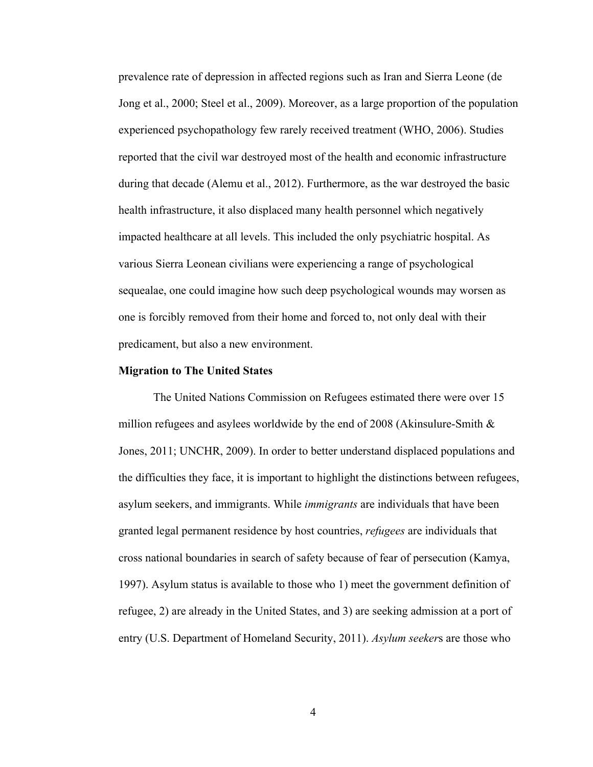prevalence rate of depression in affected regions such as Iran and Sierra Leone (de Jong et al., 2000; Steel et al., 2009). Moreover, as a large proportion of the population experienced psychopathology few rarely received treatment (WHO, 2006). Studies reported that the civil war destroyed most of the health and economic infrastructure during that decade (Alemu et al., 2012). Furthermore, as the war destroyed the basic health infrastructure, it also displaced many health personnel which negatively impacted healthcare at all levels. This included the only psychiatric hospital. As various Sierra Leonean civilians were experiencing a range of psychological sequealae, one could imagine how such deep psychological wounds may worsen as one is forcibly removed from their home and forced to, not only deal with their predicament, but also a new environment.

**Migration to The United States**

The United Nations Commission on Refugees estimated there were over 15 million refugees and asylees worldwide by the end of 2008 (Akinsulure-Smith & Jones, 2011; UNCHR, 2009). In order to better understand displaced populations and the difficulties they face, it is important to highlight the distinctions between refugees, asylum seekers, and immigrants. While *immigrants* are individuals that have been granted legal permanent residence by host countries, *refugees* are individuals that cross national boundaries in search of safety because of fear of persecution (Kamya, 1997). Asylum status is available to those who 1) meet the government definition of refugee, 2) are already in the United States, and 3) are seeking admission at a port of entry (U.S. Department of Homeland Security, 2011). *Asylum seeker*s are those who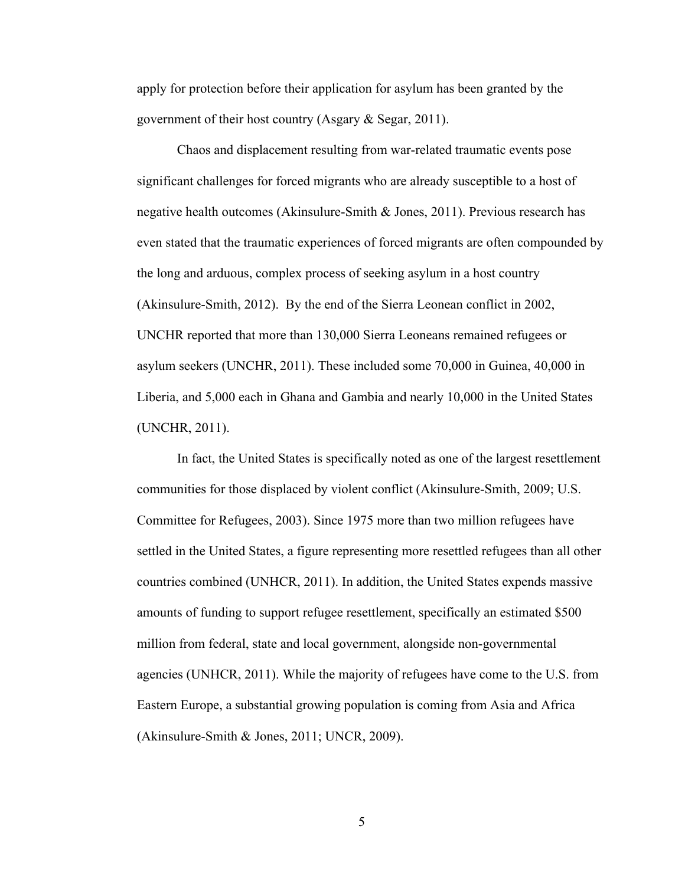apply for protection before their application for asylum has been granted by the government of their host country (Asgary & Segar, 2011).

Chaos and displacement resulting from war-related traumatic events pose significant challenges for forced migrants who are already susceptible to a host of negative health outcomes (Akinsulure-Smith & Jones, 2011). Previous research has even stated that the traumatic experiences of forced migrants are often compounded by the long and arduous, complex process of seeking asylum in a host country (Akinsulure-Smith, 2012). By the end of the Sierra Leonean conflict in 2002, UNCHR reported that more than 130,000 Sierra Leoneans remained refugees or asylum seekers (UNCHR, 2011). These included some 70,000 in Guinea, 40,000 in Liberia, and 5,000 each in Ghana and Gambia and nearly 10,000 in the United States (UNCHR, 2011).

In fact, the United States is specifically noted as one of the largest resettlement communities for those displaced by violent conflict (Akinsulure-Smith, 2009; U.S. Committee for Refugees, 2003). Since 1975 more than two million refugees have settled in the United States, a figure representing more resettled refugees than all other countries combined (UNHCR, 2011). In addition, the United States expends massive amounts of funding to support refugee resettlement, specifically an estimated $500 million from federal, state and local government, alongside non-governmental agencies (UNHCR, 2011). While the majority of refugees have come to the U.S. from Eastern Europe, a substantial growing population is coming from Asia and Africa (Akinsulure-Smith & Jones, 2011; UNCR, 2009).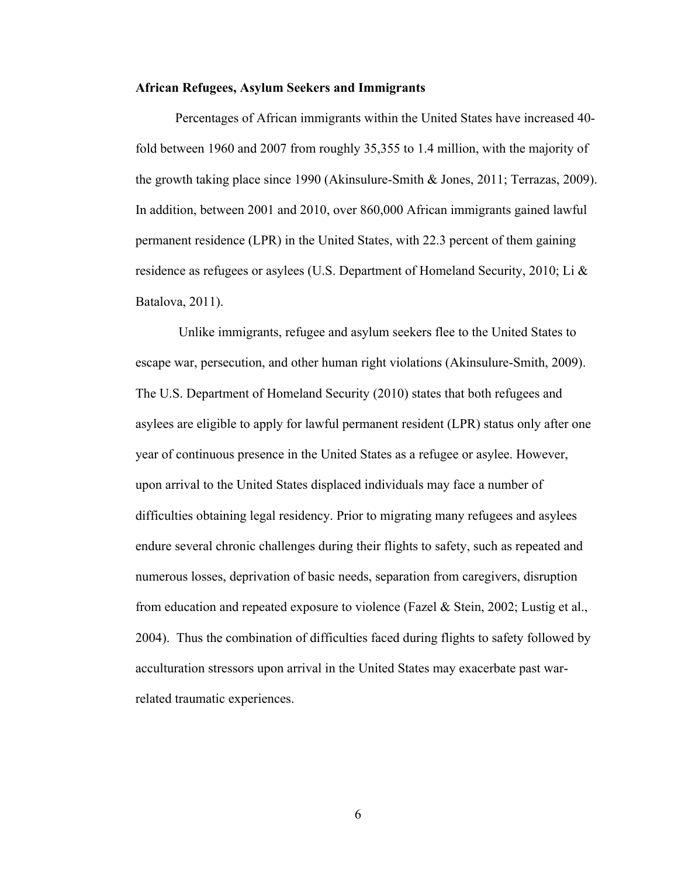**African Refugees, Asylum Seekers and Immigrants**

Percentages of African immigrants within the United States have increased 40-fold between 1960 and 2007 from roughly 35,355 to 1.4 million, with the majority of the growth taking place since 1990 (Akinsulure-Smith & Jones, 2011; Terrazas, 2009). In addition, between 2001 and 2010, over 860,000 African immigrants gained lawful permanent residence (LPR) in the United States, with 22.3 percent of them gaining residence as refugees or asylees (U.S. Department of Homeland Security, 2010; Li & Batalova, 2011).

Unlike immigrants, refugee and asylum seekers flee to the United States to escape war, persecution, and other human right violations (Akinsulure-Smith, 2009). The U.S. Department of Homeland Security (2010) states that both refugees and asylees are eligible to apply for lawful permanent resident (LPR) status only after one year of continuous presence in the United States as a refugee or asylee. However, upon arrival to the United States displaced individuals may face a number of difficulties obtaining legal residency. Prior to migrating many refugees and asylees endure several chronic challenges during their flights to safety, such as repeated and numerous losses, deprivation of basic needs, separation from caregivers, disruption from education and repeated exposure to violence (Fazel & Stein, 2002; Lustig et al., 2004). Thus the combination of difficulties faced during flights to safety followed by acculturation stressors upon arrival in the United States may exacerbate past war-related traumatic experiences.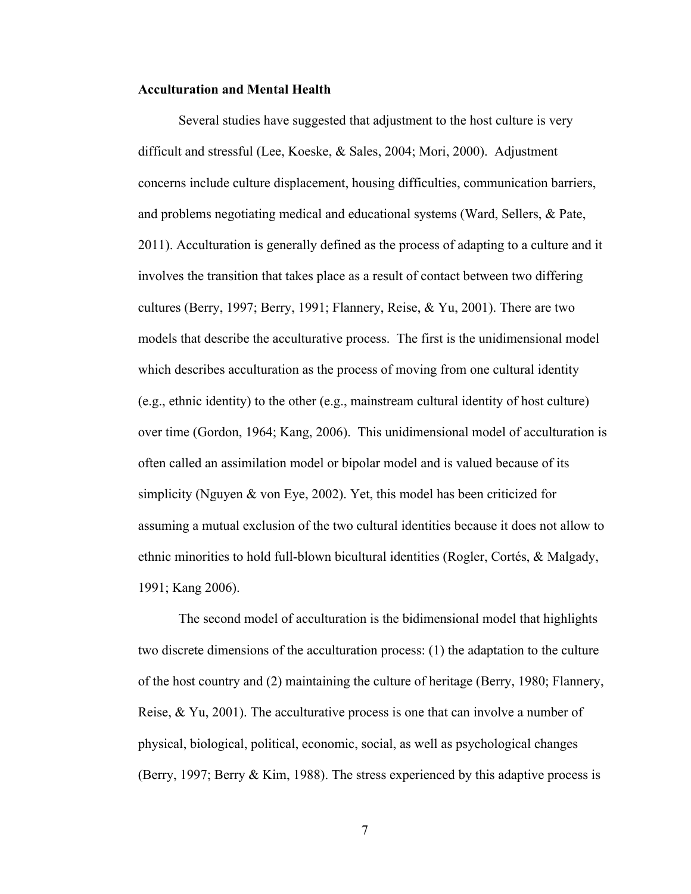**Acculturation and Mental Health**

Several studies have suggested that adjustment to the host culture is very difficult and stressful (Lee, Koeske, & Sales, 2004; Mori, 2000). Adjustment concerns include culture displacement, housing difficulties, communication barriers, and problems negotiating medical and educational systems (Ward, Sellers, & Pate, 2011). Acculturation is generally defined as the process of adapting to a culture and it involves the transition that takes place as a result of contact between two differing cultures (Berry, 1997; Berry, 1991; Flannery, Reise, & Yu, 2001). There are two models that describe the acculturative process. The first is the unidimensional model which describes acculturation as the process of moving from one cultural identity (e.g., ethnic identity) to the other (e.g., mainstream cultural identity of host culture) over time (Gordon, 1964; Kang, 2006). This unidimensional model of acculturation is often called an assimilation model or bipolar model and is valued because of its simplicity (Nguyen & von Eye, 2002). Yet, this model has been criticized for assuming a mutual exclusion of the two cultural identities because it does not allow to ethnic minorities to hold full-blown bicultural identities (Rogler, Cortés, & Malgady, 1991; Kang 2006).

The second model of acculturation is the bidimensional model that highlights two discrete dimensions of the acculturation process: (1) the adaptation to the culture of the host country and (2) maintaining the culture of heritage (Berry, 1980; Flannery, Reise, & Yu, 2001). The acculturative process is one that can involve a number of physical, biological, political, economic, social, as well as psychological changes (Berry, 1997; Berry & Kim, 1988). The stress experienced by this adaptive process is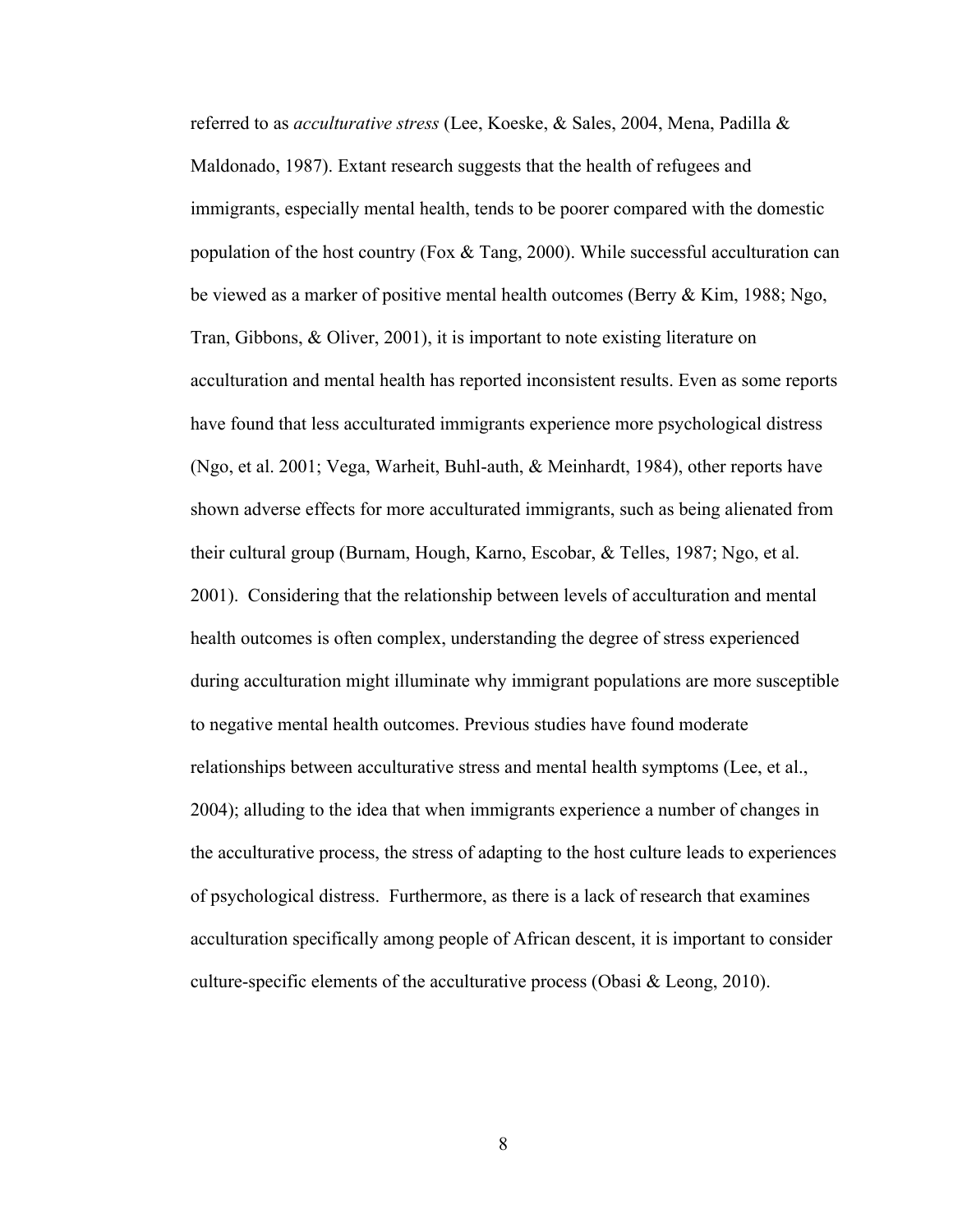referred to as *acculturative stress* (Lee, Koeske, & Sales, 2004, Mena, Padilla & Maldonado, 1987). Extant research suggests that the health of refugees and immigrants, especially mental health, tends to be poorer compared with the domestic population of the host country (Fox & Tang, 2000). While successful acculturation can be viewed as a marker of positive mental health outcomes (Berry & Kim, 1988; Ngo, Tran, Gibbons, & Oliver, 2001), it is important to note existing literature on acculturation and mental health has reported inconsistent results. Even as some reports have found that less acculturated immigrants experience more psychological distress (Ngo, et al. 2001; Vega, Warheit, Buhl-auth, & Meinhardt, 1984), other reports have shown adverse effects for more acculturated immigrants, such as being alienated from their cultural group (Burnam, Hough, Karno, Escobar, & Telles, 1987; Ngo, et al. 2001). Considering that the relationship between levels of acculturation and mental health outcomes is often complex, understanding the degree of stress experienced during acculturation might illuminate why immigrant populations are more susceptible to negative mental health outcomes. Previous studies have found moderate relationships between acculturative stress and mental health symptoms (Lee, et al., 2004); alluding to the idea that when immigrants experience a number of changes in the acculturative process, the stress of adapting to the host culture leads to experiences of psychological distress. Furthermore, as there is a lack of research that examines acculturation specifically among people of African descent, it is important to consider culture-specific elements of the acculturative process (Obasi & Leong, 2010).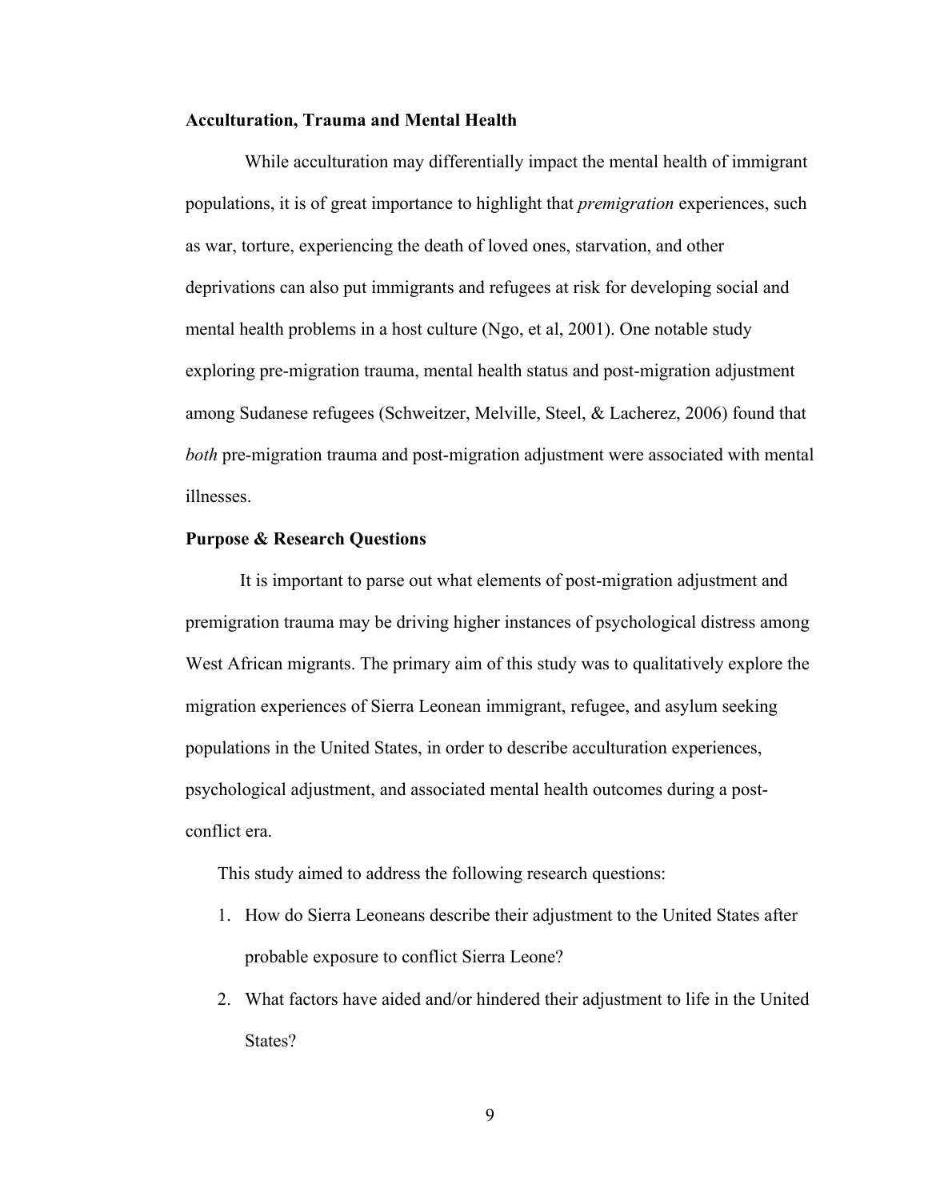**Acculturation, Trauma and Mental Health**

While acculturation may differentially impact the mental health of immigrant populations, it is of great importance to highlight that *premigration* experiences, such as war, torture, experiencing the death of loved ones, starvation, and other deprivations can also put immigrants and refugees at risk for developing social and mental health problems in a host culture (Ngo, et al, 2001). One notable study exploring pre-migration trauma, mental health status and post-migration adjustment among Sudanese refugees (Schweitzer, Melville, Steel, & Lacherez, 2006) found that *both* pre-migration trauma and post-migration adjustment were associated with mental illnesses.

**Purpose & Research Questions**

It is important to parse out what elements of post-migration adjustment and premigration trauma may be driving higher instances of psychological distress among West African migrants. The primary aim of this study was to qualitatively explore the migration experiences of Sierra Leonean immigrant, refugee, and asylum seeking populations in the United States, in order to describe acculturation experiences, psychological adjustment, and associated mental health outcomes during a post-conflict era.

This study aimed to address the following research questions:

1. How do Sierra Leoneans describe their adjustment to the United States after probable exposure to conflict Sierra Leone?
2. What factors have aided and/or hindered their adjustment to life in the United States?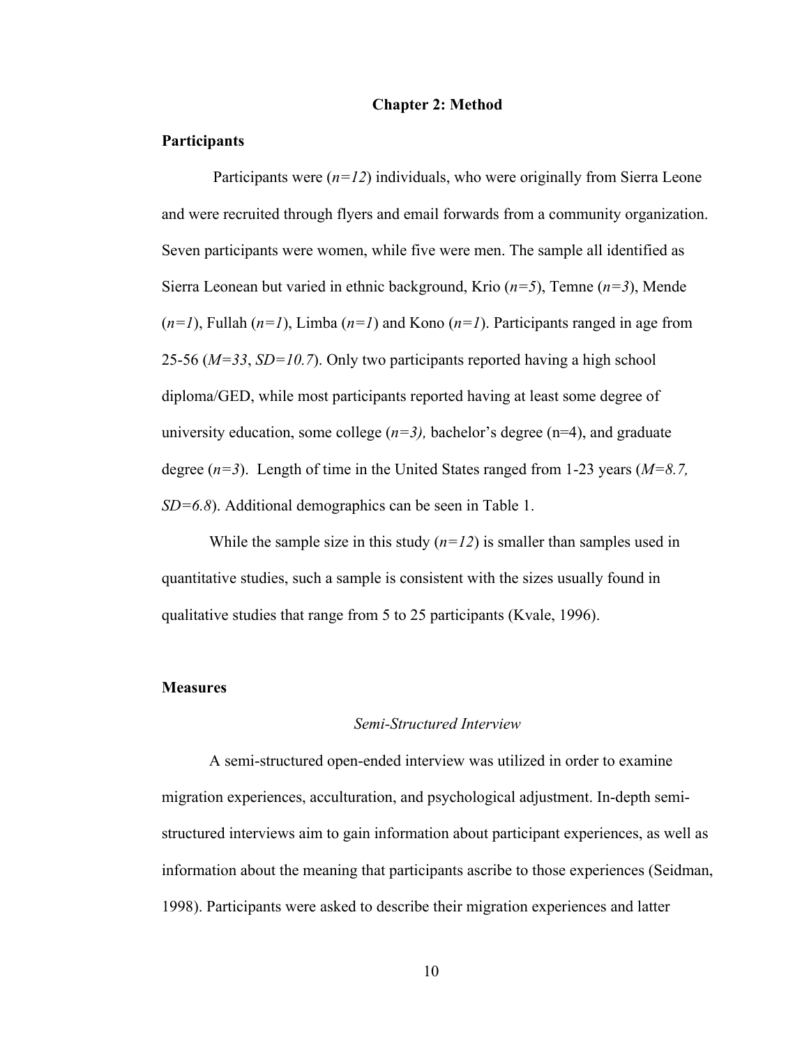# Chapter 2: Method

## Participants

Participants were (*n=12*) individuals, who were originally from Sierra Leone and were recruited through flyers and email forwards from a community organization. Seven participants were women, while five were men. The sample all identified as Sierra Leonean but varied in ethnic background, Krio (*n=5*), Temne (*n=3*), Mende (*n=1*), Fullah (*n=1*), Limba (*n=1*) and Kono (*n=1*). Participants ranged in age from 25-56 (*M=33*, *SD=10.7*). Only two participants reported having a high school diploma/GED, while most participants reported having at least some degree of university education, some college (*n=3),* bachelor's degree (n=4), and graduate degree (*n=3*). Length of time in the United States ranged from 1-23 years (*M=8.7, SD=6.8*). Additional demographics can be seen in Table 1.

While the sample size in this study (*n=12*) is smaller than samples used in quantitative studies, such a sample is consistent with the sizes usually found in qualitative studies that range from 5 to 25 participants (Kvale, 1996).

## Measures

### *Semi-Structured Interview*

A semi-structured open-ended interview was utilized in order to examine migration experiences, acculturation, and psychological adjustment. In-depth semi-structured interviews aim to gain information about participant experiences, as well as information about the meaning that participants ascribe to those experiences (Seidman, 1998). Participants were asked to describe their migration experiences and latter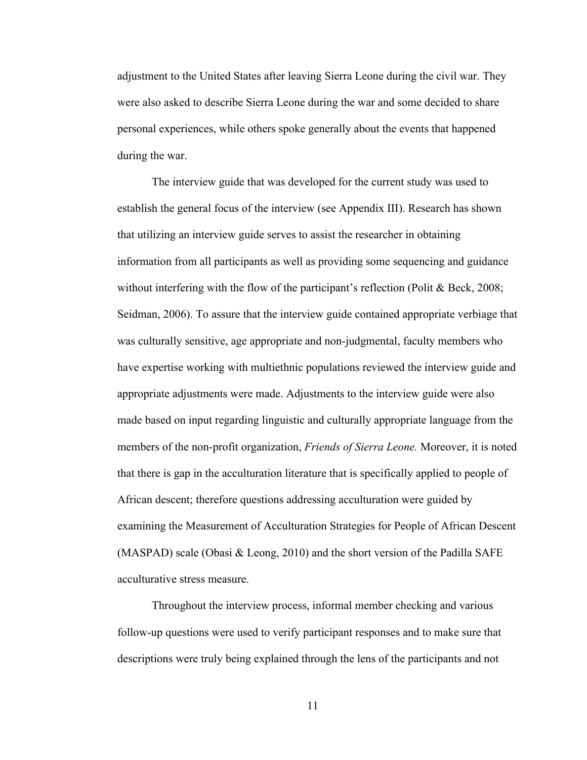adjustment to the United States after leaving Sierra Leone during the civil war. They were also asked to describe Sierra Leone during the war and some decided to share personal experiences, while others spoke generally about the events that happened during the war.

The interview guide that was developed for the current study was used to establish the general focus of the interview (see Appendix III). Research has shown that utilizing an interview guide serves to assist the researcher in obtaining information from all participants as well as providing some sequencing and guidance without interfering with the flow of the participant's reflection (Polit & Beck, 2008; Seidman, 2006). To assure that the interview guide contained appropriate verbiage that was culturally sensitive, age appropriate and non-judgmental, faculty members who have expertise working with multiethnic populations reviewed the interview guide and appropriate adjustments were made. Adjustments to the interview guide were also made based on input regarding linguistic and culturally appropriate language from the members of the non-profit organization, *Friends of Sierra Leone.* Moreover, it is noted that there is gap in the acculturation literature that is specifically applied to people of African descent; therefore questions addressing acculturation were guided by examining the Measurement of Acculturation Strategies for People of African Descent (MASPAD) scale (Obasi & Leong, 2010) and the short version of the Padilla SAFE acculturative stress measure.

Throughout the interview process, informal member checking and various follow-up questions were used to verify participant responses and to make sure that descriptions were truly being explained through the lens of the participants and not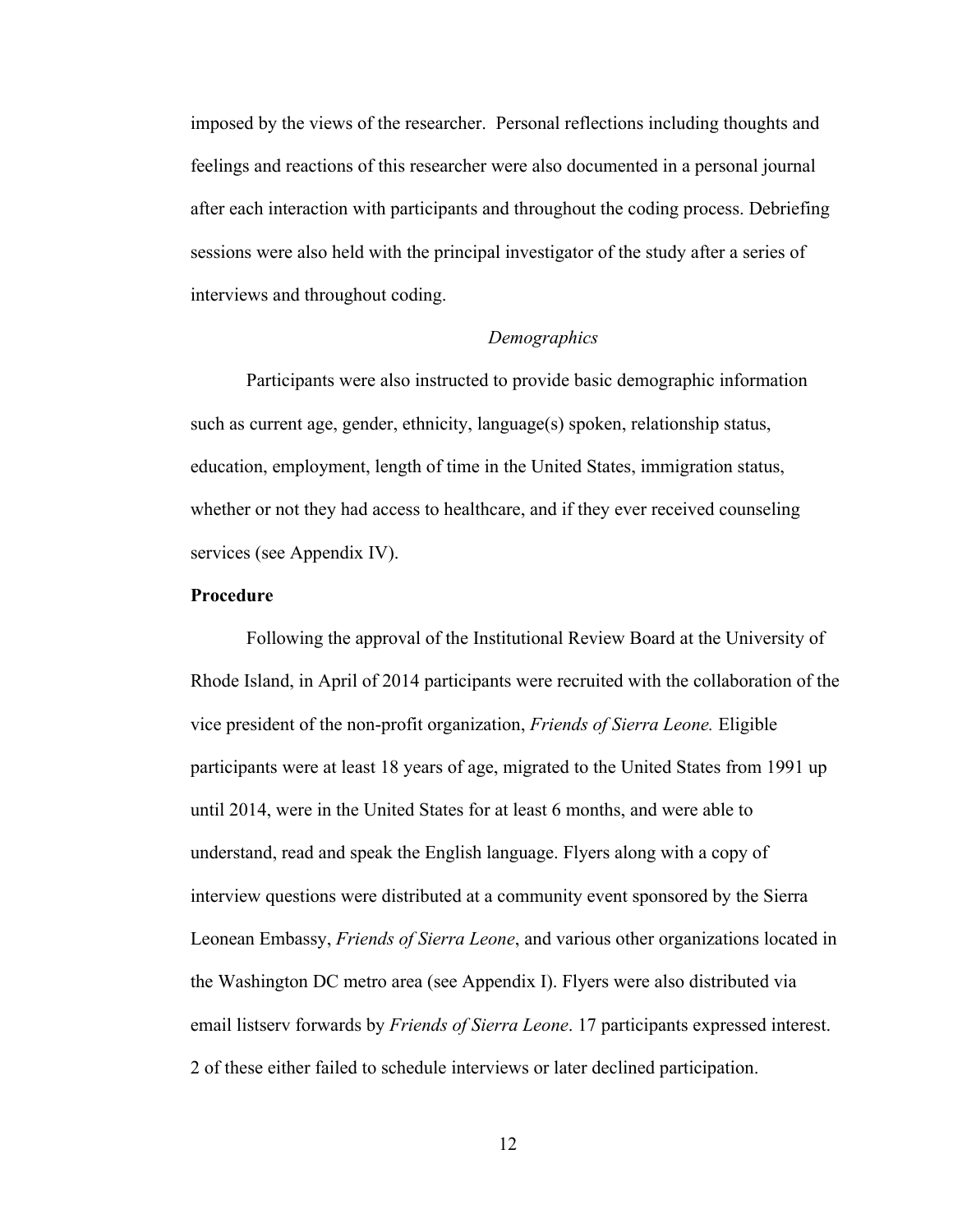imposed by the views of the researcher. Personal reflections including thoughts and feelings and reactions of this researcher were also documented in a personal journal after each interaction with participants and throughout the coding process. Debriefing sessions were also held with the principal investigator of the study after a series of interviews and throughout coding.

*Demographics*

Participants were also instructed to provide basic demographic information such as current age, gender, ethnicity, language(s) spoken, relationship status, education, employment, length of time in the United States, immigration status, whether or not they had access to healthcare, and if they ever received counseling services (see Appendix IV).

**Procedure**

Following the approval of the Institutional Review Board at the University of Rhode Island, in April of 2014 participants were recruited with the collaboration of the vice president of the non-profit organization, *Friends of Sierra Leone.* Eligible participants were at least 18 years of age, migrated to the United States from 1991 up until 2014, were in the United States for at least 6 months, and were able to understand, read and speak the English language. Flyers along with a copy of interview questions were distributed at a community event sponsored by the Sierra Leonean Embassy, *Friends of Sierra Leone*, and various other organizations located in the Washington DC metro area (see Appendix I). Flyers were also distributed via email listserv forwards by *Friends of Sierra Leone*. 17 participants expressed interest. 2 of these either failed to schedule interviews or later declined participation.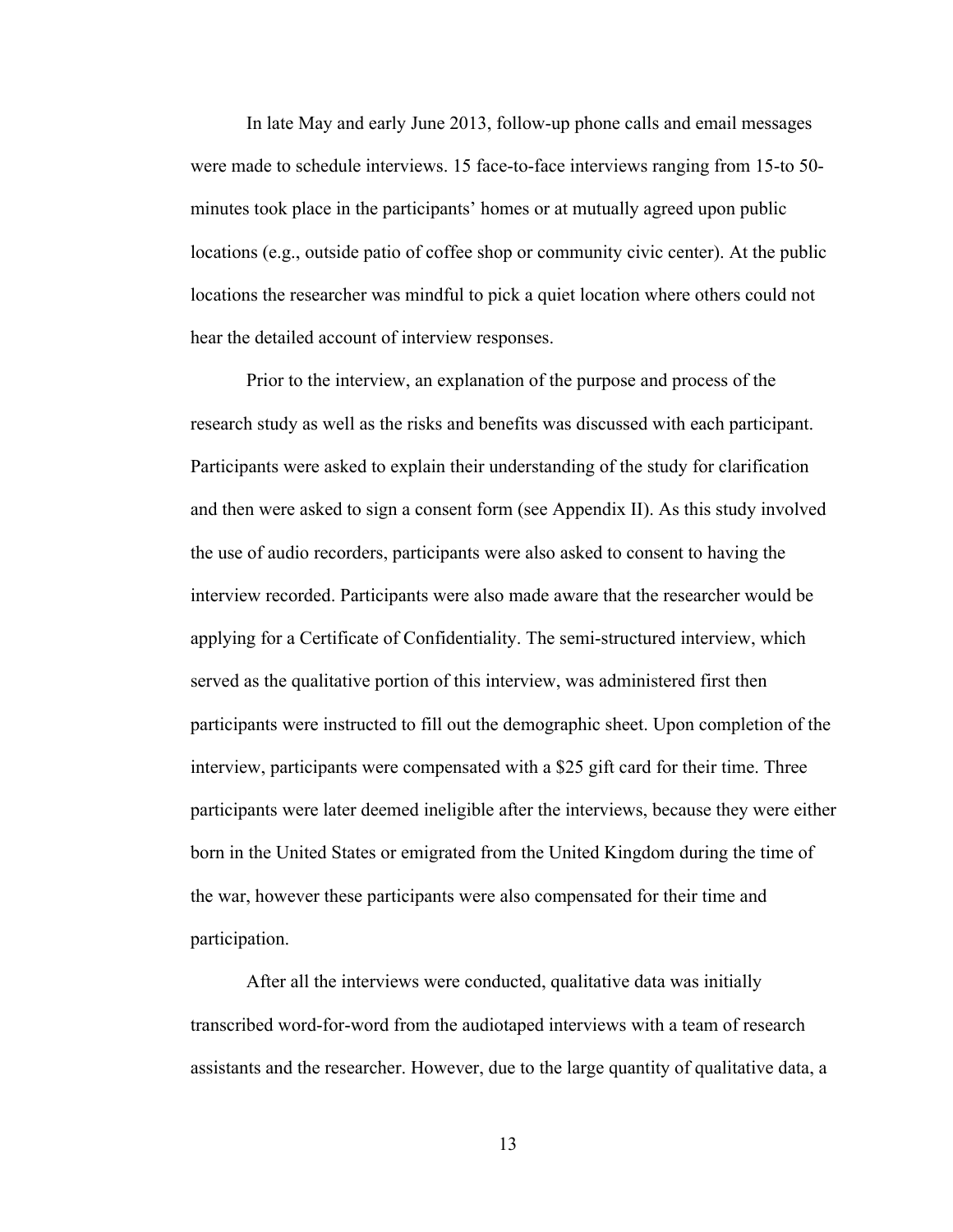In late May and early June 2013, follow-up phone calls and email messages were made to schedule interviews. 15 face-to-face interviews ranging from 15-to 50-minutes took place in the participants' homes or at mutually agreed upon public locations (e.g., outside patio of coffee shop or community civic center). At the public locations the researcher was mindful to pick a quiet location where others could not hear the detailed account of interview responses.

Prior to the interview, an explanation of the purpose and process of the research study as well as the risks and benefits was discussed with each participant. Participants were asked to explain their understanding of the study for clarification and then were asked to sign a consent form (see Appendix II). As this study involved the use of audio recorders, participants were also asked to consent to having the interview recorded. Participants were also made aware that the researcher would be applying for a Certificate of Confidentiality. The semi-structured interview, which served as the qualitative portion of this interview, was administered first then participants were instructed to fill out the demographic sheet. Upon completion of the interview, participants were compensated with a $25 gift card for their time. Three participants were later deemed ineligible after the interviews, because they were either born in the United States or emigrated from the United Kingdom during the time of the war, however these participants were also compensated for their time and participation.

After all the interviews were conducted, qualitative data was initially transcribed word-for-word from the audiotaped interviews with a team of research assistants and the researcher. However, due to the large quantity of qualitative data, a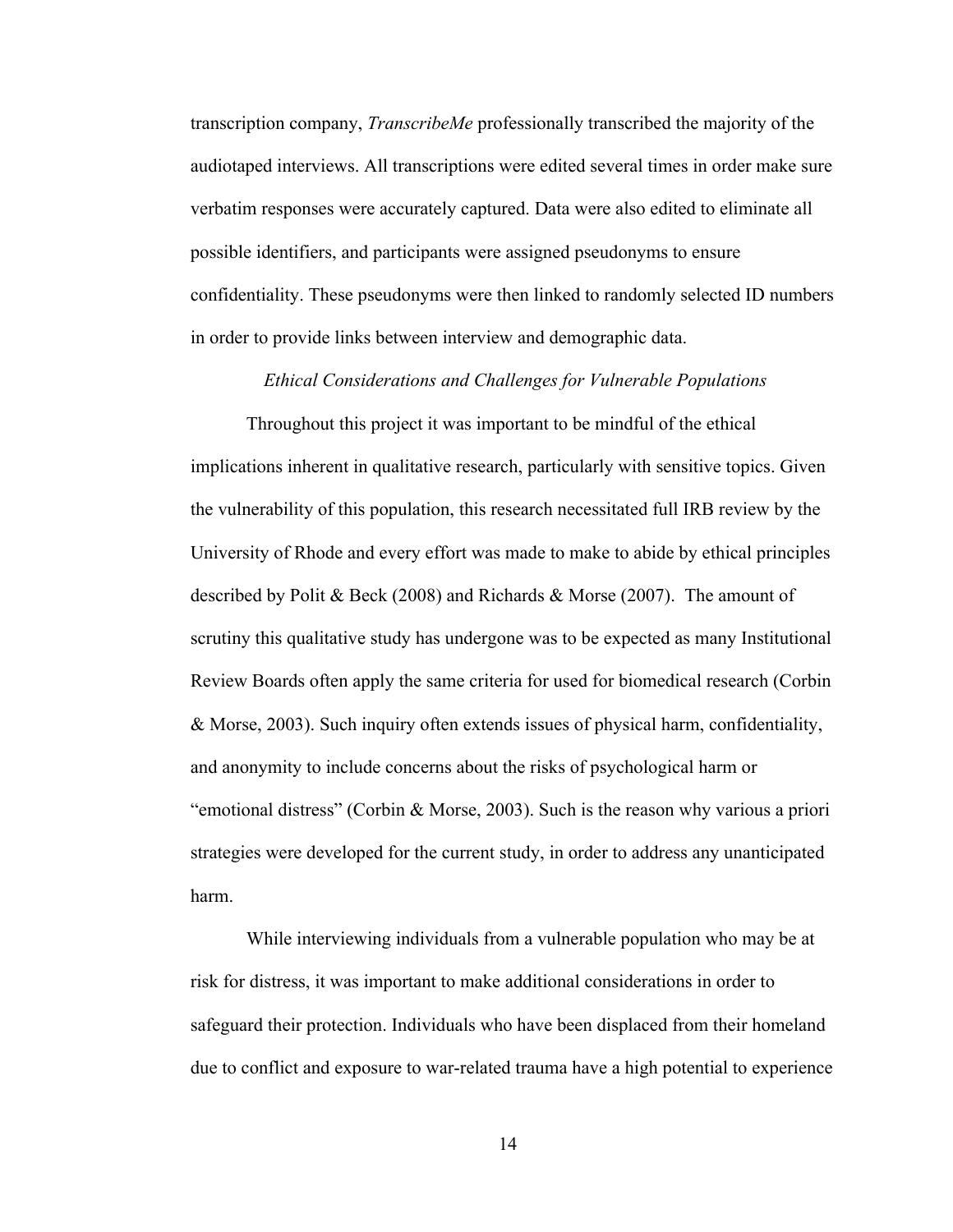transcription company, *TranscribeMe* professionally transcribed the majority of the audiotaped interviews. All transcriptions were edited several times in order make sure verbatim responses were accurately captured. Data were also edited to eliminate all possible identifiers, and participants were assigned pseudonyms to ensure confidentiality. These pseudonyms were then linked to randomly selected ID numbers in order to provide links between interview and demographic data.

### *Ethical Considerations and Challenges for Vulnerable Populations*

Throughout this project it was important to be mindful of the ethical implications inherent in qualitative research, particularly with sensitive topics. Given the vulnerability of this population, this research necessitated full IRB review by the University of Rhode and every effort was made to make to abide by ethical principles described by Polit & Beck (2008) and Richards & Morse (2007). The amount of scrutiny this qualitative study has undergone was to be expected as many Institutional Review Boards often apply the same criteria for used for biomedical research (Corbin & Morse, 2003). Such inquiry often extends issues of physical harm, confidentiality, and anonymity to include concerns about the risks of psychological harm or "emotional distress" (Corbin & Morse, 2003). Such is the reason why various a priori strategies were developed for the current study, in order to address any unanticipated harm.

While interviewing individuals from a vulnerable population who may be at risk for distress, it was important to make additional considerations in order to safeguard their protection. Individuals who have been displaced from their homeland due to conflict and exposure to war-related trauma have a high potential to experience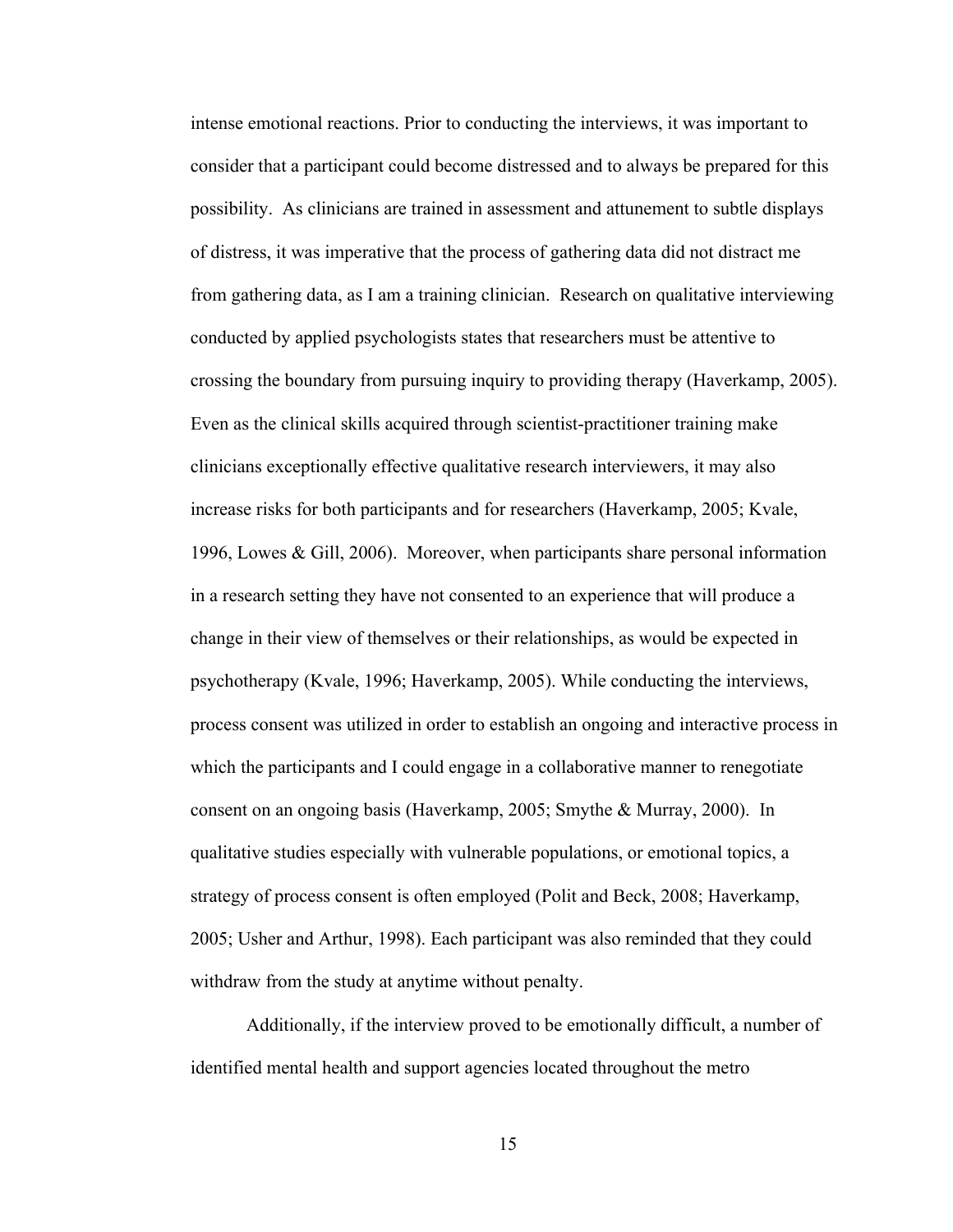intense emotional reactions. Prior to conducting the interviews, it was important to consider that a participant could become distressed and to always be prepared for this possibility. As clinicians are trained in assessment and attunement to subtle displays of distress, it was imperative that the process of gathering data did not distract me from gathering data, as I am a training clinician. Research on qualitative interviewing conducted by applied psychologists states that researchers must be attentive to crossing the boundary from pursuing inquiry to providing therapy (Haverkamp, 2005). Even as the clinical skills acquired through scientist-practitioner training make clinicians exceptionally effective qualitative research interviewers, it may also increase risks for both participants and for researchers (Haverkamp, 2005; Kvale, 1996, Lowes & Gill, 2006). Moreover, when participants share personal information in a research setting they have not consented to an experience that will produce a change in their view of themselves or their relationships, as would be expected in psychotherapy (Kvale, 1996; Haverkamp, 2005). While conducting the interviews, process consent was utilized in order to establish an ongoing and interactive process in which the participants and I could engage in a collaborative manner to renegotiate consent on an ongoing basis (Haverkamp, 2005; Smythe & Murray, 2000). In qualitative studies especially with vulnerable populations, or emotional topics, a strategy of process consent is often employed (Polit and Beck, 2008; Haverkamp, 2005; Usher and Arthur, 1998). Each participant was also reminded that they could withdraw from the study at anytime without penalty.

Additionally, if the interview proved to be emotionally difficult, a number of identified mental health and support agencies located throughout the metro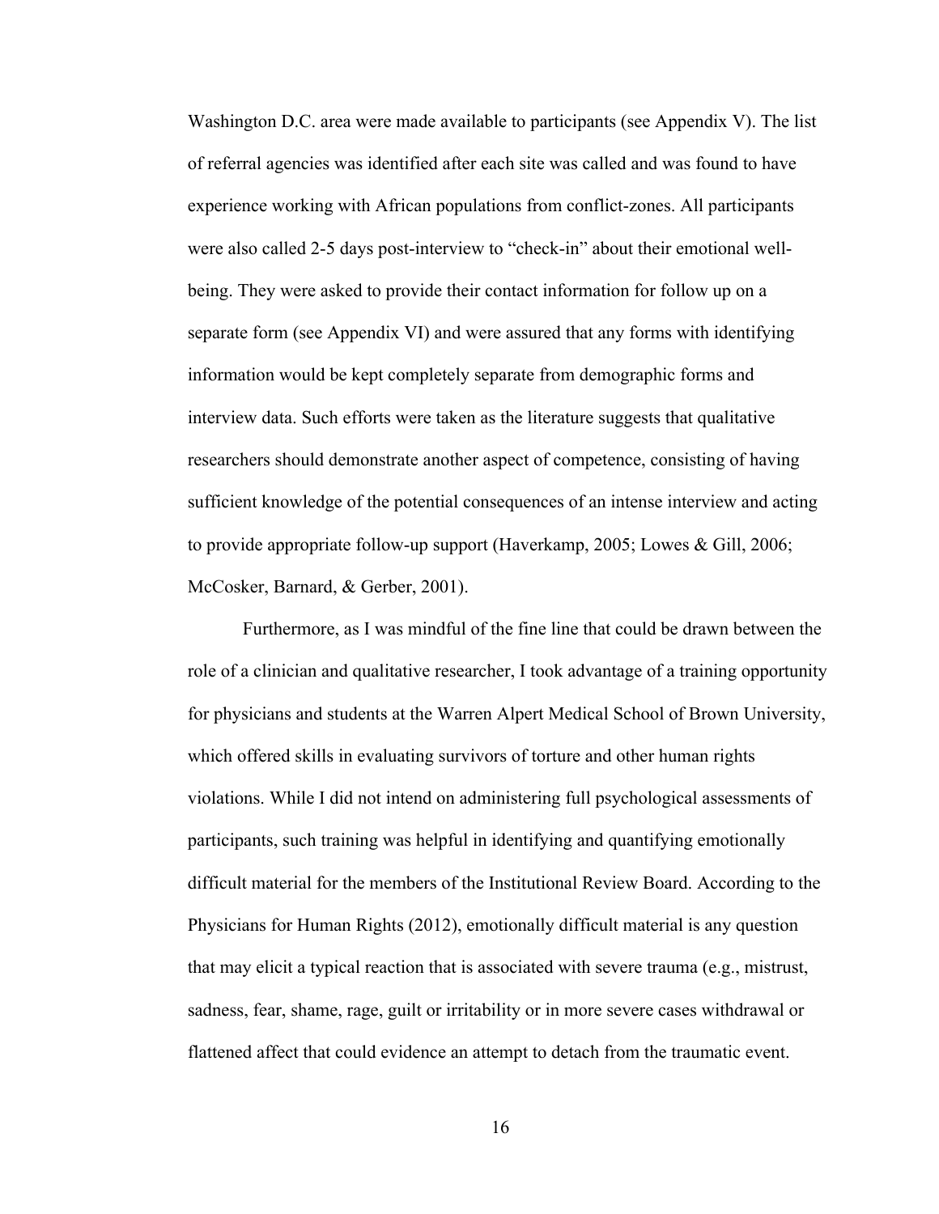Washington D.C. area were made available to participants (see Appendix V). The list of referral agencies was identified after each site was called and was found to have experience working with African populations from conflict-zones. All participants were also called 2-5 days post-interview to "check-in" about their emotional well-being. They were asked to provide their contact information for follow up on a separate form (see Appendix VI) and were assured that any forms with identifying information would be kept completely separate from demographic forms and interview data. Such efforts were taken as the literature suggests that qualitative researchers should demonstrate another aspect of competence, consisting of having sufficient knowledge of the potential consequences of an intense interview and acting to provide appropriate follow-up support (Haverkamp, 2005; Lowes & Gill, 2006; McCosker, Barnard, & Gerber, 2001).

Furthermore, as I was mindful of the fine line that could be drawn between the role of a clinician and qualitative researcher, I took advantage of a training opportunity for physicians and students at the Warren Alpert Medical School of Brown University, which offered skills in evaluating survivors of torture and other human rights violations. While I did not intend on administering full psychological assessments of participants, such training was helpful in identifying and quantifying emotionally difficult material for the members of the Institutional Review Board. According to the Physicians for Human Rights (2012), emotionally difficult material is any question that may elicit a typical reaction that is associated with severe trauma (e.g., mistrust, sadness, fear, shame, rage, guilt or irritability or in more severe cases withdrawal or flattened affect that could evidence an attempt to detach from the traumatic event.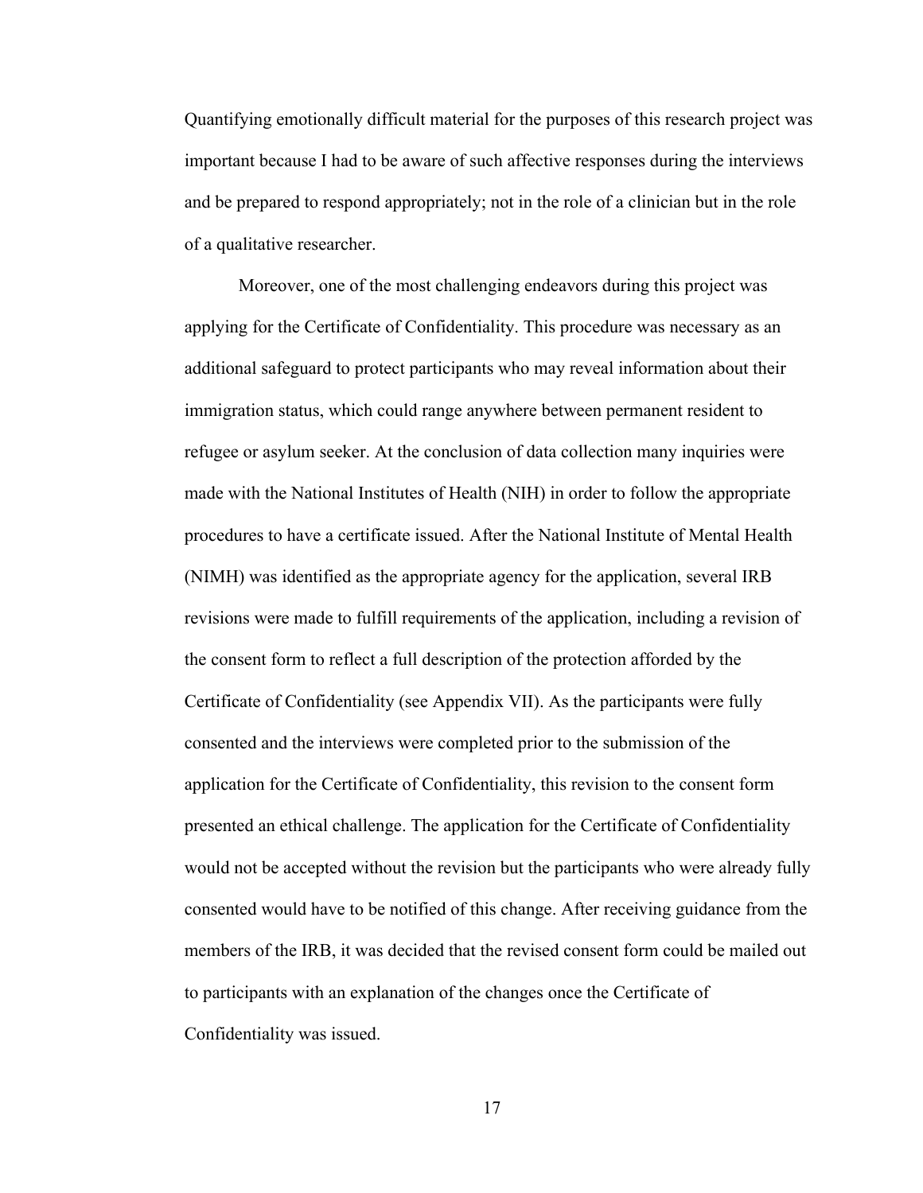Quantifying emotionally difficult material for the purposes of this research project was important because I had to be aware of such affective responses during the interviews and be prepared to respond appropriately; not in the role of a clinician but in the role of a qualitative researcher.

Moreover, one of the most challenging endeavors during this project was applying for the Certificate of Confidentiality. This procedure was necessary as an additional safeguard to protect participants who may reveal information about their immigration status, which could range anywhere between permanent resident to refugee or asylum seeker. At the conclusion of data collection many inquiries were made with the National Institutes of Health (NIH) in order to follow the appropriate procedures to have a certificate issued. After the National Institute of Mental Health (NIMH) was identified as the appropriate agency for the application, several IRB revisions were made to fulfill requirements of the application, including a revision of the consent form to reflect a full description of the protection afforded by the Certificate of Confidentiality (see Appendix VII). As the participants were fully consented and the interviews were completed prior to the submission of the application for the Certificate of Confidentiality, this revision to the consent form presented an ethical challenge. The application for the Certificate of Confidentiality would not be accepted without the revision but the participants who were already fully consented would have to be notified of this change. After receiving guidance from the members of the IRB, it was decided that the revised consent form could be mailed out to participants with an explanation of the changes once the Certificate of Confidentiality was issued.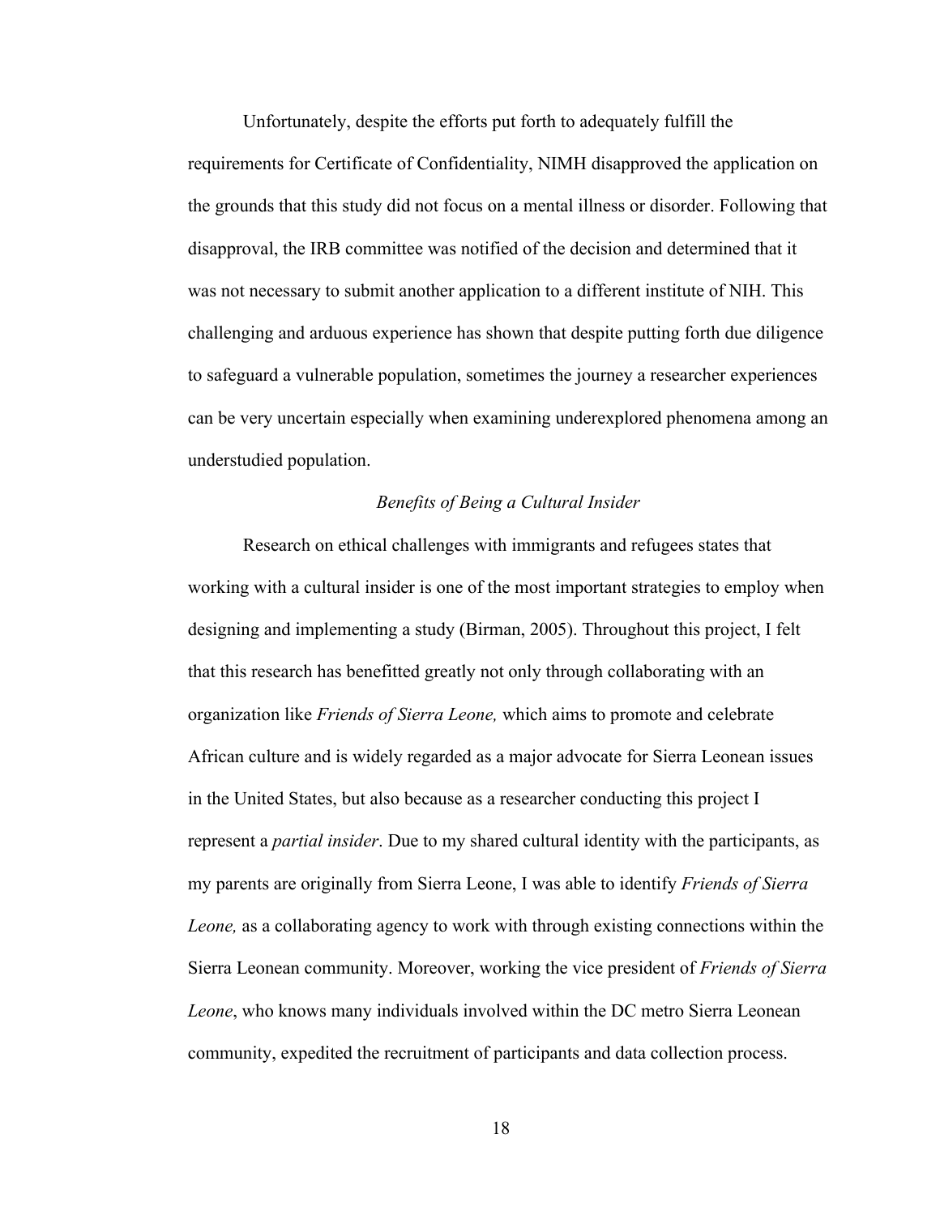Unfortunately, despite the efforts put forth to adequately fulfill the requirements for Certificate of Confidentiality, NIMH disapproved the application on the grounds that this study did not focus on a mental illness or disorder. Following that disapproval, the IRB committee was notified of the decision and determined that it was not necessary to submit another application to a different institute of NIH. This challenging and arduous experience has shown that despite putting forth due diligence to safeguard a vulnerable population, sometimes the journey a researcher experiences can be very uncertain especially when examining underexplored phenomena among an understudied population.

*Benefits of Being a Cultural Insider*

Research on ethical challenges with immigrants and refugees states that working with a cultural insider is one of the most important strategies to employ when designing and implementing a study (Birman, 2005). Throughout this project, I felt that this research has benefitted greatly not only through collaborating with an organization like *Friends of Sierra Leone,* which aims to promote and celebrate African culture and is widely regarded as a major advocate for Sierra Leonean issues in the United States, but also because as a researcher conducting this project I represent a *partial insider*. Due to my shared cultural identity with the participants, as my parents are originally from Sierra Leone, I was able to identify *Friends of Sierra Leone,* as a collaborating agency to work with through existing connections within the Sierra Leonean community. Moreover, working the vice president of *Friends of Sierra Leone*, who knows many individuals involved within the DC metro Sierra Leonean community, expedited the recruitment of participants and data collection process.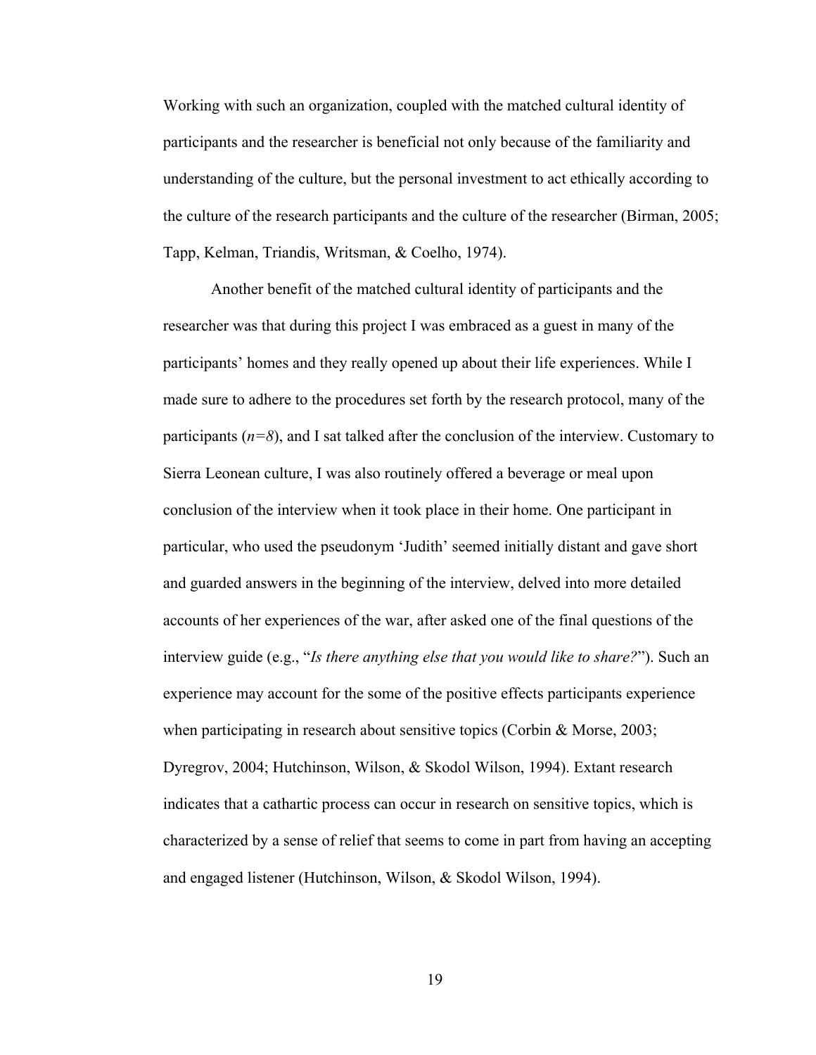Working with such an organization, coupled with the matched cultural identity of participants and the researcher is beneficial not only because of the familiarity and understanding of the culture, but the personal investment to act ethically according to the culture of the research participants and the culture of the researcher (Birman, 2005; Tapp, Kelman, Triandis, Writsman, & Coelho, 1974).

Another benefit of the matched cultural identity of participants and the researcher was that during this project I was embraced as a guest in many of the participants' homes and they really opened up about their life experiences. While I made sure to adhere to the procedures set forth by the research protocol, many of the participants ($n=8$), and I sat talked after the conclusion of the interview. Customary to Sierra Leonean culture, I was also routinely offered a beverage or meal upon conclusion of the interview when it took place in their home. One participant in particular, who used the pseudonym 'Judith' seemed initially distant and gave short and guarded answers in the beginning of the interview, delved into more detailed accounts of her experiences of the war, after asked one of the final questions of the interview guide (e.g., "*Is there anything else that you would like to share?*"). Such an experience may account for the some of the positive effects participants experience when participating in research about sensitive topics (Corbin & Morse, 2003; Dyregrov, 2004; Hutchinson, Wilson, & Skodol Wilson, 1994). Extant research indicates that a cathartic process can occur in research on sensitive topics, which is characterized by a sense of relief that seems to come in part from having an accepting and engaged listener (Hutchinson, Wilson, & Skodol Wilson, 1994).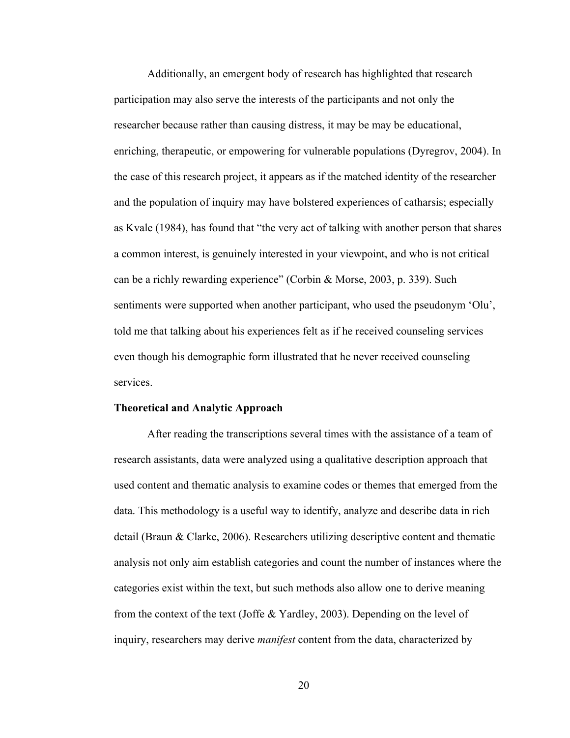Additionally, an emergent body of research has highlighted that research participation may also serve the interests of the participants and not only the researcher because rather than causing distress, it may be may be educational, enriching, therapeutic, or empowering for vulnerable populations (Dyregrov, 2004). In the case of this research project, it appears as if the matched identity of the researcher and the population of inquiry may have bolstered experiences of catharsis; especially as Kvale (1984), has found that "the very act of talking with another person that shares a common interest, is genuinely interested in your viewpoint, and who is not critical can be a richly rewarding experience" (Corbin & Morse, 2003, p. 339). Such sentiments were supported when another participant, who used the pseudonym 'Olu', told me that talking about his experiences felt as if he received counseling services even though his demographic form illustrated that he never received counseling services.

**Theoretical and Analytic Approach**

After reading the transcriptions several times with the assistance of a team of research assistants, data were analyzed using a qualitative description approach that used content and thematic analysis to examine codes or themes that emerged from the data. This methodology is a useful way to identify, analyze and describe data in rich detail (Braun & Clarke, 2006). Researchers utilizing descriptive content and thematic analysis not only aim establish categories and count the number of instances where the categories exist within the text, but such methods also allow one to derive meaning from the context of the text (Joffe & Yardley, 2003). Depending on the level of inquiry, researchers may derive *manifest* content from the data, characterized by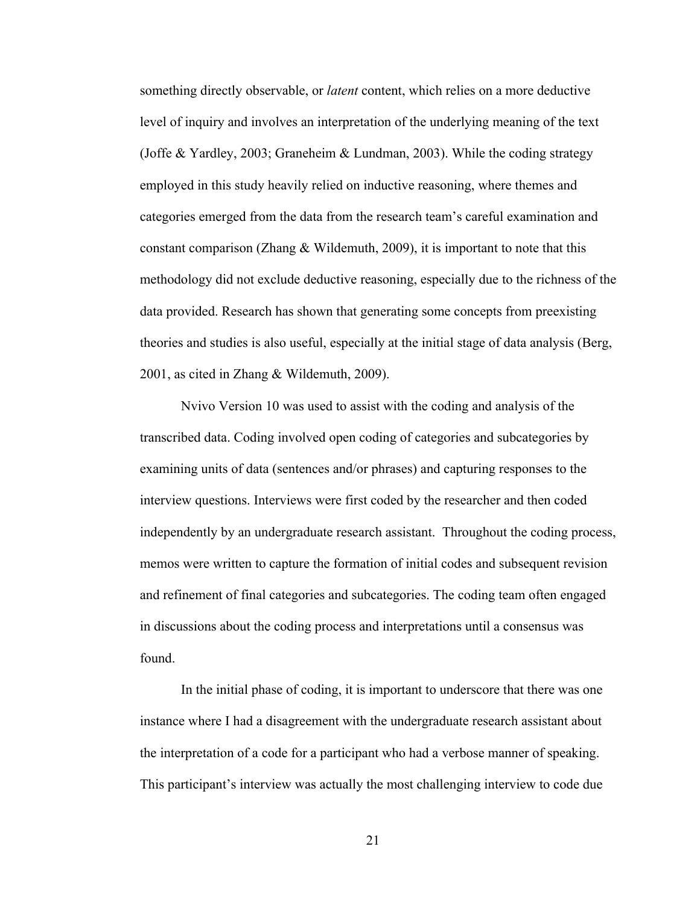something directly observable, or *latent* content, which relies on a more deductive level of inquiry and involves an interpretation of the underlying meaning of the text (Joffe & Yardley, 2003; Graneheim & Lundman, 2003). While the coding strategy employed in this study heavily relied on inductive reasoning, where themes and categories emerged from the data from the research team's careful examination and constant comparison (Zhang & Wildemuth, 2009), it is important to note that this methodology did not exclude deductive reasoning, especially due to the richness of the data provided. Research has shown that generating some concepts from preexisting theories and studies is also useful, especially at the initial stage of data analysis (Berg, 2001, as cited in Zhang & Wildemuth, 2009).

Nvivo Version 10 was used to assist with the coding and analysis of the transcribed data. Coding involved open coding of categories and subcategories by examining units of data (sentences and/or phrases) and capturing responses to the interview questions. Interviews were first coded by the researcher and then coded independently by an undergraduate research assistant. Throughout the coding process, memos were written to capture the formation of initial codes and subsequent revision and refinement of final categories and subcategories. The coding team often engaged in discussions about the coding process and interpretations until a consensus was found.

In the initial phase of coding, it is important to underscore that there was one instance where I had a disagreement with the undergraduate research assistant about the interpretation of a code for a participant who had a verbose manner of speaking. This participant's interview was actually the most challenging interview to code due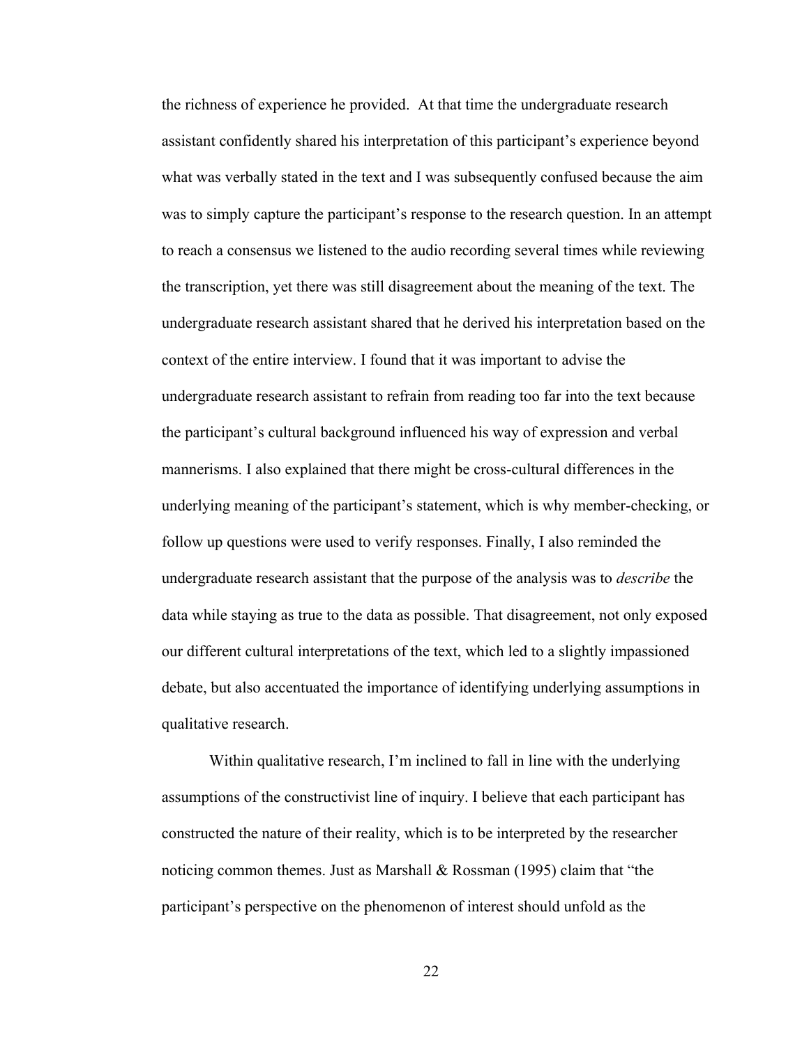the richness of experience he provided. At that time the undergraduate research assistant confidently shared his interpretation of this participant's experience beyond what was verbally stated in the text and I was subsequently confused because the aim was to simply capture the participant's response to the research question. In an attempt to reach a consensus we listened to the audio recording several times while reviewing the transcription, yet there was still disagreement about the meaning of the text. The undergraduate research assistant shared that he derived his interpretation based on the context of the entire interview. I found that it was important to advise the undergraduate research assistant to refrain from reading too far into the text because the participant's cultural background influenced his way of expression and verbal mannerisms. I also explained that there might be cross-cultural differences in the underlying meaning of the participant's statement, which is why member-checking, or follow up questions were used to verify responses. Finally, I also reminded the undergraduate research assistant that the purpose of the analysis was to *describe* the data while staying as true to the data as possible. That disagreement, not only exposed our different cultural interpretations of the text, which led to a slightly impassioned debate, but also accentuated the importance of identifying underlying assumptions in qualitative research.

Within qualitative research, I'm inclined to fall in line with the underlying assumptions of the constructivist line of inquiry. I believe that each participant has constructed the nature of their reality, which is to be interpreted by the researcher noticing common themes. Just as Marshall & Rossman (1995) claim that "the participant's perspective on the phenomenon of interest should unfold as the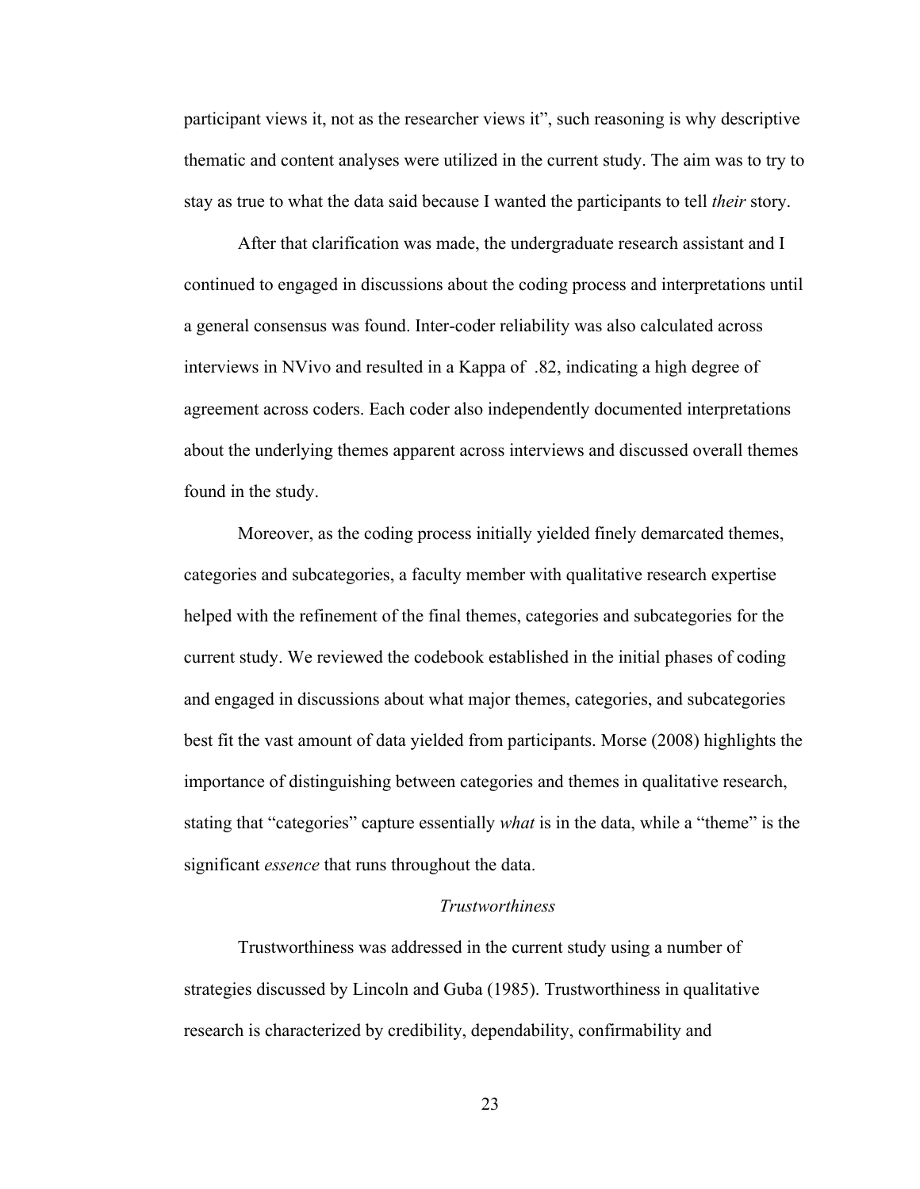participant views it, not as the researcher views it", such reasoning is why descriptive thematic and content analyses were utilized in the current study. The aim was to try to stay as true to what the data said because I wanted the participants to tell *their* story.

After that clarification was made, the undergraduate research assistant and I continued to engaged in discussions about the coding process and interpretations until a general consensus was found. Inter-coder reliability was also calculated across interviews in NVivo and resulted in a Kappa of .82, indicating a high degree of agreement across coders. Each coder also independently documented interpretations about the underlying themes apparent across interviews and discussed overall themes found in the study.

Moreover, as the coding process initially yielded finely demarcated themes, categories and subcategories, a faculty member with qualitative research expertise helped with the refinement of the final themes, categories and subcategories for the current study. We reviewed the codebook established in the initial phases of coding and engaged in discussions about what major themes, categories, and subcategories best fit the vast amount of data yielded from participants. Morse (2008) highlights the importance of distinguishing between categories and themes in qualitative research, stating that "categories" capture essentially *what* is in the data, while a "theme" is the significant *essence* that runs throughout the data.

### *Trustworthiness*

Trustworthiness was addressed in the current study using a number of strategies discussed by Lincoln and Guba (1985). Trustworthiness in qualitative research is characterized by credibility, dependability, confirmability and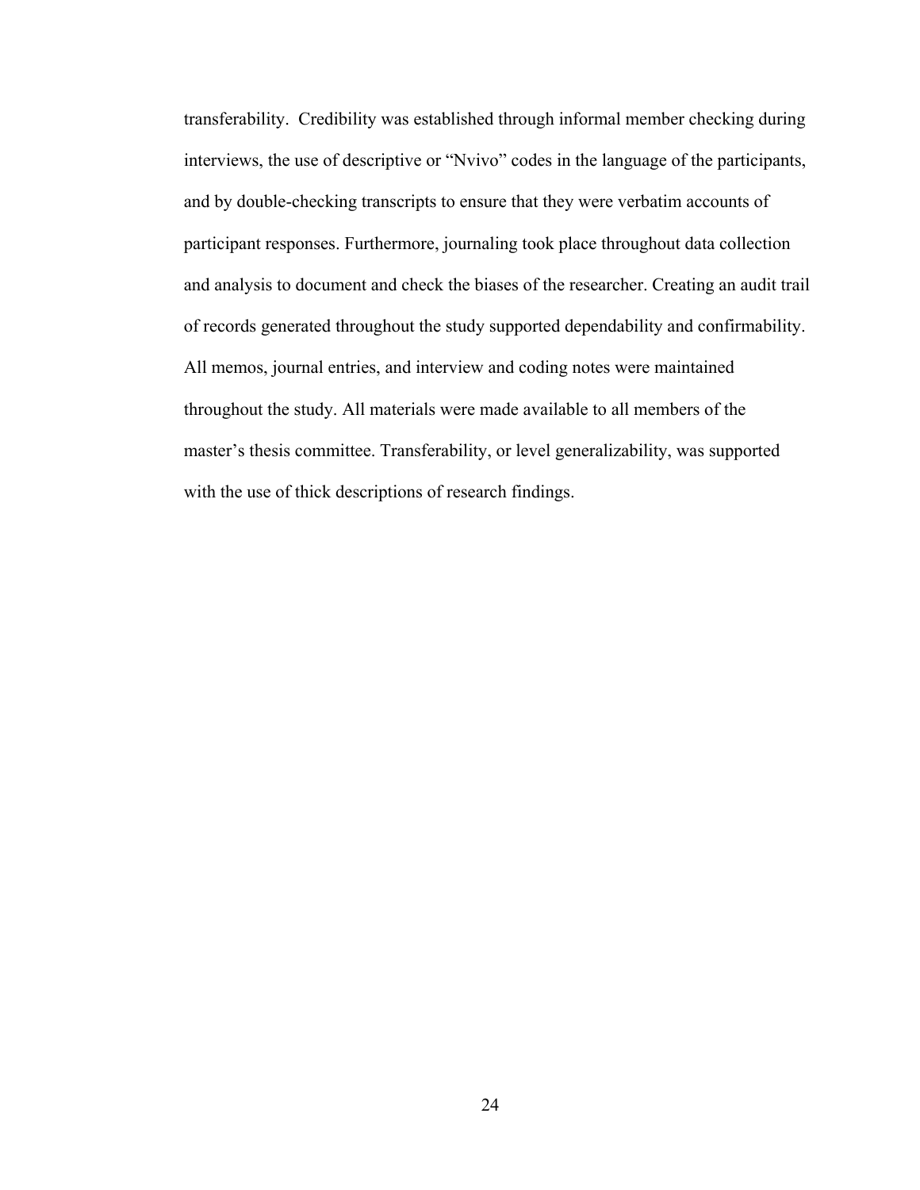transferability. Credibility was established through informal member checking during interviews, the use of descriptive or "Nvivo" codes in the language of the participants, and by double-checking transcripts to ensure that they were verbatim accounts of participant responses. Furthermore, journaling took place throughout data collection and analysis to document and check the biases of the researcher. Creating an audit trail of records generated throughout the study supported dependability and confirmability. All memos, journal entries, and interview and coding notes were maintained throughout the study. All materials were made available to all members of the master's thesis committee. Transferability, or level generalizability, was supported with the use of thick descriptions of research findings.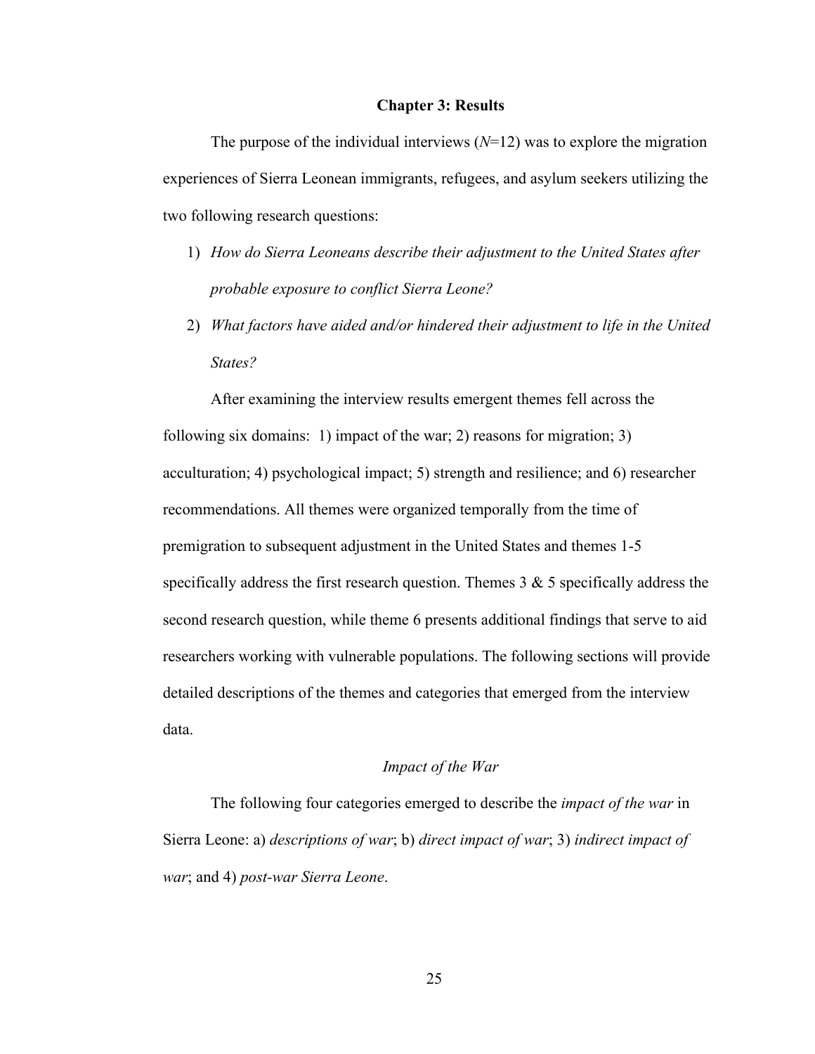## Chapter 3: Results

The purpose of the individual interviews (*N*=12) was to explore the migration experiences of Sierra Leonean immigrants, refugees, and asylum seekers utilizing the two following research questions:

1) *How do Sierra Leoneans describe their adjustment to the United States after probable exposure to conflict Sierra Leone?*
2) *What factors have aided and/or hindered their adjustment to life in the United States?*

After examining the interview results emergent themes fell across the following six domains: 1) impact of the war; 2) reasons for migration; 3) acculturation; 4) psychological impact; 5) strength and resilience; and 6) researcher recommendations. All themes were organized temporally from the time of premigration to subsequent adjustment in the United States and themes 1-5 specifically address the first research question. Themes 3 & 5 specifically address the second research question, while theme 6 presents additional findings that serve to aid researchers working with vulnerable populations. The following sections will provide detailed descriptions of the themes and categories that emerged from the interview data.

### *Impact of the War*

The following four categories emerged to describe the *impact of the war* in Sierra Leone: a) *descriptions of war*; b) *direct impact of war*; 3) *indirect impact of war*; and 4) *post-war Sierra Leone*.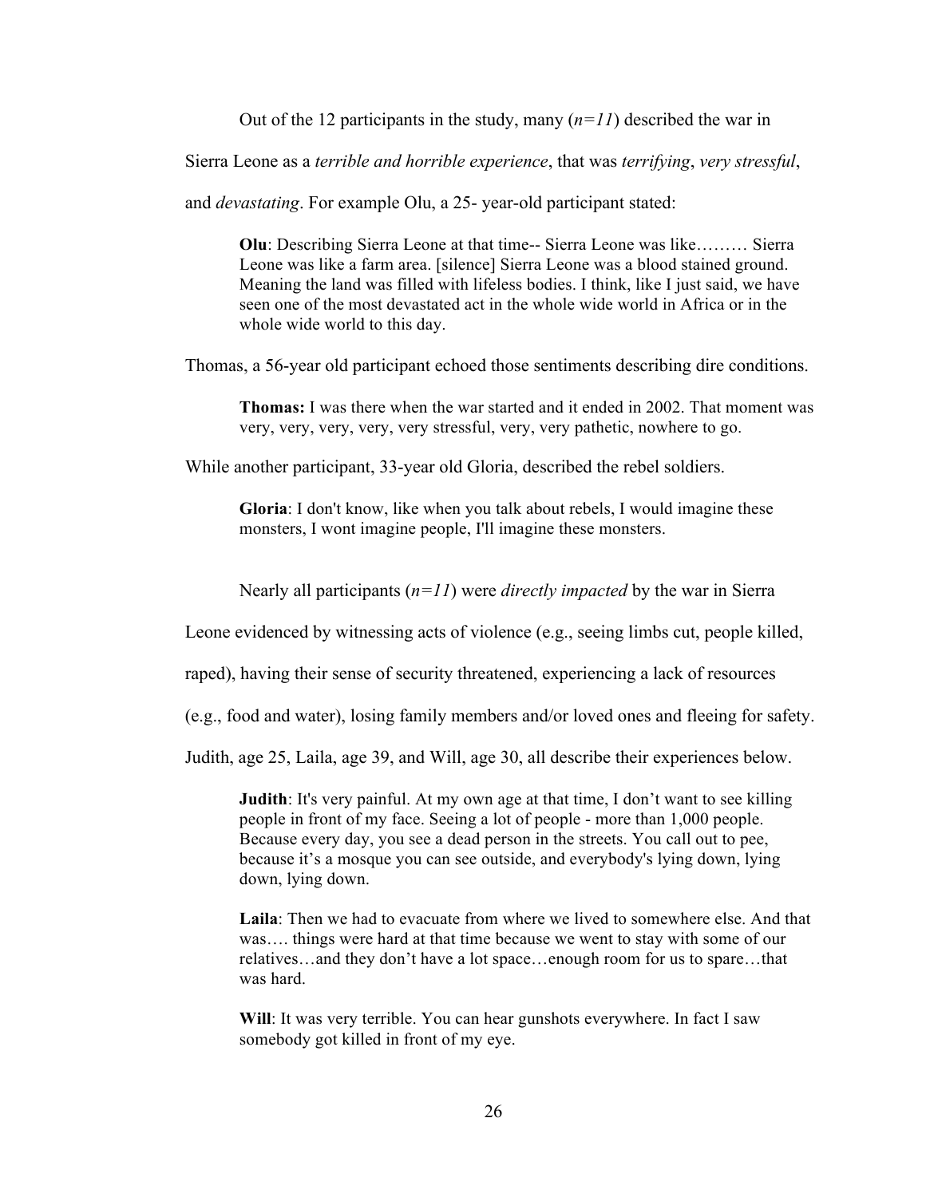Out of the 12 participants in the study, many (*n=11*) described the war in Sierra Leone as a *terrible and horrible experience*, that was *terrifying*, *very stressful*, and *devastating*. For example Olu, a 25- year-old participant stated:

> **Olu**: Describing Sierra Leone at that time-- Sierra Leone was like……… Sierra Leone was like a farm area. [silence] Sierra Leone was a blood stained ground. Meaning the land was filled with lifeless bodies. I think, like I just said, we have seen one of the most devastated act in the whole wide world in Africa or in the whole wide world to this day.

Thomas, a 56-year old participant echoed those sentiments describing dire conditions.

> **Thomas:** I was there when the war started and it ended in 2002. That moment was very, very, very, very, very stressful, very, very pathetic, nowhere to go.

While another participant, 33-year old Gloria, described the rebel soldiers.

> **Gloria**: I don't know, like when you talk about rebels, I would imagine these monsters, I wont imagine people, I'll imagine these monsters.

Nearly all participants (*n=11*) were *directly impacted* by the war in Sierra Leone evidenced by witnessing acts of violence (e.g., seeing limbs cut, people killed, raped), having their sense of security threatened, experiencing a lack of resources (e.g., food and water), losing family members and/or loved ones and fleeing for safety. Judith, age 25, Laila, age 39, and Will, age 30, all describe their experiences below.

> **Judith**: It's very painful. At my own age at that time, I don't want to see killing people in front of my face. Seeing a lot of people - more than 1,000 people. Because every day, you see a dead person in the streets. You call out to pee, because it's a mosque you can see outside, and everybody's lying down, lying down, lying down.

> **Laila**: Then we had to evacuate from where we lived to somewhere else. And that was…. things were hard at that time because we went to stay with some of our relatives…and they don't have a lot space…enough room for us to spare…that was hard.

> **Will**: It was very terrible. You can hear gunshots everywhere. In fact I saw somebody got killed in front of my eye.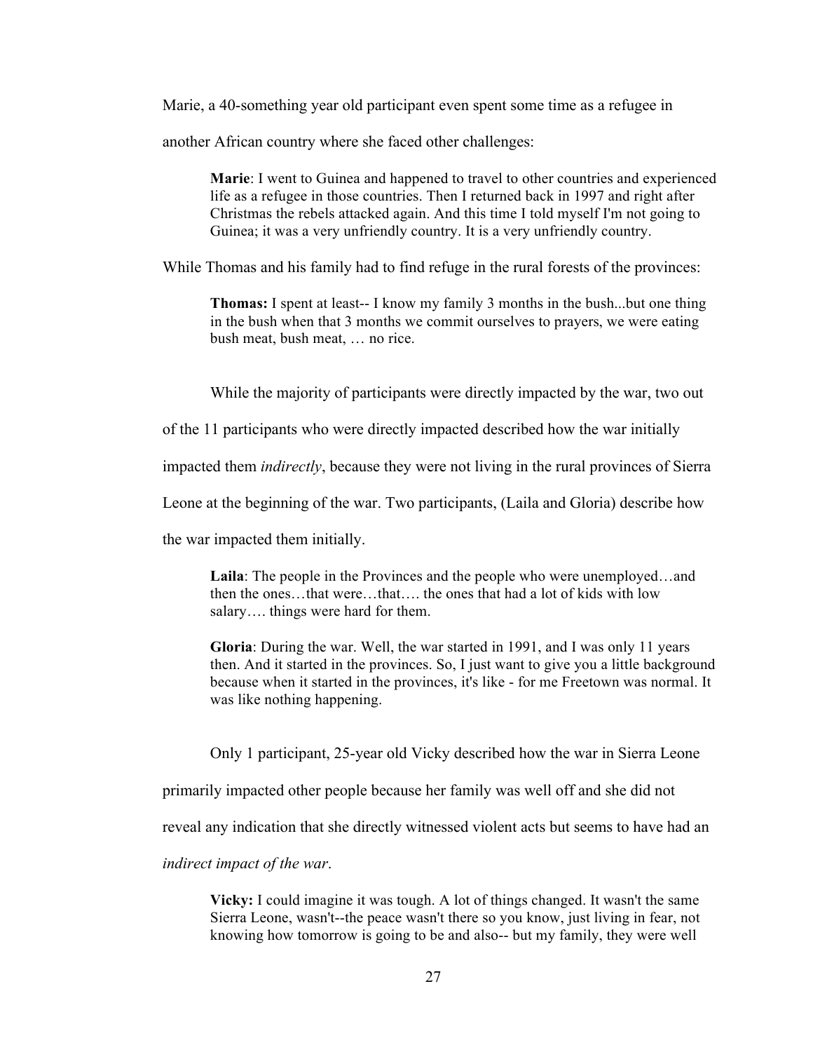Marie, a 40-something year old participant even spent some time as a refugee in another African country where she faced other challenges:

> **Marie**: I went to Guinea and happened to travel to other countries and experienced life as a refugee in those countries. Then I returned back in 1997 and right after Christmas the rebels attacked again. And this time I told myself I'm not going to Guinea; it was a very unfriendly country. It is a very unfriendly country.

While Thomas and his family had to find refuge in the rural forests of the provinces:

> **Thomas:** I spent at least-- I know my family 3 months in the bush...but one thing in the bush when that 3 months we commit ourselves to prayers, we were eating bush meat, bush meat, … no rice.

While the majority of participants were directly impacted by the war, two out of the 11 participants who were directly impacted described how the war initially impacted them *indirectly*, because they were not living in the rural provinces of Sierra Leone at the beginning of the war. Two participants, (Laila and Gloria) describe how the war impacted them initially.

> **Laila**: The people in the Provinces and the people who were unemployed…and then the ones…that were…that…. the ones that had a lot of kids with low salary…. things were hard for them.
>
> **Gloria**: During the war. Well, the war started in 1991, and I was only 11 years then. And it started in the provinces. So, I just want to give you a little background because when it started in the provinces, it's like - for me Freetown was normal. It was like nothing happening.

Only 1 participant, 25-year old Vicky described how the war in Sierra Leone primarily impacted other people because her family was well off and she did not reveal any indication that she directly witnessed violent acts but seems to have had an *indirect impact of the war*.

> **Vicky:** I could imagine it was tough. A lot of things changed. It wasn't the same Sierra Leone, wasn't--the peace wasn't there so you know, just living in fear, not knowing how tomorrow is going to be and also-- but my family, they were well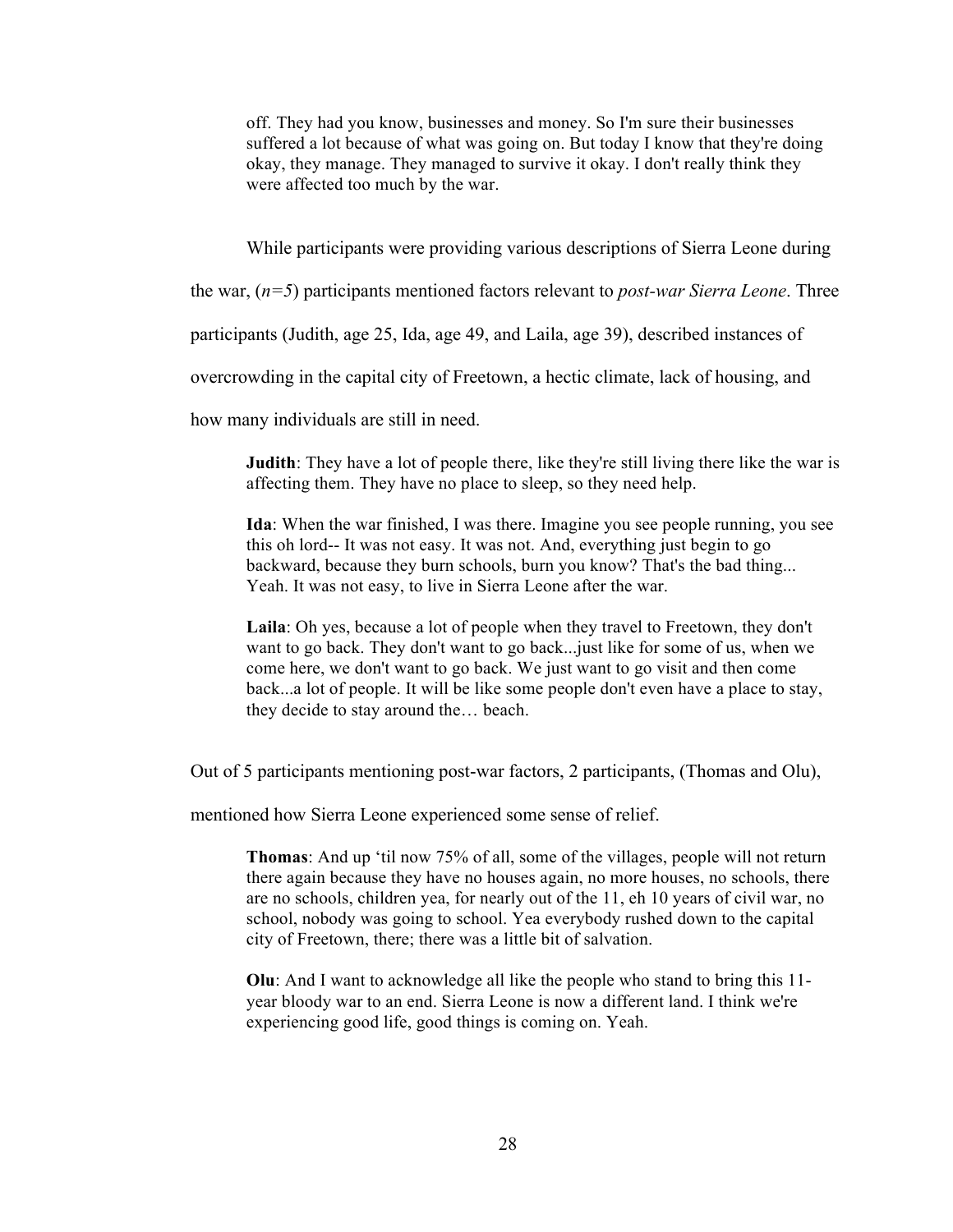> off. They had you know, businesses and money. So I'm sure their businesses suffered a lot because of what was going on. But today I know that they're doing okay, they manage. They managed to survive it okay. I don't really think they were affected too much by the war.

While participants were providing various descriptions of Sierra Leone during the war, (*n=5*) participants mentioned factors relevant to *post-war Sierra Leone*. Three participants (Judith, age 25, Ida, age 49, and Laila, age 39), described instances of overcrowding in the capital city of Freetown, a hectic climate, lack of housing, and how many individuals are still in need.

> **Judith**: They have a lot of people there, like they're still living there like the war is affecting them. They have no place to sleep, so they need help.
>
> **Ida**: When the war finished, I was there. Imagine you see people running, you see this oh lord-- It was not easy. It was not. And, everything just begin to go backward, because they burn schools, burn you know? That's the bad thing... Yeah. It was not easy, to live in Sierra Leone after the war.
>
> **Laila**: Oh yes, because a lot of people when they travel to Freetown, they don't want to go back. They don't want to go back...just like for some of us, when we come here, we don't want to go back. We just want to go visit and then come back...a lot of people. It will be like some people don't even have a place to stay, they decide to stay around the… beach.

Out of 5 participants mentioning post-war factors, 2 participants, (Thomas and Olu), mentioned how Sierra Leone experienced some sense of relief.

> **Thomas**: And up 'til now 75% of all, some of the villages, people will not return there again because they have no houses again, no more houses, no schools, there are no schools, children yea, for nearly out of the 11, eh 10 years of civil war, no school, nobody was going to school. Yea everybody rushed down to the capital city of Freetown, there; there was a little bit of salvation.
>
> **Olu**: And I want to acknowledge all like the people who stand to bring this 11-year bloody war to an end. Sierra Leone is now a different land. I think we're experiencing good life, good things is coming on. Yeah.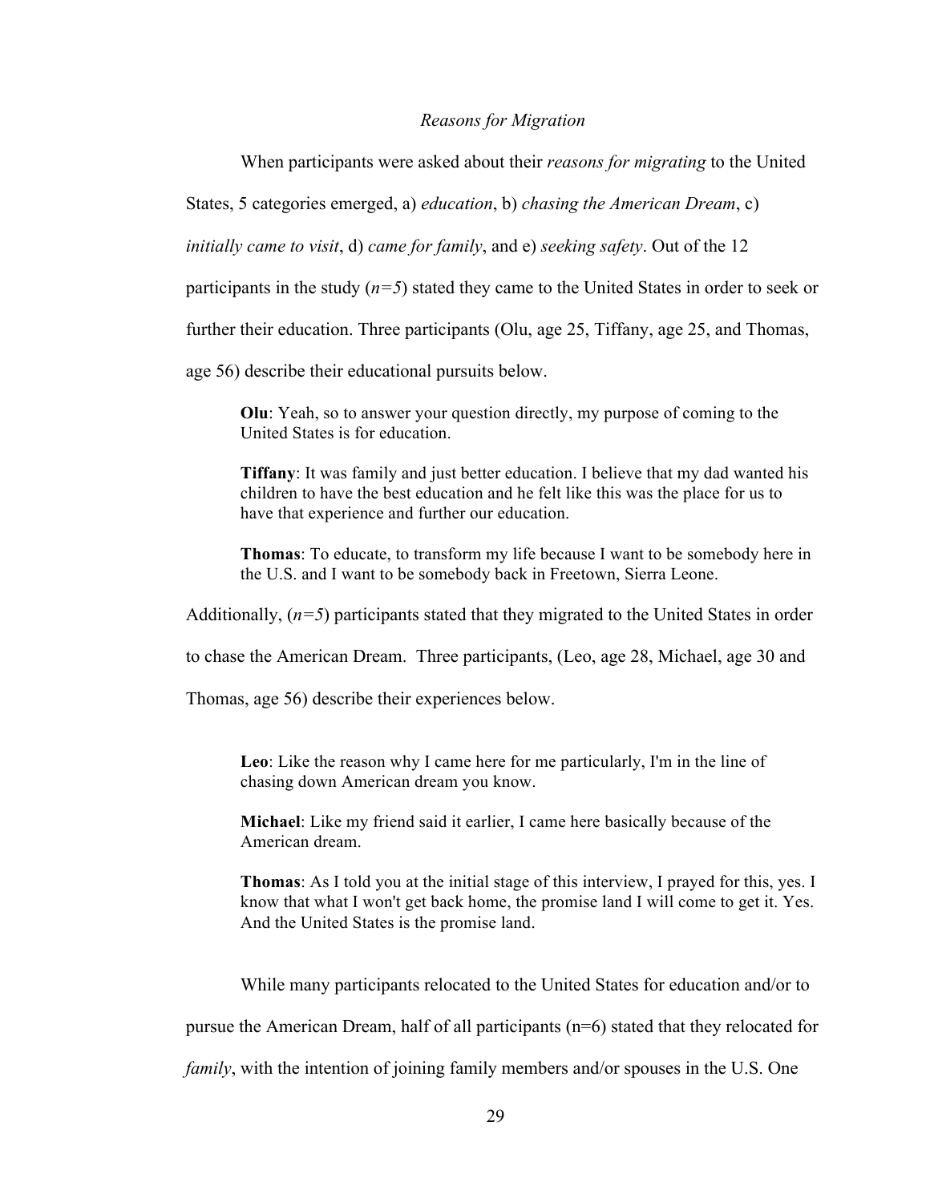*Reasons for Migration*

When participants were asked about their *reasons for migrating* to the United States, 5 categories emerged, a) *education*, b) *chasing the American Dream*, c) *initially came to visit*, d) *came for family*, and e) *seeking safety*. Out of the 12 participants in the study ($n=5$) stated they came to the United States in order to seek or further their education. Three participants (Olu, age 25, Tiffany, age 25, and Thomas, age 56) describe their educational pursuits below.

> **Olu**: Yeah, so to answer your question directly, my purpose of coming to the United States is for education.
>
> **Tiffany**: It was family and just better education. I believe that my dad wanted his children to have the best education and he felt like this was the place for us to have that experience and further our education.
>
> **Thomas**: To educate, to transform my life because I want to be somebody here in the U.S. and I want to be somebody back in Freetown, Sierra Leone.

Additionally, ($n=5$) participants stated that they migrated to the United States in order to chase the American Dream. Three participants, (Leo, age 28, Michael, age 30 and Thomas, age 56) describe their experiences below.

> **Leo**: Like the reason why I came here for me particularly, I'm in the line of chasing down American dream you know.
>
> **Michael**: Like my friend said it earlier, I came here basically because of the American dream.
>
> **Thomas**: As I told you at the initial stage of this interview, I prayed for this, yes. I know that what I won't get back home, the promise land I will come to get it. Yes. And the United States is the promise land.

While many participants relocated to the United States for education and/or to pursue the American Dream, half of all participants ($n=6$) stated that they relocated for *family*, with the intention of joining family members and/or spouses in the U.S. One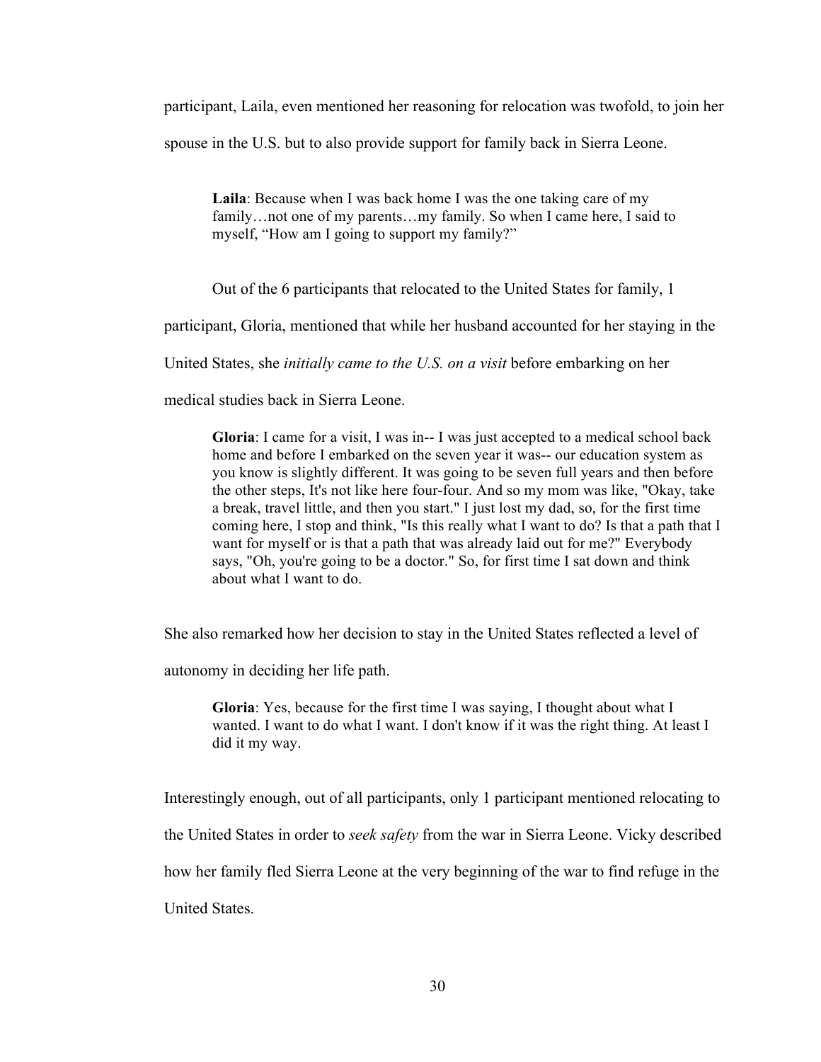participant, Laila, even mentioned her reasoning for relocation was twofold, to join her spouse in the U.S. but to also provide support for family back in Sierra Leone.

> **Laila**: Because when I was back home I was the one taking care of my family…not one of my parents…my family. So when I came here, I said to myself, "How am I going to support my family?"

Out of the 6 participants that relocated to the United States for family, 1 participant, Gloria, mentioned that while her husband accounted for her staying in the United States, she *initially came to the U.S. on a visit* before embarking on her medical studies back in Sierra Leone.

> **Gloria**: I came for a visit, I was in-- I was just accepted to a medical school back home and before I embarked on the seven year it was-- our education system as you know is slightly different. It was going to be seven full years and then before the other steps, It's not like here four-four. And so my mom was like, "Okay, take a break, travel little, and then you start." I just lost my dad, so, for the first time coming here, I stop and think, "Is this really what I want to do? Is that a path that I want for myself or is that a path that was already laid out for me?" Everybody says, "Oh, you're going to be a doctor." So, for first time I sat down and think about what I want to do.

She also remarked how her decision to stay in the United States reflected a level of autonomy in deciding her life path.

> **Gloria**: Yes, because for the first time I was saying, I thought about what I wanted. I want to do what I want. I don't know if it was the right thing. At least I did it my way.

Interestingly enough, out of all participants, only 1 participant mentioned relocating to the United States in order to *seek safety* from the war in Sierra Leone. Vicky described how her family fled Sierra Leone at the very beginning of the war to find refuge in the United States.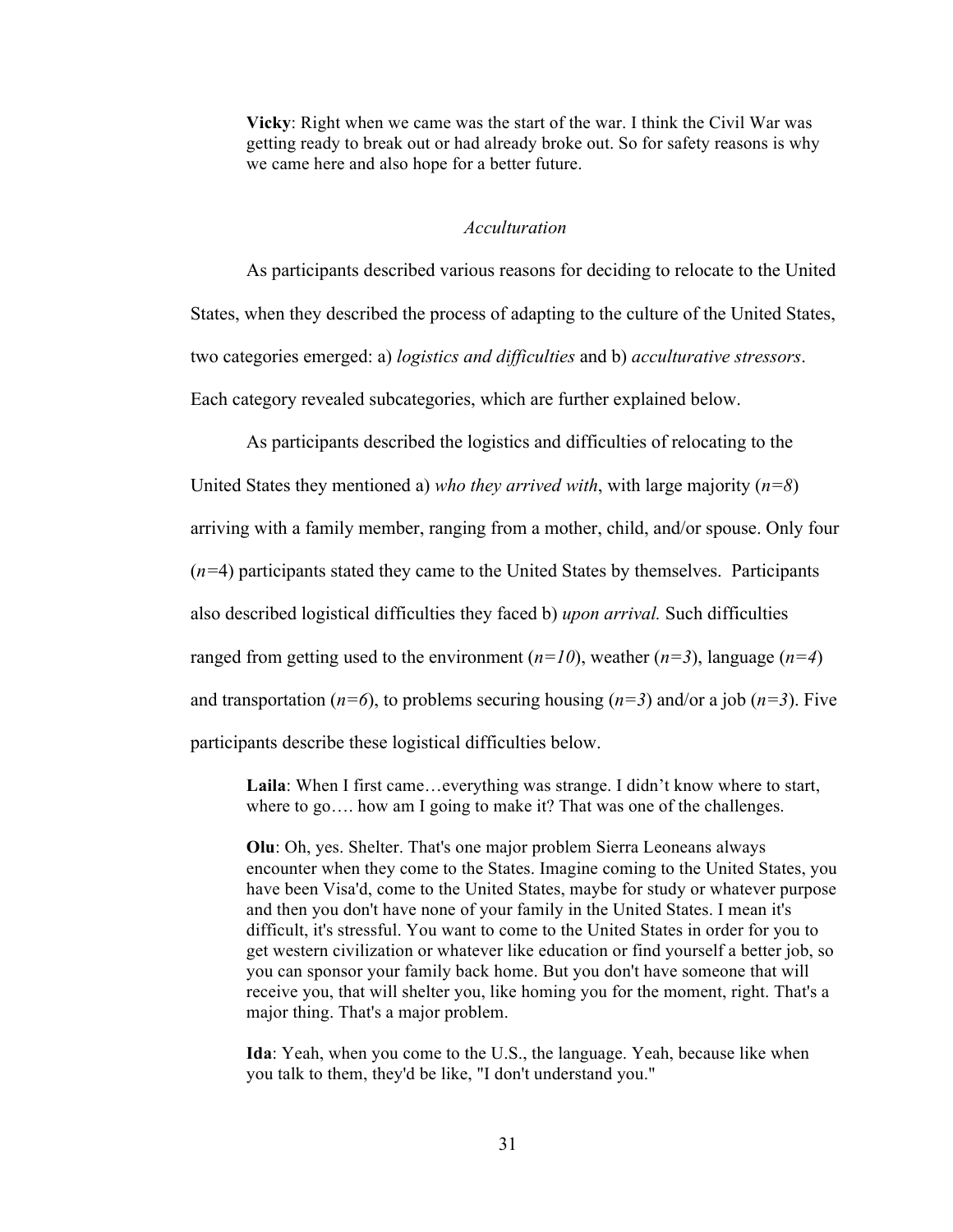> **Vicky**: Right when we came was the start of the war. I think the Civil War was getting ready to break out or had already broke out. So for safety reasons is why we came here and also hope for a better future.

### *Acculturation*

As participants described various reasons for deciding to relocate to the United States, when they described the process of adapting to the culture of the United States, two categories emerged: a) *logistics and difficulties* and b) *acculturative stressors*. Each category revealed subcategories, which are further explained below.

As participants described the logistics and difficulties of relocating to the United States they mentioned a) *who they arrived with*, with large majority (*n=8*) arriving with a family member, ranging from a mother, child, and/or spouse. Only four (*n*=4) participants stated they came to the United States by themselves. Participants also described logistical difficulties they faced b) *upon arrival.* Such difficulties ranged from getting used to the environment (*n=10*), weather (*n=3*), language (*n=4*) and transportation (*n=6*), to problems securing housing (*n=3*) and/or a job (*n=3*). Five participants describe these logistical difficulties below.

> **Laila**: When I first came…everything was strange. I didn't know where to start, where to go…. how am I going to make it? That was one of the challenges.
>
> **Olu**: Oh, yes. Shelter. That's one major problem Sierra Leoneans always encounter when they come to the States. Imagine coming to the United States, you have been Visa'd, come to the United States, maybe for study or whatever purpose and then you don't have none of your family in the United States. I mean it's difficult, it's stressful. You want to come to the United States in order for you to get western civilization or whatever like education or find yourself a better job, so you can sponsor your family back home. But you don't have someone that will receive you, that will shelter you, like homing you for the moment, right. That's a major thing. That's a major problem.
>
> **Ida**: Yeah, when you come to the U.S., the language. Yeah, because like when you talk to them, they'd be like, "I don't understand you."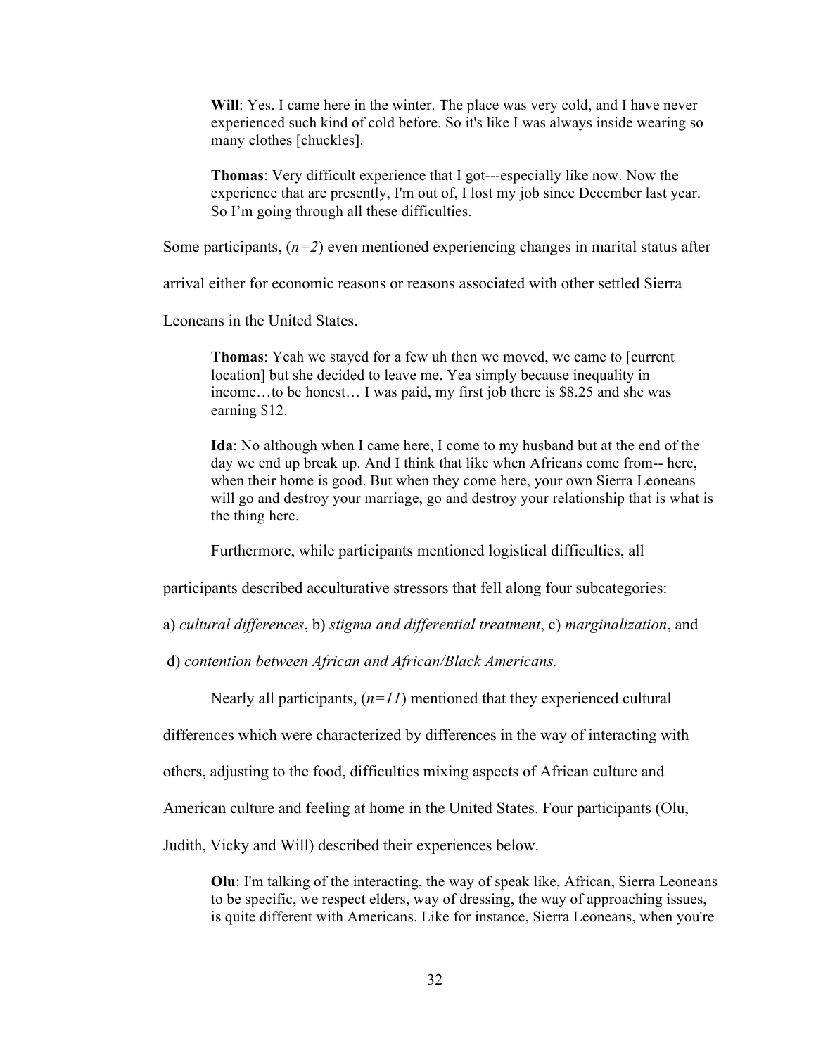> **Will**: Yes. I came here in the winter. The place was very cold, and I have never experienced such kind of cold before. So it's like I was always inside wearing so many clothes [chuckles].

> **Thomas**: Very difficult experience that I got---especially like now. Now the experience that are presently, I'm out of, I lost my job since December last year. So I'm going through all these difficulties.

Some participants, (*n=2*) even mentioned experiencing changes in marital status after arrival either for economic reasons or reasons associated with other settled Sierra Leoneans in the United States.

> **Thomas**: Yeah we stayed for a few uh then we moved, we came to [current location] but she decided to leave me. Yea simply because inequality in income…to be honest… I was paid, my first job there is $8.25 and she was earning $12.

> **Ida**: No although when I came here, I come to my husband but at the end of the day we end up break up. And I think that like when Africans come from-- here, when their home is good. But when they come here, your own Sierra Leoneans will go and destroy your marriage, go and destroy your relationship that is what is the thing here.

Furthermore, while participants mentioned logistical difficulties, all participants described acculturative stressors that fell along four subcategories: a) *cultural differences*, b) *stigma and differential treatment*, c) *marginalization*, and d) *contention between African and African/Black Americans.*

Nearly all participants, (*n=11*) mentioned that they experienced cultural differences which were characterized by differences in the way of interacting with others, adjusting to the food, difficulties mixing aspects of African culture and American culture and feeling at home in the United States. Four participants (Olu, Judith, Vicky and Will) described their experiences below.

> **Olu**: I'm talking of the interacting, the way of speak like, African, Sierra Leoneans to be specific, we respect elders, way of dressing, the way of approaching issues, is quite different with Americans. Like for instance, Sierra Leoneans, when you're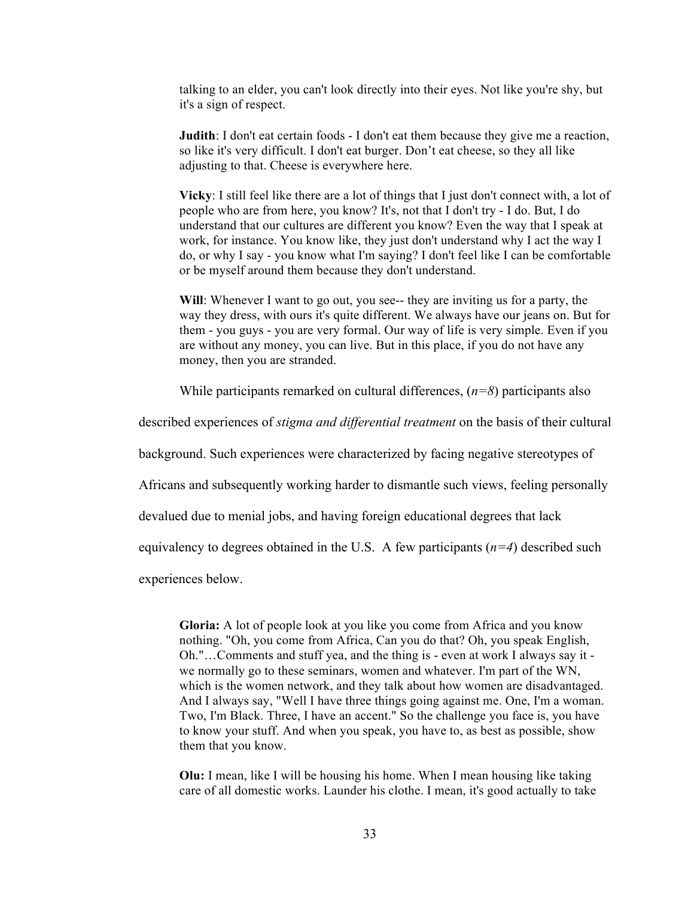talking to an elder, you can't look directly into their eyes. Not like you're shy, but it's a sign of respect.

> **Judith**: I don't eat certain foods - I don't eat them because they give me a reaction, so like it's very difficult. I don't eat burger. Don't eat cheese, so they all like adjusting to that. Cheese is everywhere here.

> **Vicky**: I still feel like there are a lot of things that I just don't connect with, a lot of people who are from here, you know? It's, not that I don't try - I do. But, I do understand that our cultures are different you know? Even the way that I speak at work, for instance. You know like, they just don't understand why I act the way I do, or why I say - you know what I'm saying? I don't feel like I can be comfortable or be myself around them because they don't understand.

> **Will**: Whenever I want to go out, you see-- they are inviting us for a party, the way they dress, with ours it's quite different. We always have our jeans on. But for them - you guys - you are very formal. Our way of life is very simple. Even if you are without any money, you can live. But in this place, if you do not have any money, then you are stranded.

While participants remarked on cultural differences, (*n=8*) participants also described experiences of *stigma and differential treatment* on the basis of their cultural background. Such experiences were characterized by facing negative stereotypes of Africans and subsequently working harder to dismantle such views, feeling personally devalued due to menial jobs, and having foreign educational degrees that lack equivalency to degrees obtained in the U.S. A few participants (*n=4*) described such experiences below.

> **Gloria:** A lot of people look at you like you come from Africa and you know nothing. "Oh, you come from Africa, Can you do that? Oh, you speak English, Oh."…Comments and stuff yea, and the thing is - even at work I always say it - we normally go to these seminars, women and whatever. I'm part of the WN, which is the women network, and they talk about how women are disadvantaged. And I always say, "Well I have three things going against me. One, I'm a woman. Two, I'm Black. Three, I have an accent." So the challenge you face is, you have to know your stuff. And when you speak, you have to, as best as possible, show them that you know.

> **Olu:** I mean, like I will be housing his home. When I mean housing like taking care of all domestic works. Launder his clothe. I mean, it's good actually to take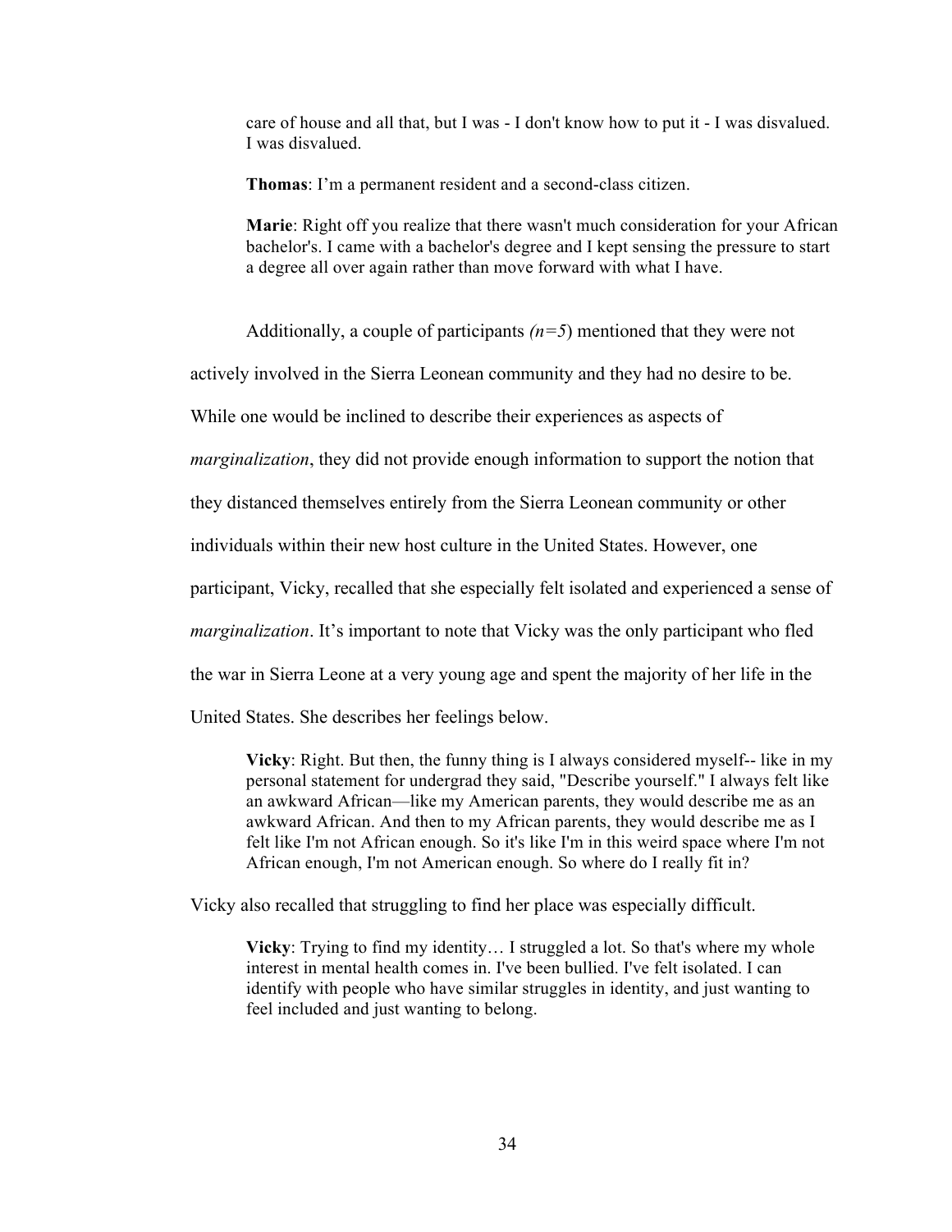> care of house and all that, but I was - I don't know how to put it - I was disvalued. I was disvalued.
>
> **Thomas**: I'm a permanent resident and a second-class citizen.
>
> **Marie**: Right off you realize that there wasn't much consideration for your African bachelor's. I came with a bachelor's degree and I kept sensing the pressure to start a degree all over again rather than move forward with what I have.

Additionally, a couple of participants *(n=5*) mentioned that they were not actively involved in the Sierra Leonean community and they had no desire to be. While one would be inclined to describe their experiences as aspects of *marginalization*, they did not provide enough information to support the notion that they distanced themselves entirely from the Sierra Leonean community or other individuals within their new host culture in the United States. However, one participant, Vicky, recalled that she especially felt isolated and experienced a sense of *marginalization*. It's important to note that Vicky was the only participant who fled the war in Sierra Leone at a very young age and spent the majority of her life in the United States. She describes her feelings below.

> **Vicky**: Right. But then, the funny thing is I always considered myself-- like in my personal statement for undergrad they said, "Describe yourself." I always felt like an awkward African—like my American parents, they would describe me as an awkward African. And then to my African parents, they would describe me as I felt like I'm not African enough. So it's like I'm in this weird space where I'm not African enough, I'm not American enough. So where do I really fit in?

Vicky also recalled that struggling to find her place was especially difficult.

> **Vicky**: Trying to find my identity… I struggled a lot. So that's where my whole interest in mental health comes in. I've been bullied. I've felt isolated. I can identify with people who have similar struggles in identity, and just wanting to feel included and just wanting to belong.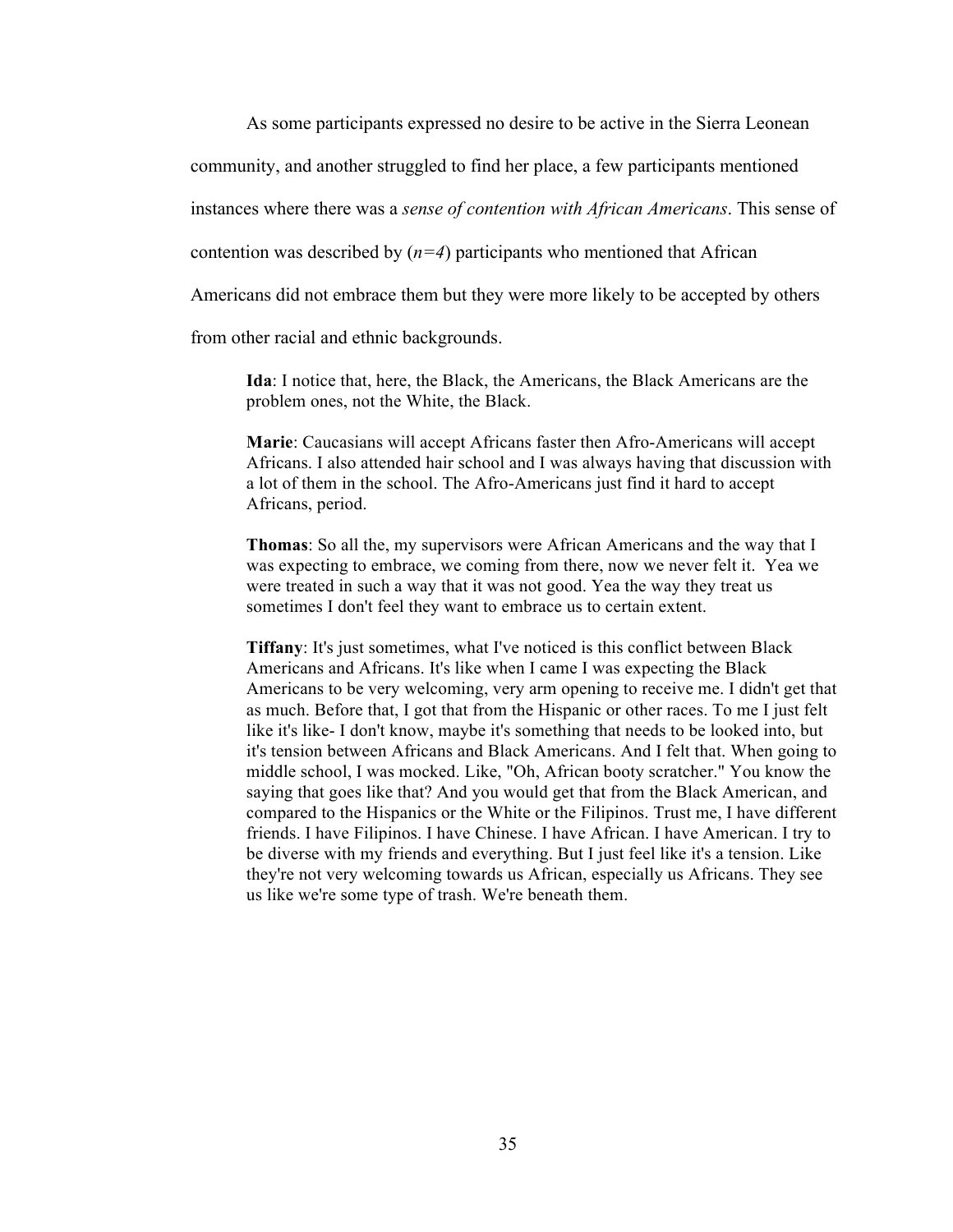As some participants expressed no desire to be active in the Sierra Leonean community, and another struggled to find her place, a few participants mentioned instances where there was a *sense of contention with African Americans*. This sense of contention was described by ($n=4$) participants who mentioned that African Americans did not embrace them but they were more likely to be accepted by others from other racial and ethnic backgrounds.

> **Ida**: I notice that, here, the Black, the Americans, the Black Americans are the problem ones, not the White, the Black.

> **Marie**: Caucasians will accept Africans faster then Afro-Americans will accept Africans. I also attended hair school and I was always having that discussion with a lot of them in the school. The Afro-Americans just find it hard to accept Africans, period.

> **Thomas**: So all the, my supervisors were African Americans and the way that I was expecting to embrace, we coming from there, now we never felt it. Yea we were treated in such a way that it was not good. Yea the way they treat us sometimes I don't feel they want to embrace us to certain extent.

> **Tiffany**: It's just sometimes, what I've noticed is this conflict between Black Americans and Africans. It's like when I came I was expecting the Black Americans to be very welcoming, very arm opening to receive me. I didn't get that as much. Before that, I got that from the Hispanic or other races. To me I just felt like it's like- I don't know, maybe it's something that needs to be looked into, but it's tension between Africans and Black Americans. And I felt that. When going to middle school, I was mocked. Like, "Oh, African booty scratcher." You know the saying that goes like that? And you would get that from the Black American, and compared to the Hispanics or the White or the Filipinos. Trust me, I have different friends. I have Filipinos. I have Chinese. I have African. I have American. I try to be diverse with my friends and everything. But I just feel like it's a tension. Like they're not very welcoming towards us African, especially us Africans. They see us like we're some type of trash. We're beneath them.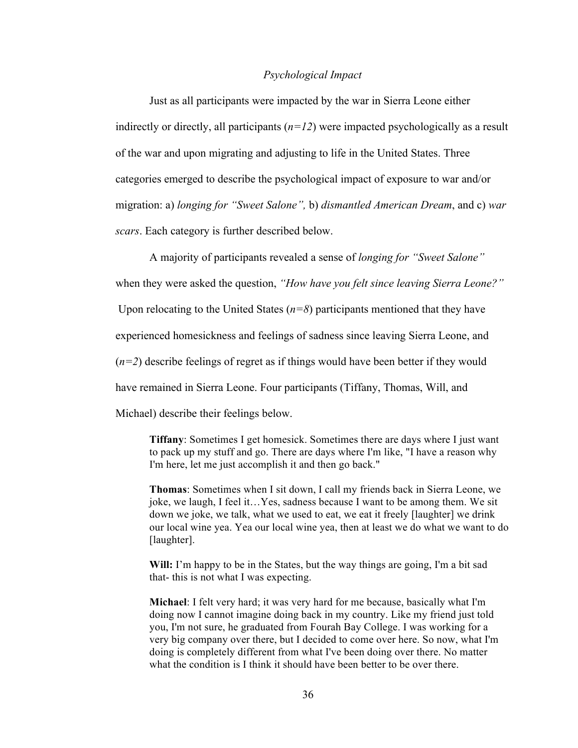### *Psychological Impact*

Just as all participants were impacted by the war in Sierra Leone either indirectly or directly, all participants (*n=12*) were impacted psychologically as a result of the war and upon migrating and adjusting to life in the United States. Three categories emerged to describe the psychological impact of exposure to war and/or migration: a) *longing for "Sweet Salone",* b) *dismantled American Dream*, and c) *war scars*. Each category is further described below.

A majority of participants revealed a sense of *longing for "Sweet Salone"* when they were asked the question, *"How have you felt since leaving Sierra Leone?"* Upon relocating to the United States (*n=8*) participants mentioned that they have experienced homesickness and feelings of sadness since leaving Sierra Leone, and (*n=2*) describe feelings of regret as if things would have been better if they would have remained in Sierra Leone. Four participants (Tiffany, Thomas, Will, and Michael) describe their feelings below.

> **Tiffany**: Sometimes I get homesick. Sometimes there are days where I just want to pack up my stuff and go. There are days where I'm like, "I have a reason why I'm here, let me just accomplish it and then go back."
>
> **Thomas**: Sometimes when I sit down, I call my friends back in Sierra Leone, we joke, we laugh, I feel it…Yes, sadness because I want to be among them. We sit down we joke, we talk, what we used to eat, we eat it freely [laughter] we drink our local wine yea. Yea our local wine yea, then at least we do what we want to do [laughter].
>
> **Will:** I'm happy to be in the States, but the way things are going, I'm a bit sad that- this is not what I was expecting.
>
> **Michael**: I felt very hard; it was very hard for me because, basically what I'm doing now I cannot imagine doing back in my country. Like my friend just told you, I'm not sure, he graduated from Fourah Bay College. I was working for a very big company over there, but I decided to come over here. So now, what I'm doing is completely different from what I've been doing over there. No matter what the condition is I think it should have been better to be over there.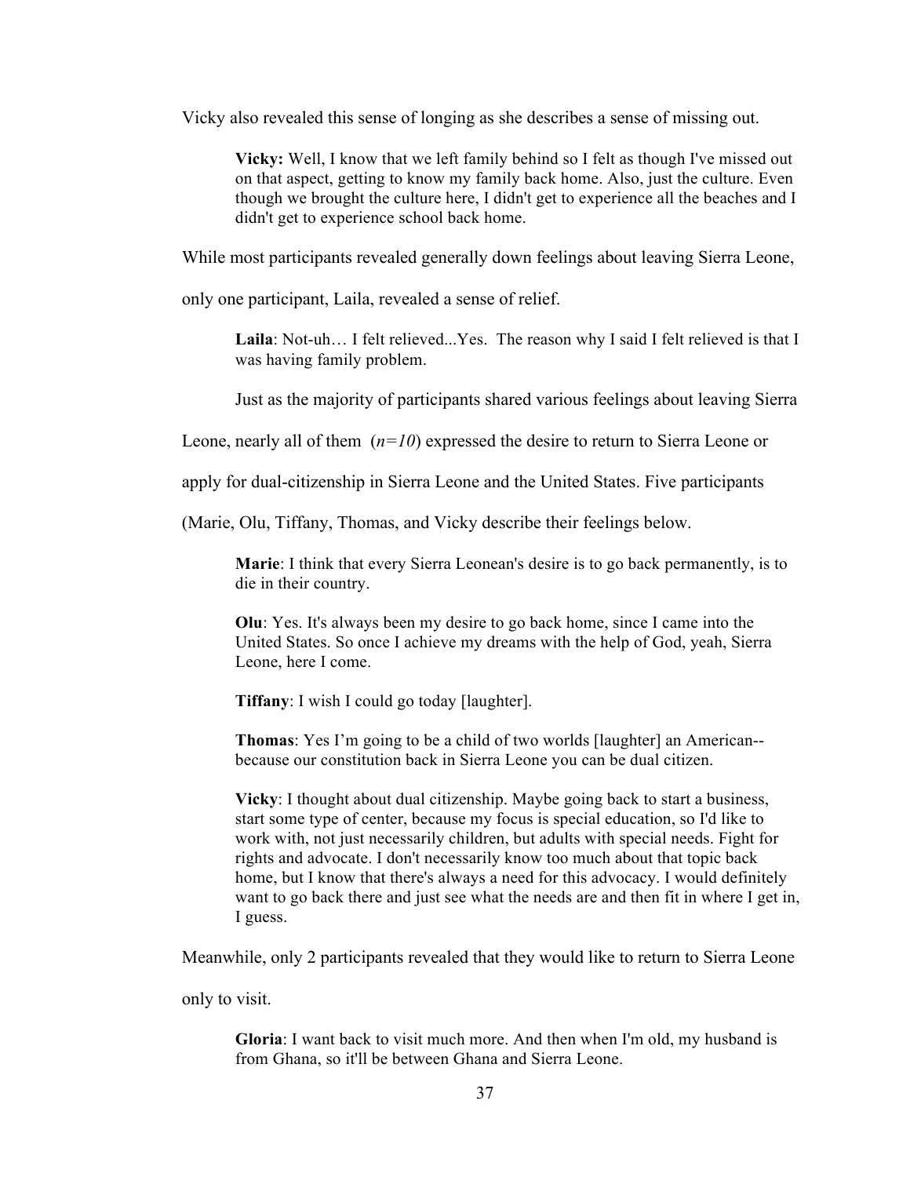Vicky also revealed this sense of longing as she describes a sense of missing out.

> **Vicky:** Well, I know that we left family behind so I felt as though I've missed out on that aspect, getting to know my family back home. Also, just the culture. Even though we brought the culture here, I didn't get to experience all the beaches and I didn't get to experience school back home.

While most participants revealed generally down feelings about leaving Sierra Leone, only one participant, Laila, revealed a sense of relief.

> **Laila**: Not-uh… I felt relieved...Yes. The reason why I said I felt relieved is that I was having family problem.

Just as the majority of participants shared various feelings about leaving Sierra Leone, nearly all of them ($n=10$) expressed the desire to return to Sierra Leone or apply for dual-citizenship in Sierra Leone and the United States. Five participants (Marie, Olu, Tiffany, Thomas, and Vicky describe their feelings below.

> **Marie**: I think that every Sierra Leonean's desire is to go back permanently, is to die in their country.
>
> **Olu**: Yes. It's always been my desire to go back home, since I came into the United States. So once I achieve my dreams with the help of God, yeah, Sierra Leone, here I come.
>
> **Tiffany**: I wish I could go today [laughter].
>
> **Thomas**: Yes I'm going to be a child of two worlds [laughter] an American--because our constitution back in Sierra Leone you can be dual citizen.
>
> **Vicky**: I thought about dual citizenship. Maybe going back to start a business, start some type of center, because my focus is special education, so I'd like to work with, not just necessarily children, but adults with special needs. Fight for rights and advocate. I don't necessarily know too much about that topic back home, but I know that there's always a need for this advocacy. I would definitely want to go back there and just see what the needs are and then fit in where I get in, I guess.

Meanwhile, only 2 participants revealed that they would like to return to Sierra Leone only to visit.

> **Gloria**: I want back to visit much more. And then when I'm old, my husband is from Ghana, so it'll be between Ghana and Sierra Leone.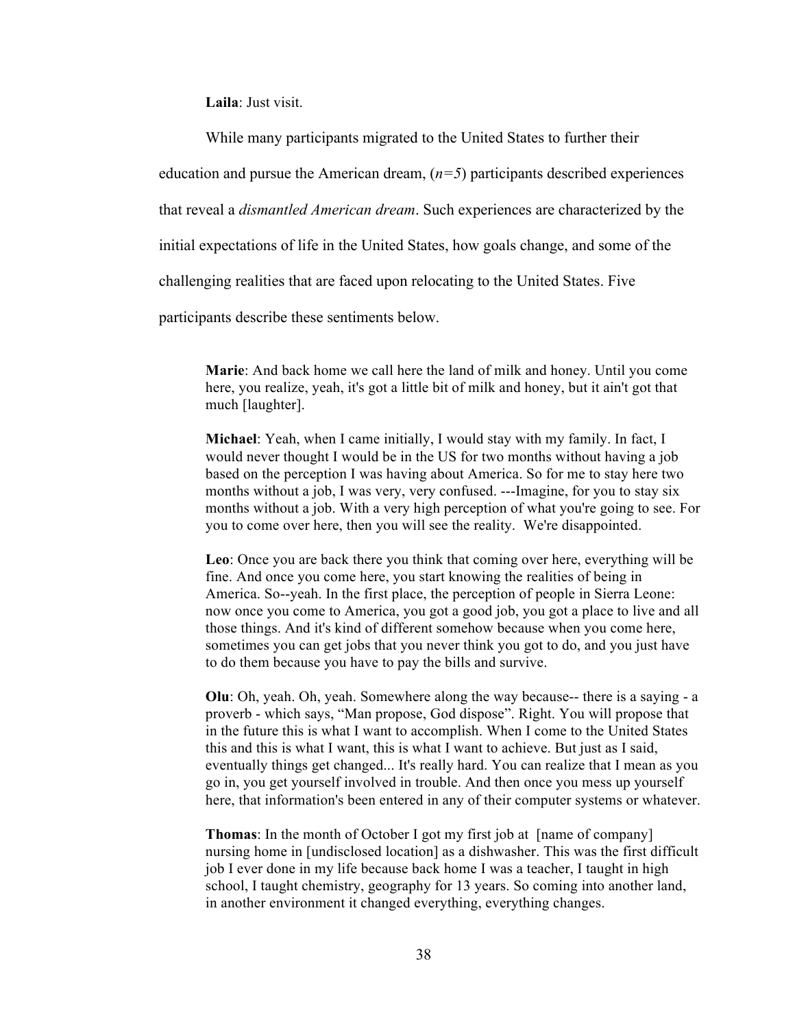**Laila**: Just visit.

While many participants migrated to the United States to further their education and pursue the American dream, (*n=5*) participants described experiences that reveal a *dismantled American dream*. Such experiences are characterized by the initial expectations of life in the United States, how goals change, and some of the challenging realities that are faced upon relocating to the United States. Five participants describe these sentiments below.

> **Marie**: And back home we call here the land of milk and honey. Until you come here, you realize, yeah, it's got a little bit of milk and honey, but it ain't got that much [laughter].
>
> **Michael**: Yeah, when I came initially, I would stay with my family. In fact, I would never thought I would be in the US for two months without having a job based on the perception I was having about America. So for me to stay here two months without a job, I was very, very confused. ---Imagine, for you to stay six months without a job. With a very high perception of what you're going to see. For you to come over here, then you will see the reality. We're disappointed.
>
> **Leo**: Once you are back there you think that coming over here, everything will be fine. And once you come here, you start knowing the realities of being in America. So--yeah. In the first place, the perception of people in Sierra Leone: now once you come to America, you got a good job, you got a place to live and all those things. And it's kind of different somehow because when you come here, sometimes you can get jobs that you never think you got to do, and you just have to do them because you have to pay the bills and survive.
>
> **Olu**: Oh, yeah. Oh, yeah. Somewhere along the way because-- there is a saying - a proverb - which says, "Man propose, God dispose". Right. You will propose that in the future this is what I want to accomplish. When I come to the United States this and this is what I want, this is what I want to achieve. But just as I said, eventually things get changed... It's really hard. You can realize that I mean as you go in, you get yourself involved in trouble. And then once you mess up yourself here, that information's been entered in any of their computer systems or whatever.
>
> **Thomas**: In the month of October I got my first job at [name of company] nursing home in [undisclosed location] as a dishwasher. This was the first difficult job I ever done in my life because back home I was a teacher, I taught in high school, I taught chemistry, geography for 13 years. So coming into another land, in another environment it changed everything, everything changes.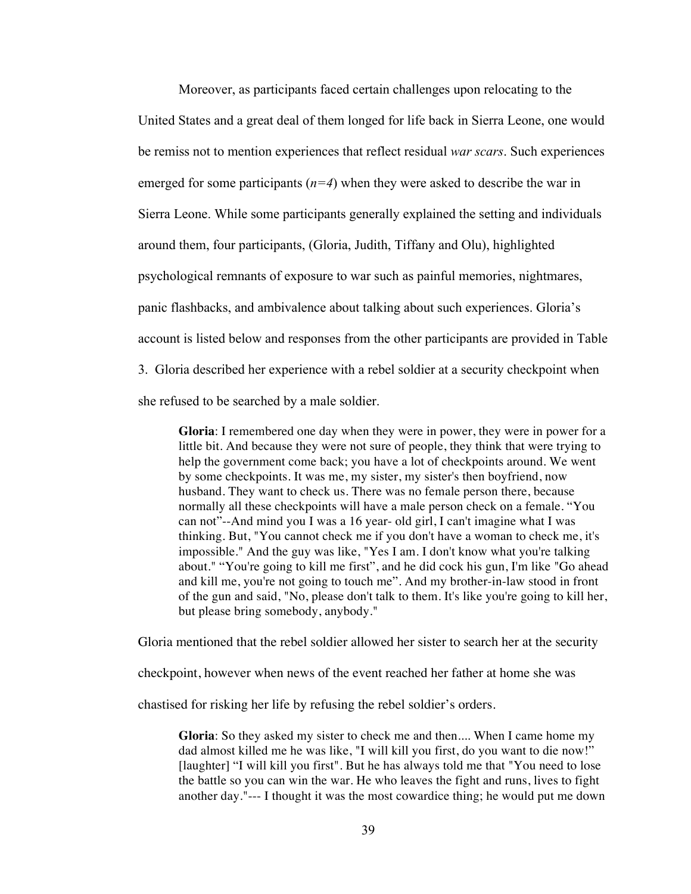Moreover, as participants faced certain challenges upon relocating to the United States and a great deal of them longed for life back in Sierra Leone, one would be remiss not to mention experiences that reflect residual *war scars*. Such experiences emerged for some participants (*n=4*) when they were asked to describe the war in Sierra Leone. While some participants generally explained the setting and individuals around them, four participants, (Gloria, Judith, Tiffany and Olu), highlighted psychological remnants of exposure to war such as painful memories, nightmares, panic flashbacks, and ambivalence about talking about such experiences. Gloria's account is listed below and responses from the other participants are provided in Table 3. Gloria described her experience with a rebel soldier at a security checkpoint when she refused to be searched by a male soldier.

> **Gloria**: I remembered one day when they were in power, they were in power for a little bit. And because they were not sure of people, they think that were trying to help the government come back; you have a lot of checkpoints around. We went by some checkpoints. It was me, my sister, my sister's then boyfriend, now husband. They want to check us. There was no female person there, because normally all these checkpoints will have a male person check on a female. "You can not"--And mind you I was a 16 year- old girl, I can't imagine what I was thinking. But, "You cannot check me if you don't have a woman to check me, it's impossible." And the guy was like, "Yes I am. I don't know what you're talking about." "You're going to kill me first", and he did cock his gun, I'm like "Go ahead and kill me, you're not going to touch me". And my brother-in-law stood in front of the gun and said, "No, please don't talk to them. It's like you're going to kill her, but please bring somebody, anybody."

Gloria mentioned that the rebel soldier allowed her sister to search her at the security checkpoint, however when news of the event reached her father at home she was chastised for risking her life by refusing the rebel soldier's orders.

> **Gloria**: So they asked my sister to check me and then.... When I came home my dad almost killed me he was like, "I will kill you first, do you want to die now!" [laughter] "I will kill you first". But he has always told me that "You need to lose the battle so you can win the war. He who leaves the fight and runs, lives to fight another day."--- I thought it was the most cowardice thing; he would put me down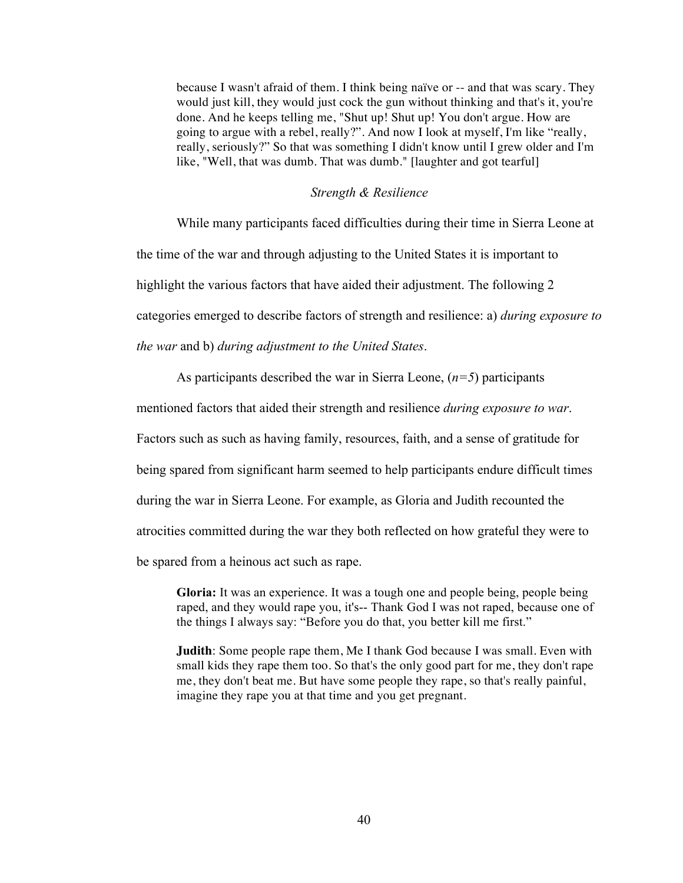> because I wasn't afraid of them. I think being naïve or -- and that was scary. They would just kill, they would just cock the gun without thinking and that's it, you're done. And he keeps telling me, "Shut up! Shut up! You don't argue. How are going to argue with a rebel, really?". And now I look at myself, I'm like "really, really, seriously?" So that was something I didn't know until I grew older and I'm like, "Well, that was dumb. That was dumb." [laughter and got tearful]

### *Strength & Resilience*

While many participants faced difficulties during their time in Sierra Leone at the time of the war and through adjusting to the United States it is important to highlight the various factors that have aided their adjustment. The following 2 categories emerged to describe factors of strength and resilience: a) *during exposure to the war* and b) *during adjustment to the United States*.

As participants described the war in Sierra Leone, ($n=5$) participants mentioned factors that aided their strength and resilience *during exposure to war*. Factors such as such as having family, resources, faith, and a sense of gratitude for being spared from significant harm seemed to help participants endure difficult times during the war in Sierra Leone. For example, as Gloria and Judith recounted the atrocities committed during the war they both reflected on how grateful they were to be spared from a heinous act such as rape.

> **Gloria:** It was an experience. It was a tough one and people being, people being raped, and they would rape you, it's-- Thank God I was not raped, because one of the things I always say: "Before you do that, you better kill me first."

> **Judith**: Some people rape them, Me I thank God because I was small. Even with small kids they rape them too. So that's the only good part for me, they don't rape me, they don't beat me. But have some people they rape, so that's really painful, imagine they rape you at that time and you get pregnant.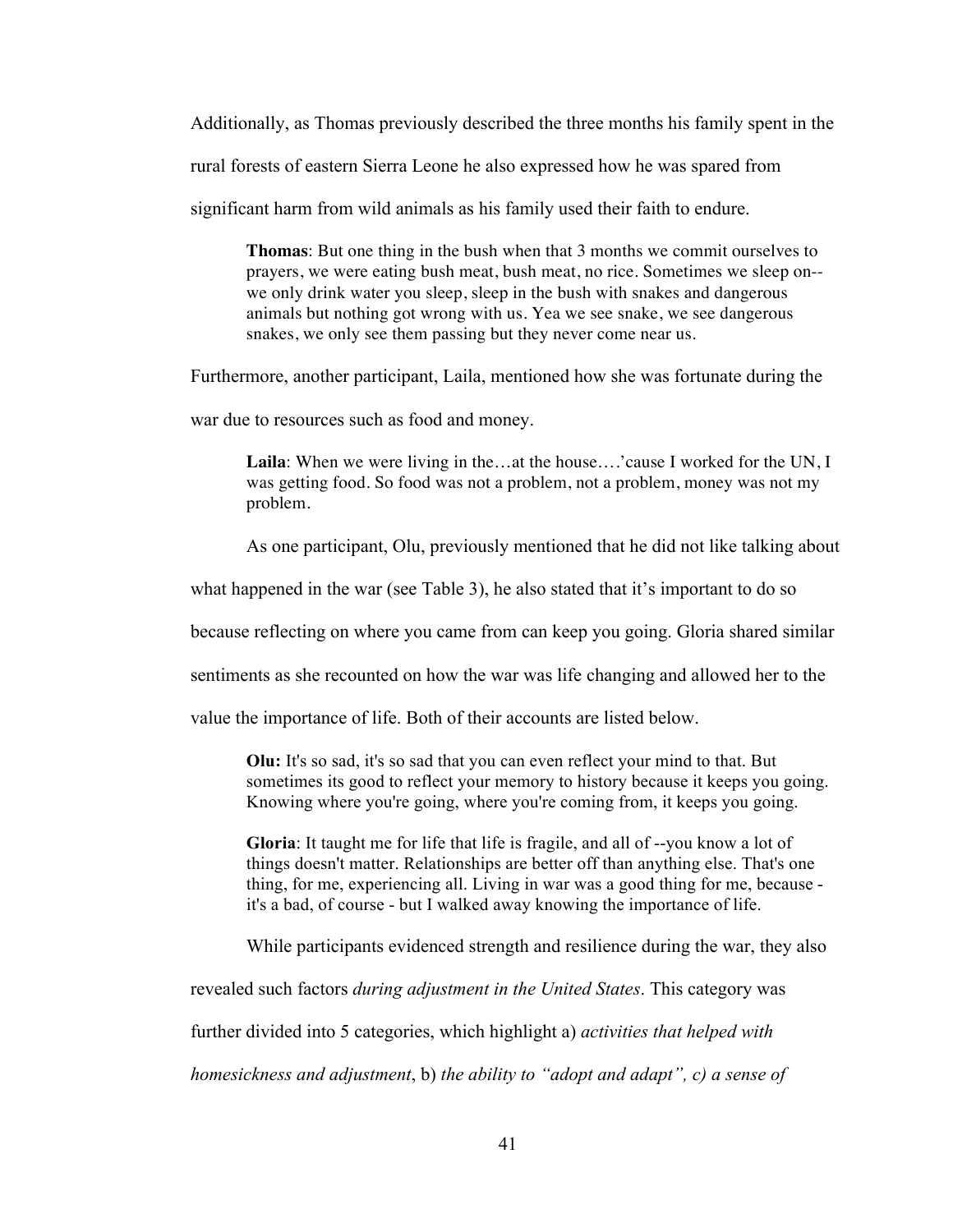Additionally, as Thomas previously described the three months his family spent in the rural forests of eastern Sierra Leone he also expressed how he was spared from significant harm from wild animals as his family used their faith to endure.

> **Thomas**: But one thing in the bush when that 3 months we commit ourselves to prayers, we were eating bush meat, bush meat, no rice. Sometimes we sleep on-- we only drink water you sleep, sleep in the bush with snakes and dangerous animals but nothing got wrong with us. Yea we see snake, we see dangerous snakes, we only see them passing but they never come near us.

Furthermore, another participant, Laila, mentioned how she was fortunate during the war due to resources such as food and money.

> **Laila**: When we were living in the…at the house….'cause I worked for the UN, I was getting food. So food was not a problem, not a problem, money was not my problem.

As one participant, Olu, previously mentioned that he did not like talking about what happened in the war (see Table 3), he also stated that it's important to do so because reflecting on where you came from can keep you going. Gloria shared similar sentiments as she recounted on how the war was life changing and allowed her to the value the importance of life. Both of their accounts are listed below.

> **Olu:** It's so sad, it's so sad that you can even reflect your mind to that. But sometimes its good to reflect your memory to history because it keeps you going. Knowing where you're going, where you're coming from, it keeps you going.

> **Gloria**: It taught me for life that life is fragile, and all of --you know a lot of things doesn't matter. Relationships are better off than anything else. That's one thing, for me, experiencing all. Living in war was a good thing for me, because - it's a bad, of course - but I walked away knowing the importance of life.

While participants evidenced strength and resilience during the war, they also revealed such factors *during adjustment in the United States*. This category was further divided into 5 categories, which highlight a) *activities that helped with homesickness and adjustment*, b) *the ability to "adopt and adapt", c) a sense of*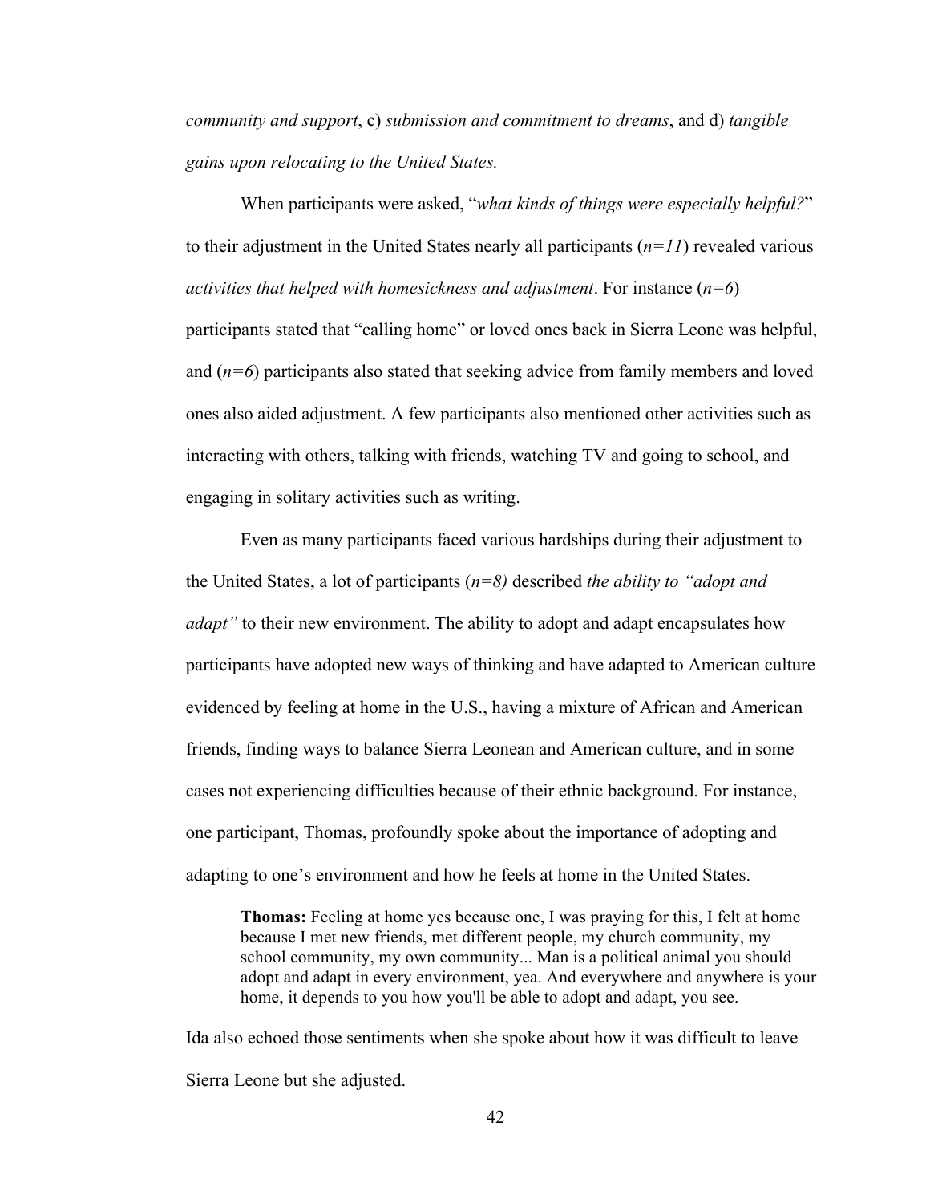*community and support*, c) *submission and commitment to dreams*, and d) *tangible gains upon relocating to the United States.*

When participants were asked, "*what kinds of things were especially helpful?*" to their adjustment in the United States nearly all participants (*n=11*) revealed various *activities that helped with homesickness and adjustment*. For instance (*n=6*) participants stated that "calling home" or loved ones back in Sierra Leone was helpful, and (*n=6*) participants also stated that seeking advice from family members and loved ones also aided adjustment. A few participants also mentioned other activities such as interacting with others, talking with friends, watching TV and going to school, and engaging in solitary activities such as writing.

Even as many participants faced various hardships during their adjustment to the United States, a lot of participants (*n=8)* described *the ability to "adopt and adapt"* to their new environment. The ability to adopt and adapt encapsulates how participants have adopted new ways of thinking and have adapted to American culture evidenced by feeling at home in the U.S., having a mixture of African and American friends, finding ways to balance Sierra Leonean and American culture, and in some cases not experiencing difficulties because of their ethnic background. For instance, one participant, Thomas, profoundly spoke about the importance of adopting and adapting to one's environment and how he feels at home in the United States.

> **Thomas:** Feeling at home yes because one, I was praying for this, I felt at home because I met new friends, met different people, my church community, my school community, my own community... Man is a political animal you should adopt and adapt in every environment, yea. And everywhere and anywhere is your home, it depends to you how you'll be able to adopt and adapt, you see.

Ida also echoed those sentiments when she spoke about how it was difficult to leave Sierra Leone but she adjusted.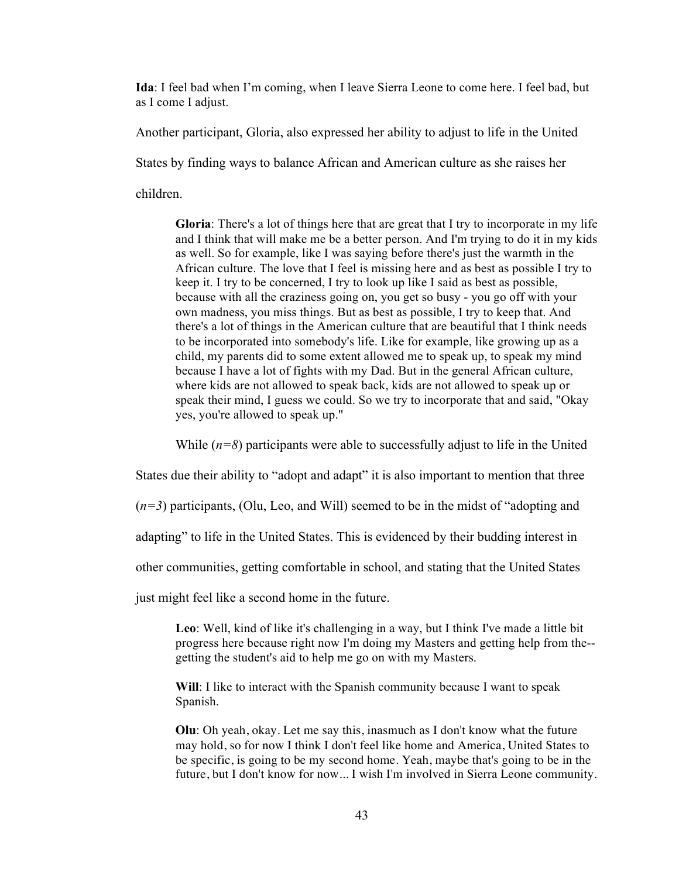**Ida**: I feel bad when I'm coming, when I leave Sierra Leone to come here. I feel bad, but as I come I adjust.

Another participant, Gloria, also expressed her ability to adjust to life in the United States by finding ways to balance African and American culture as she raises her children.

> **Gloria**: There's a lot of things here that are great that I try to incorporate in my life and I think that will make me be a better person. And I'm trying to do it in my kids as well. So for example, like I was saying before there's just the warmth in the African culture. The love that I feel is missing here and as best as possible I try to keep it. I try to be concerned, I try to look up like I said as best as possible, because with all the craziness going on, you get so busy - you go off with your own madness, you miss things. But as best as possible, I try to keep that. And there's a lot of things in the American culture that are beautiful that I think needs to be incorporated into somebody's life. Like for example, like growing up as a child, my parents did to some extent allowed me to speak up, to speak my mind because I have a lot of fights with my Dad. But in the general African culture, where kids are not allowed to speak back, kids are not allowed to speak up or speak their mind, I guess we could. So we try to incorporate that and said, "Okay yes, you're allowed to speak up."

While (*n=8*) participants were able to successfully adjust to life in the United States due their ability to "adopt and adapt" it is also important to mention that three (*n=3*) participants, (Olu, Leo, and Will) seemed to be in the midst of "adopting and adapting" to life in the United States. This is evidenced by their budding interest in other communities, getting comfortable in school, and stating that the United States just might feel like a second home in the future.

> **Leo**: Well, kind of like it's challenging in a way, but I think I've made a little bit progress here because right now I'm doing my Masters and getting help from the--getting the student's aid to help me go on with my Masters.
>
> **Will**: I like to interact with the Spanish community because I want to speak Spanish.
>
> **Olu**: Oh yeah, okay. Let me say this, inasmuch as I don't know what the future may hold, so for now I think I don't feel like home and America, United States to be specific, is going to be my second home. Yeah, maybe that's going to be in the future, but I don't know for now... I wish I'm involved in Sierra Leone community.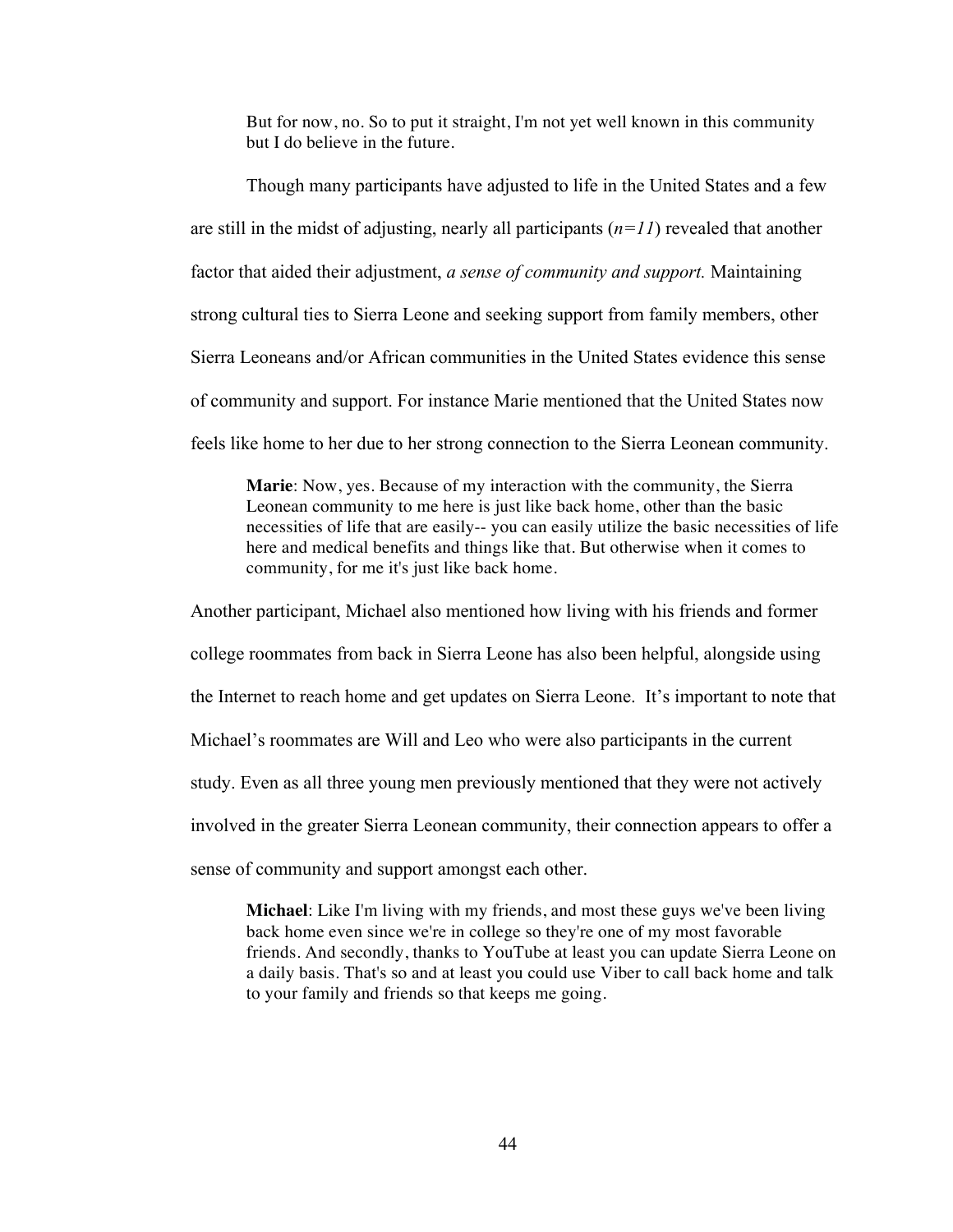> But for now, no. So to put it straight, I'm not yet well known in this community but I do believe in the future.

Though many participants have adjusted to life in the United States and a few are still in the midst of adjusting, nearly all participants ($n=11$) revealed that another factor that aided their adjustment, *a sense of community and support.* Maintaining strong cultural ties to Sierra Leone and seeking support from family members, other Sierra Leoneans and/or African communities in the United States evidence this sense of community and support. For instance Marie mentioned that the United States now feels like home to her due to her strong connection to the Sierra Leonean community.

> **Marie**: Now, yes. Because of my interaction with the community, the Sierra Leonean community to me here is just like back home, other than the basic necessities of life that are easily-- you can easily utilize the basic necessities of life here and medical benefits and things like that. But otherwise when it comes to community, for me it's just like back home.

Another participant, Michael also mentioned how living with his friends and former college roommates from back in Sierra Leone has also been helpful, alongside using the Internet to reach home and get updates on Sierra Leone. It's important to note that Michael's roommates are Will and Leo who were also participants in the current study. Even as all three young men previously mentioned that they were not actively involved in the greater Sierra Leonean community, their connection appears to offer a sense of community and support amongst each other.

> **Michael**: Like I'm living with my friends, and most these guys we've been living back home even since we're in college so they're one of my most favorable friends. And secondly, thanks to YouTube at least you can update Sierra Leone on a daily basis. That's so and at least you could use Viber to call back home and talk to your family and friends so that keeps me going.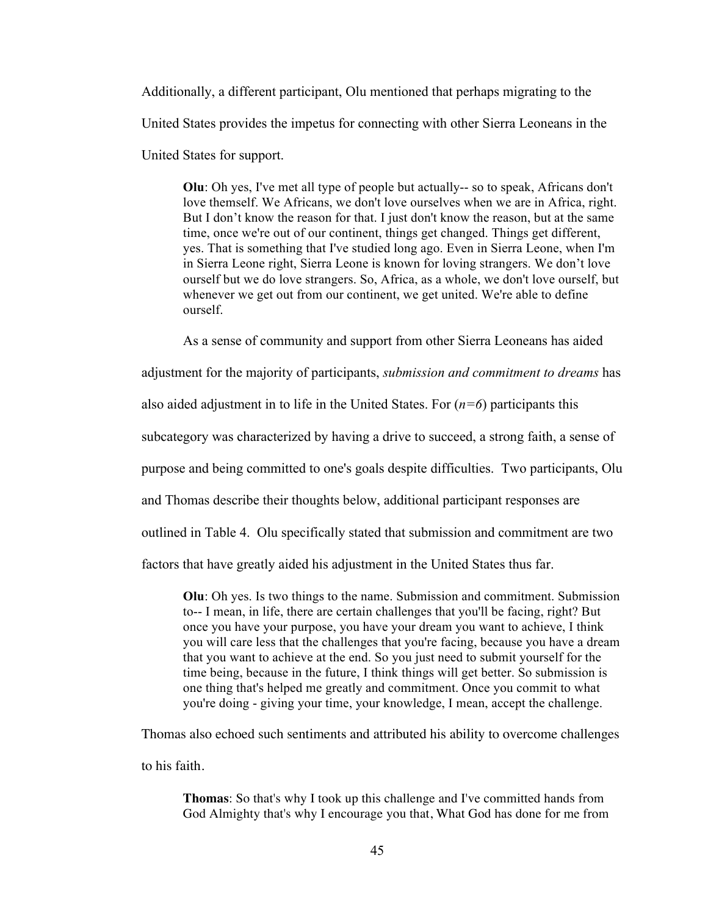Additionally, a different participant, Olu mentioned that perhaps migrating to the United States provides the impetus for connecting with other Sierra Leoneans in the United States for support.

> **Olu**: Oh yes, I've met all type of people but actually-- so to speak, Africans don't love themself. We Africans, we don't love ourselves when we are in Africa, right. But I don't know the reason for that. I just don't know the reason, but at the same time, once we're out of our continent, things get changed. Things get different, yes. That is something that I've studied long ago. Even in Sierra Leone, when I'm in Sierra Leone right, Sierra Leone is known for loving strangers. We don't love ourself but we do love strangers. So, Africa, as a whole, we don't love ourself, but whenever we get out from our continent, we get united. We're able to define ourself.

As a sense of community and support from other Sierra Leoneans has aided adjustment for the majority of participants, *submission and commitment to dreams* has also aided adjustment in to life in the United States. For ($n=6$) participants this subcategory was characterized by having a drive to succeed, a strong faith, a sense of purpose and being committed to one's goals despite difficulties. Two participants, Olu and Thomas describe their thoughts below, additional participant responses are outlined in Table 4. Olu specifically stated that submission and commitment are two factors that have greatly aided his adjustment in the United States thus far.

> **Olu**: Oh yes. Is two things to the name. Submission and commitment. Submission to-- I mean, in life, there are certain challenges that you'll be facing, right? But once you have your purpose, you have your dream you want to achieve, I think you will care less that the challenges that you're facing, because you have a dream that you want to achieve at the end. So you just need to submit yourself for the time being, because in the future, I think things will get better. So submission is one thing that's helped me greatly and commitment. Once you commit to what you're doing - giving your time, your knowledge, I mean, accept the challenge.

Thomas also echoed such sentiments and attributed his ability to overcome challenges to his faith.

> **Thomas**: So that's why I took up this challenge and I've committed hands from God Almighty that's why I encourage you that, What God has done for me from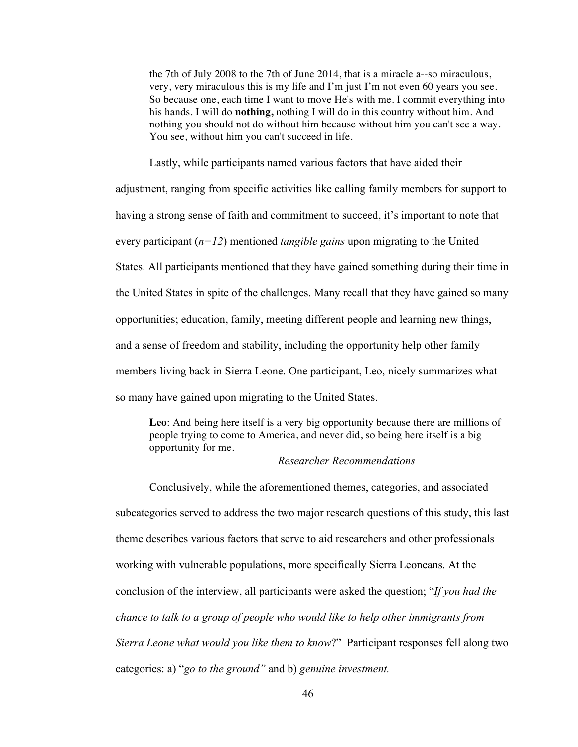> the 7th of July 2008 to the 7th of June 2014, that is a miracle a--so miraculous, very, very miraculous this is my life and I'm just I'm not even 60 years you see. So because one, each time I want to move He's with me. I commit everything into his hands. I will do **nothing,** nothing I will do in this country without him. And nothing you should not do without him because without him you can't see a way. You see, without him you can't succeed in life.

Lastly, while participants named various factors that have aided their adjustment, ranging from specific activities like calling family members for support to having a strong sense of faith and commitment to succeed, it's important to note that every participant (*n=12*) mentioned *tangible gains* upon migrating to the United States. All participants mentioned that they have gained something during their time in the United States in spite of the challenges. Many recall that they have gained so many opportunities; education, family, meeting different people and learning new things, and a sense of freedom and stability, including the opportunity help other family members living back in Sierra Leone. One participant, Leo, nicely summarizes what so many have gained upon migrating to the United States.

> **Leo**: And being here itself is a very big opportunity because there are millions of people trying to come to America, and never did, so being here itself is a big opportunity for me.

### *Researcher Recommendations*

Conclusively, while the aforementioned themes, categories, and associated subcategories served to address the two major research questions of this study, this last theme describes various factors that serve to aid researchers and other professionals working with vulnerable populations, more specifically Sierra Leoneans. At the conclusion of the interview, all participants were asked the question; "*If you had the chance to talk to a group of people who would like to help other immigrants from Sierra Leone what would you like them to know*?" Participant responses fell along two categories: a) "*go to the ground"* and b) *genuine investment.*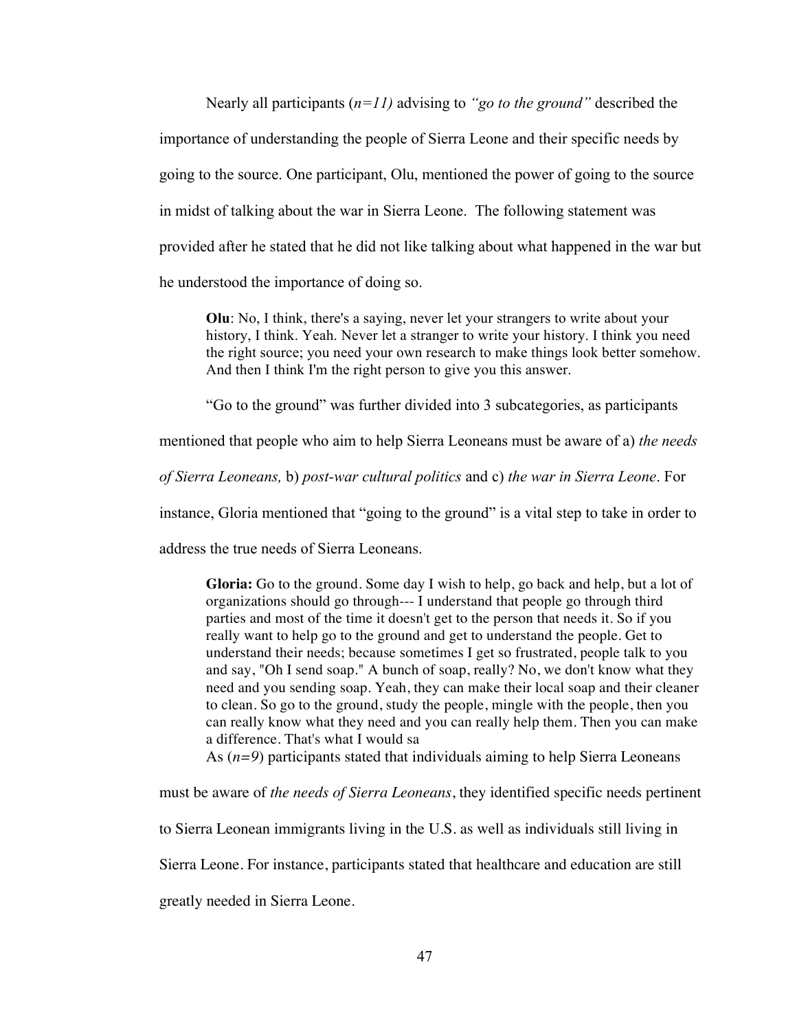Nearly all participants (*n=11)* advising to *"go to the ground"* described the importance of understanding the people of Sierra Leone and their specific needs by going to the source. One participant, Olu, mentioned the power of going to the source in midst of talking about the war in Sierra Leone. The following statement was provided after he stated that he did not like talking about what happened in the war but he understood the importance of doing so.

> **Olu**: No, I think, there's a saying, never let your strangers to write about your history, I think. Yeah. Never let a stranger to write your history. I think you need the right source; you need your own research to make things look better somehow. And then I think I'm the right person to give you this answer.

"Go to the ground" was further divided into 3 subcategories, as participants mentioned that people who aim to help Sierra Leoneans must be aware of a) *the needs of Sierra Leoneans,* b) *post-war cultural politics* and c) *the war in Sierra Leone*. For instance, Gloria mentioned that "going to the ground" is a vital step to take in order to address the true needs of Sierra Leoneans.

> **Gloria:** Go to the ground. Some day I wish to help, go back and help, but a lot of organizations should go through--- I understand that people go through third parties and most of the time it doesn't get to the person that needs it. So if you really want to help go to the ground and get to understand the people. Get to understand their needs; because sometimes I get so frustrated, people talk to you and say, "Oh I send soap." A bunch of soap, really? No, we don't know what they need and you sending soap. Yeah, they can make their local soap and their cleaner to clean. So go to the ground, study the people, mingle with the people, then you can really know what they need and you can really help them. Then you can make a difference. That's what I would sa

As (*n=9*) participants stated that individuals aiming to help Sierra Leoneans must be aware of *the needs of Sierra Leoneans*, they identified specific needs pertinent to Sierra Leonean immigrants living in the U.S. as well as individuals still living in Sierra Leone. For instance, participants stated that healthcare and education are still greatly needed in Sierra Leone.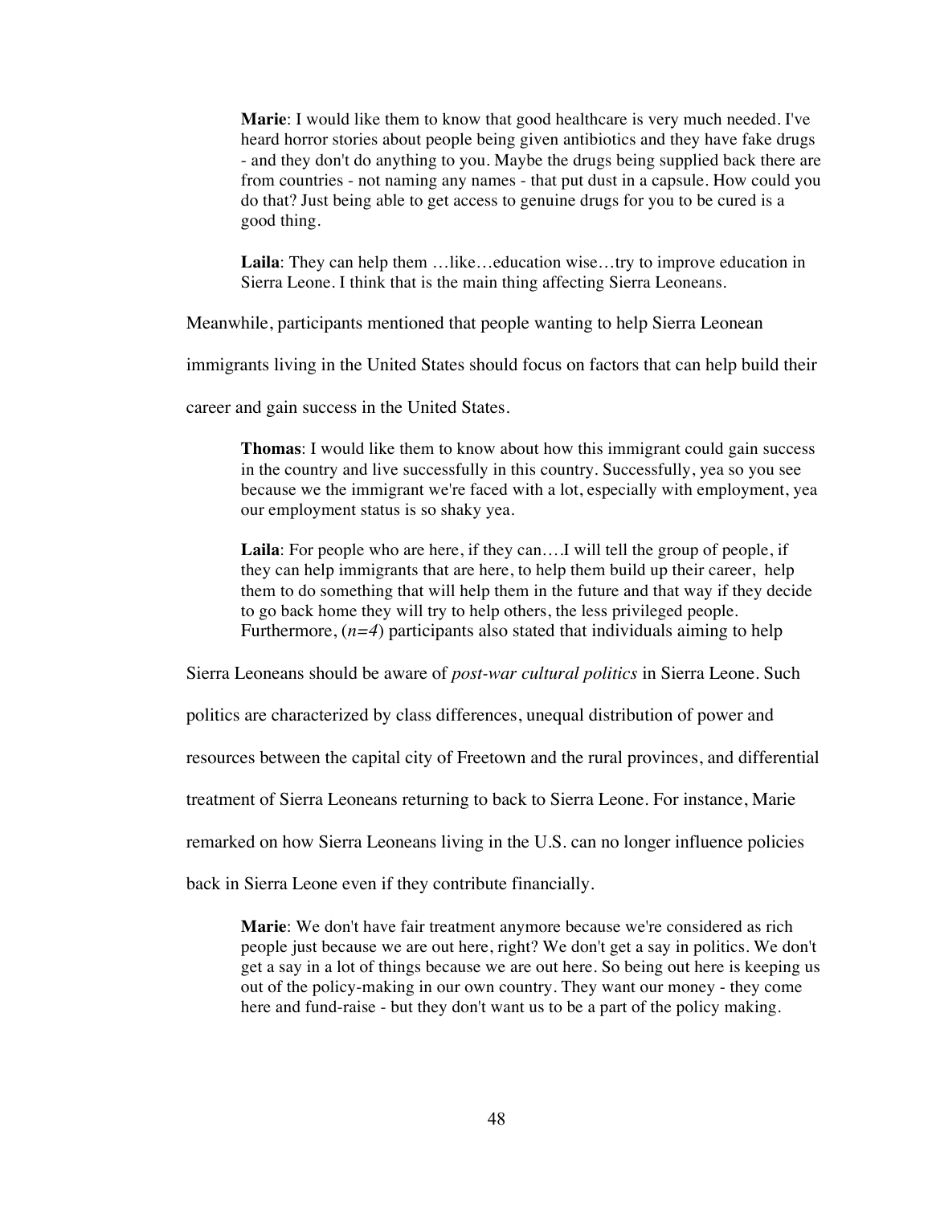> **Marie**: I would like them to know that good healthcare is very much needed. I've heard horror stories about people being given antibiotics and they have fake drugs - and they don't do anything to you. Maybe the drugs being supplied back there are from countries - not naming any names - that put dust in a capsule. How could you do that? Just being able to get access to genuine drugs for you to be cured is a good thing.

> **Laila**: They can help them …like…education wise…try to improve education in Sierra Leone. I think that is the main thing affecting Sierra Leoneans.

Meanwhile, participants mentioned that people wanting to help Sierra Leonean immigrants living in the United States should focus on factors that can help build their career and gain success in the United States.

> **Thomas**: I would like them to know about how this immigrant could gain success in the country and live successfully in this country. Successfully, yea so you see because we the immigrant we're faced with a lot, especially with employment, yea our employment status is so shaky yea.

> **Laila**: For people who are here, if they can….I will tell the group of people, if they can help immigrants that are here, to help them build up their career, help them to do something that will help them in the future and that way if they decide to go back home they will try to help others, the less privileged people.

Furthermore, (*n=4*) participants also stated that individuals aiming to help Sierra Leoneans should be aware of *post-war cultural politics* in Sierra Leone. Such politics are characterized by class differences, unequal distribution of power and resources between the capital city of Freetown and the rural provinces, and differential treatment of Sierra Leoneans returning to back to Sierra Leone. For instance, Marie remarked on how Sierra Leoneans living in the U.S. can no longer influence policies back in Sierra Leone even if they contribute financially.

> **Marie**: We don't have fair treatment anymore because we're considered as rich people just because we are out here, right? We don't get a say in politics. We don't get a say in a lot of things because we are out here. So being out here is keeping us out of the policy-making in our own country. They want our money - they come here and fund-raise - but they don't want us to be a part of the policy making.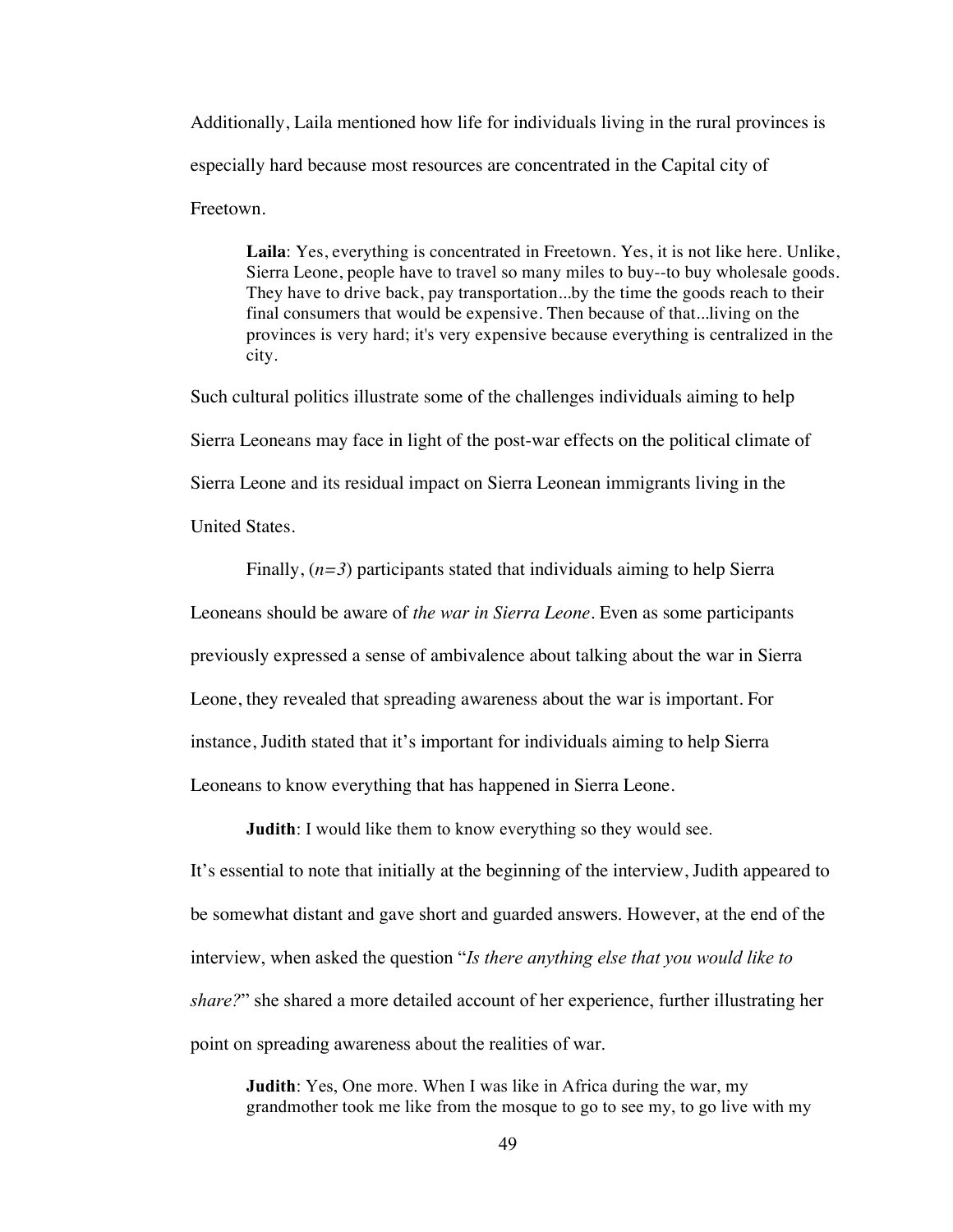Additionally, Laila mentioned how life for individuals living in the rural provinces is especially hard because most resources are concentrated in the Capital city of Freetown.

> **Laila**: Yes, everything is concentrated in Freetown. Yes, it is not like here. Unlike, Sierra Leone, people have to travel so many miles to buy--to buy wholesale goods. They have to drive back, pay transportation...by the time the goods reach to their final consumers that would be expensive. Then because of that...living on the provinces is very hard; it's very expensive because everything is centralized in the city.

Such cultural politics illustrate some of the challenges individuals aiming to help Sierra Leoneans may face in light of the post-war effects on the political climate of Sierra Leone and its residual impact on Sierra Leonean immigrants living in the United States.

Finally, (*n=3*) participants stated that individuals aiming to help Sierra Leoneans should be aware of *the war in Sierra Leone*. Even as some participants previously expressed a sense of ambivalence about talking about the war in Sierra Leone, they revealed that spreading awareness about the war is important. For instance, Judith stated that it's important for individuals aiming to help Sierra Leoneans to know everything that has happened in Sierra Leone.

> **Judith**: I would like them to know everything so they would see.

It's essential to note that initially at the beginning of the interview, Judith appeared to be somewhat distant and gave short and guarded answers. However, at the end of the interview, when asked the question "*Is there anything else that you would like to share?*" she shared a more detailed account of her experience, further illustrating her point on spreading awareness about the realities of war.

> **Judith**: Yes, One more. When I was like in Africa during the war, my grandmother took me like from the mosque to go to see my, to go live with my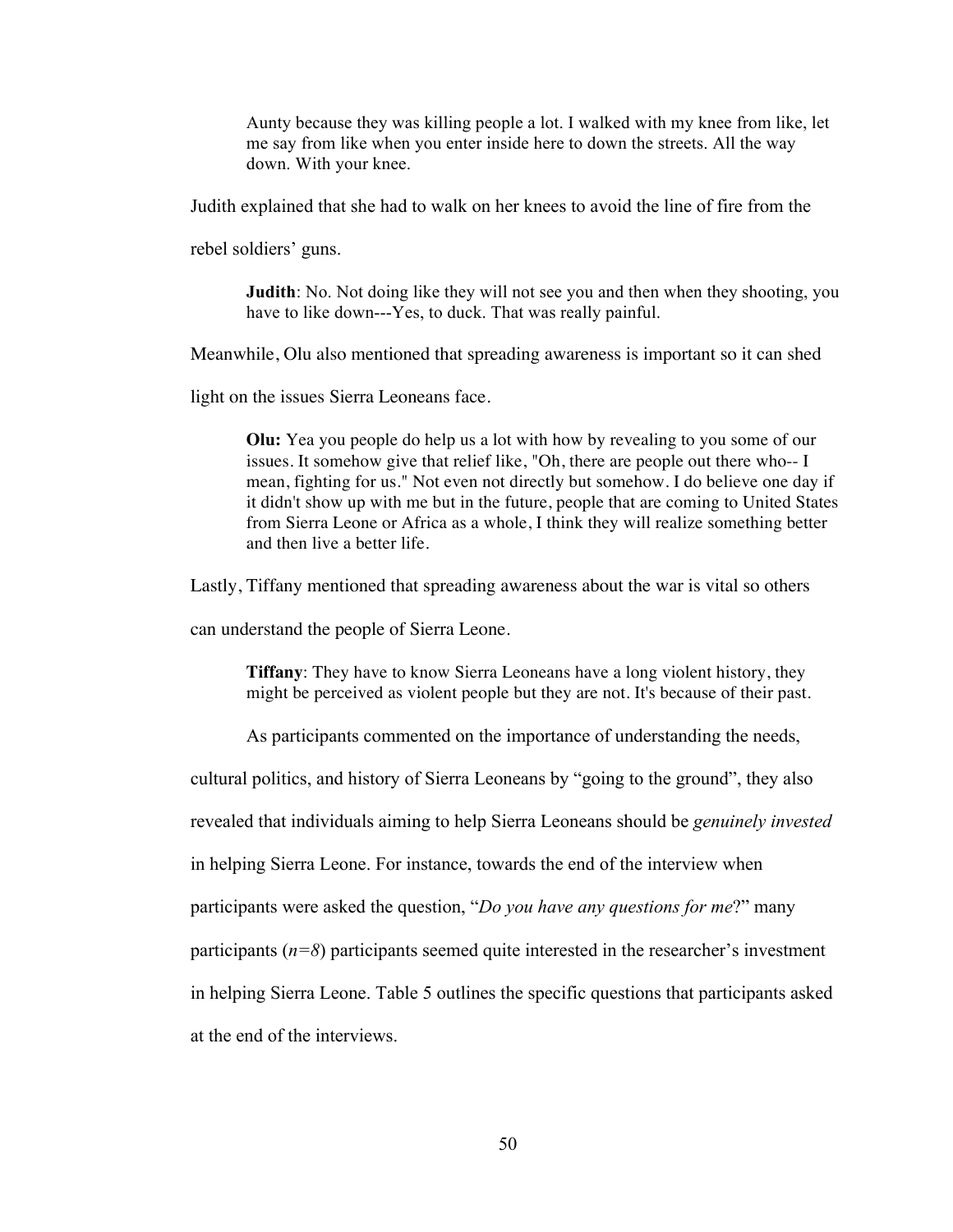> Aunty because they was killing people a lot. I walked with my knee from like, let me say from like when you enter inside here to down the streets. All the way down. With your knee.

Judith explained that she had to walk on her knees to avoid the line of fire from the rebel soldiers' guns.

> **Judith**: No. Not doing like they will not see you and then when they shooting, you have to like down---Yes, to duck. That was really painful.

Meanwhile, Olu also mentioned that spreading awareness is important so it can shed light on the issues Sierra Leoneans face.

> **Olu:** Yea you people do help us a lot with how by revealing to you some of our issues. It somehow give that relief like, "Oh, there are people out there who-- I mean, fighting for us." Not even not directly but somehow. I do believe one day if it didn't show up with me but in the future, people that are coming to United States from Sierra Leone or Africa as a whole, I think they will realize something better and then live a better life.

Lastly, Tiffany mentioned that spreading awareness about the war is vital so others can understand the people of Sierra Leone.

> **Tiffany**: They have to know Sierra Leoneans have a long violent history, they might be perceived as violent people but they are not. It's because of their past.

As participants commented on the importance of understanding the needs, cultural politics, and history of Sierra Leoneans by "going to the ground", they also revealed that individuals aiming to help Sierra Leoneans should be *genuinely invested* in helping Sierra Leone. For instance, towards the end of the interview when participants were asked the question, "*Do you have any questions for me*?" many participants (*n=8*) participants seemed quite interested in the researcher's investment in helping Sierra Leone. Table 5 outlines the specific questions that participants asked at the end of the interviews.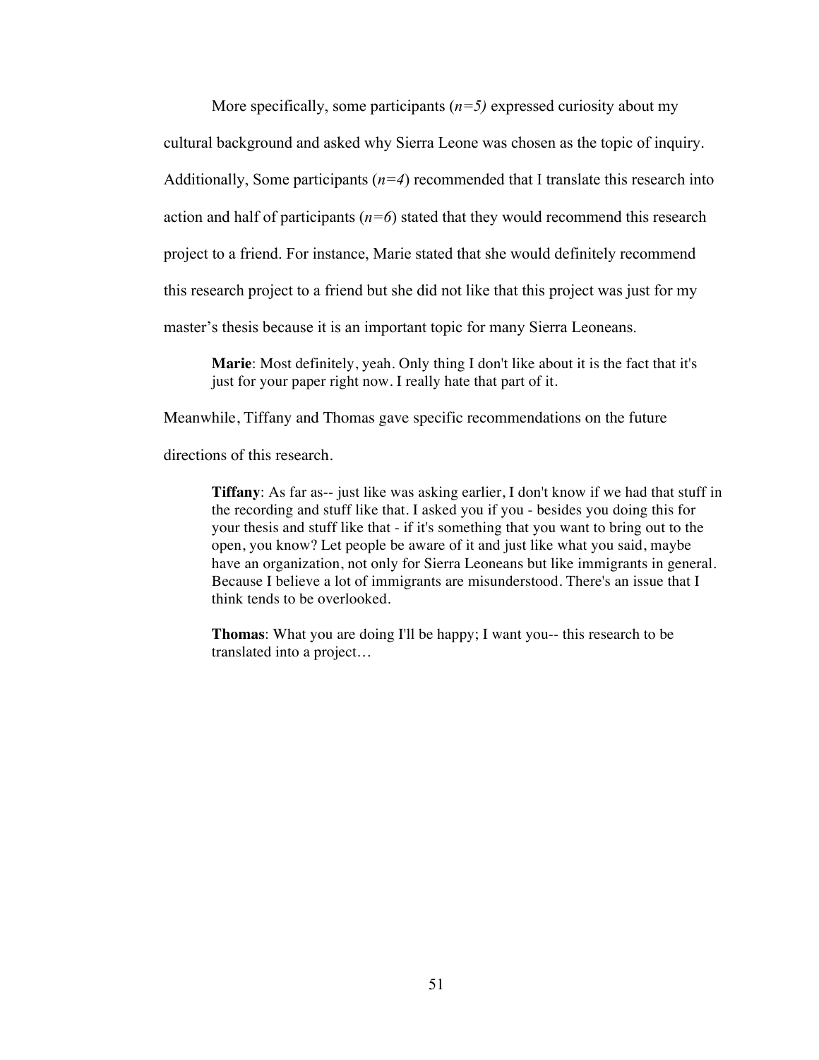More specifically, some participants (*n=5)* expressed curiosity about my cultural background and asked why Sierra Leone was chosen as the topic of inquiry. Additionally, Some participants (*n=4*) recommended that I translate this research into action and half of participants (*n=6*) stated that they would recommend this research project to a friend. For instance, Marie stated that she would definitely recommend this research project to a friend but she did not like that this project was just for my master's thesis because it is an important topic for many Sierra Leoneans.

> **Marie**: Most definitely, yeah. Only thing I don't like about it is the fact that it's just for your paper right now. I really hate that part of it.

Meanwhile, Tiffany and Thomas gave specific recommendations on the future directions of this research.

> **Tiffany**: As far as-- just like was asking earlier, I don't know if we had that stuff in the recording and stuff like that. I asked you if you - besides you doing this for your thesis and stuff like that - if it's something that you want to bring out to the open, you know? Let people be aware of it and just like what you said, maybe have an organization, not only for Sierra Leoneans but like immigrants in general. Because I believe a lot of immigrants are misunderstood. There's an issue that I think tends to be overlooked.

> **Thomas**: What you are doing I'll be happy; I want you-- this research to be translated into a project…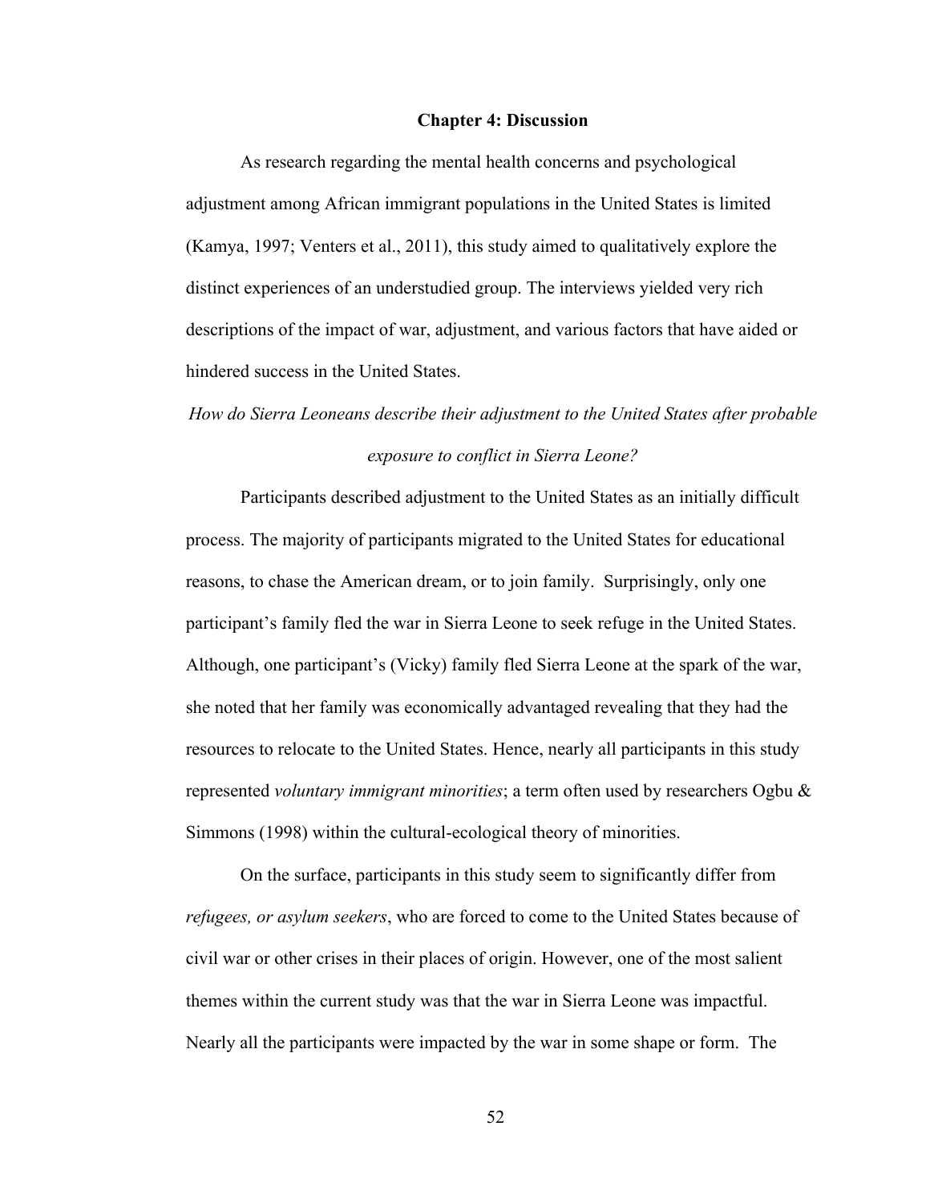# Chapter 4: Discussion

As research regarding the mental health concerns and psychological adjustment among African immigrant populations in the United States is limited (Kamya, 1997; Venters et al., 2011), this study aimed to qualitatively explore the distinct experiences of an understudied group. The interviews yielded very rich descriptions of the impact of war, adjustment, and various factors that have aided or hindered success in the United States.

*How do Sierra Leoneans describe their adjustment to the United States after probable exposure to conflict in Sierra Leone?*

Participants described adjustment to the United States as an initially difficult process. The majority of participants migrated to the United States for educational reasons, to chase the American dream, or to join family. Surprisingly, only one participant's family fled the war in Sierra Leone to seek refuge in the United States. Although, one participant's (Vicky) family fled Sierra Leone at the spark of the war, she noted that her family was economically advantaged revealing that they had the resources to relocate to the United States. Hence, nearly all participants in this study represented *voluntary immigrant minorities*; a term often used by researchers Ogbu & Simmons (1998) within the cultural-ecological theory of minorities.

On the surface, participants in this study seem to significantly differ from *refugees, or asylum seekers*, who are forced to come to the United States because of civil war or other crises in their places of origin. However, one of the most salient themes within the current study was that the war in Sierra Leone was impactful. Nearly all the participants were impacted by the war in some shape or form. The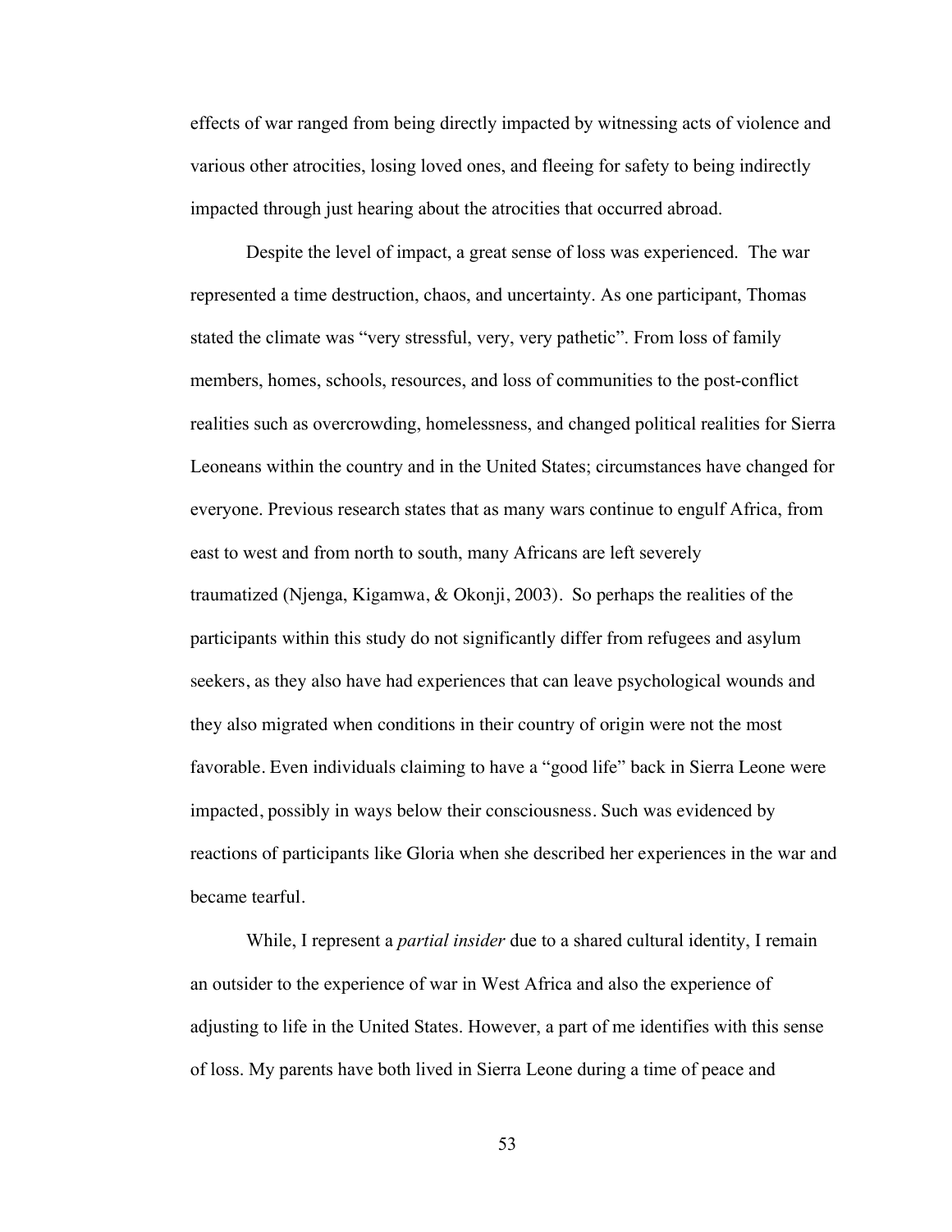effects of war ranged from being directly impacted by witnessing acts of violence and various other atrocities, losing loved ones, and fleeing for safety to being indirectly impacted through just hearing about the atrocities that occurred abroad.

Despite the level of impact, a great sense of loss was experienced. The war represented a time destruction, chaos, and uncertainty. As one participant, Thomas stated the climate was "very stressful, very, very pathetic". From loss of family members, homes, schools, resources, and loss of communities to the post-conflict realities such as overcrowding, homelessness, and changed political realities for Sierra Leoneans within the country and in the United States; circumstances have changed for everyone. Previous research states that as many wars continue to engulf Africa, from east to west and from north to south, many Africans are left severely traumatized (Njenga, Kigamwa, & Okonji, 2003). So perhaps the realities of the participants within this study do not significantly differ from refugees and asylum seekers, as they also have had experiences that can leave psychological wounds and they also migrated when conditions in their country of origin were not the most favorable. Even individuals claiming to have a "good life" back in Sierra Leone were impacted, possibly in ways below their consciousness. Such was evidenced by reactions of participants like Gloria when she described her experiences in the war and became tearful.

While, I represent a *partial insider* due to a shared cultural identity, I remain an outsider to the experience of war in West Africa and also the experience of adjusting to life in the United States. However, a part of me identifies with this sense of loss. My parents have both lived in Sierra Leone during a time of peace and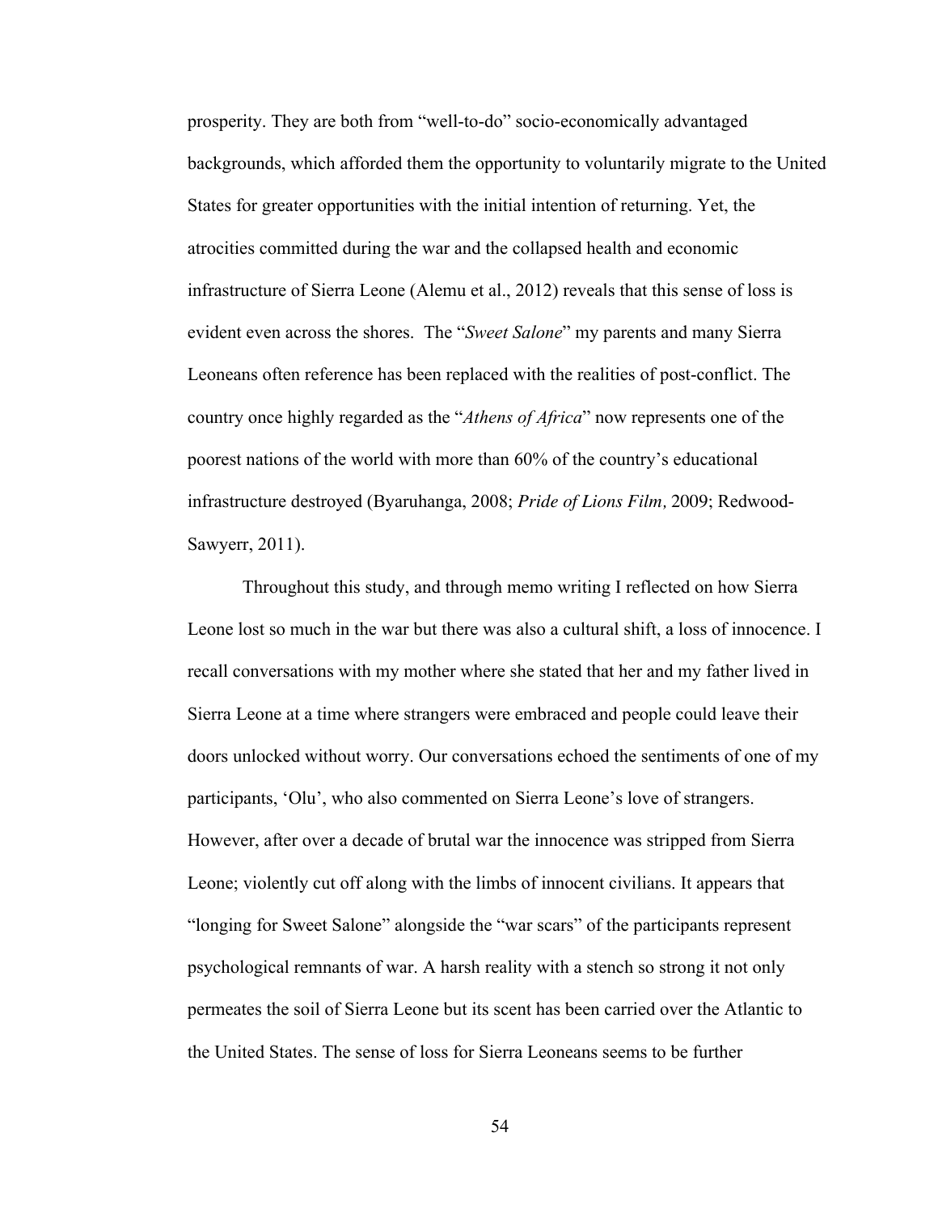prosperity. They are both from "well-to-do" socio-economically advantaged backgrounds, which afforded them the opportunity to voluntarily migrate to the United States for greater opportunities with the initial intention of returning. Yet, the atrocities committed during the war and the collapsed health and economic infrastructure of Sierra Leone (Alemu et al., 2012) reveals that this sense of loss is evident even across the shores. The "*Sweet Salone*" my parents and many Sierra Leoneans often reference has been replaced with the realities of post-conflict. The country once highly regarded as the "*Athens of Africa*" now represents one of the poorest nations of the world with more than 60% of the country's educational infrastructure destroyed (Byaruhanga, 2008; *Pride of Lions Film,* 2009; Redwood-Sawyerr, 2011).

Throughout this study, and through memo writing I reflected on how Sierra Leone lost so much in the war but there was also a cultural shift, a loss of innocence. I recall conversations with my mother where she stated that her and my father lived in Sierra Leone at a time where strangers were embraced and people could leave their doors unlocked without worry. Our conversations echoed the sentiments of one of my participants, 'Olu', who also commented on Sierra Leone's love of strangers. However, after over a decade of brutal war the innocence was stripped from Sierra Leone; violently cut off along with the limbs of innocent civilians. It appears that "longing for Sweet Salone" alongside the "war scars" of the participants represent psychological remnants of war. A harsh reality with a stench so strong it not only permeates the soil of Sierra Leone but its scent has been carried over the Atlantic to the United States. The sense of loss for Sierra Leoneans seems to be further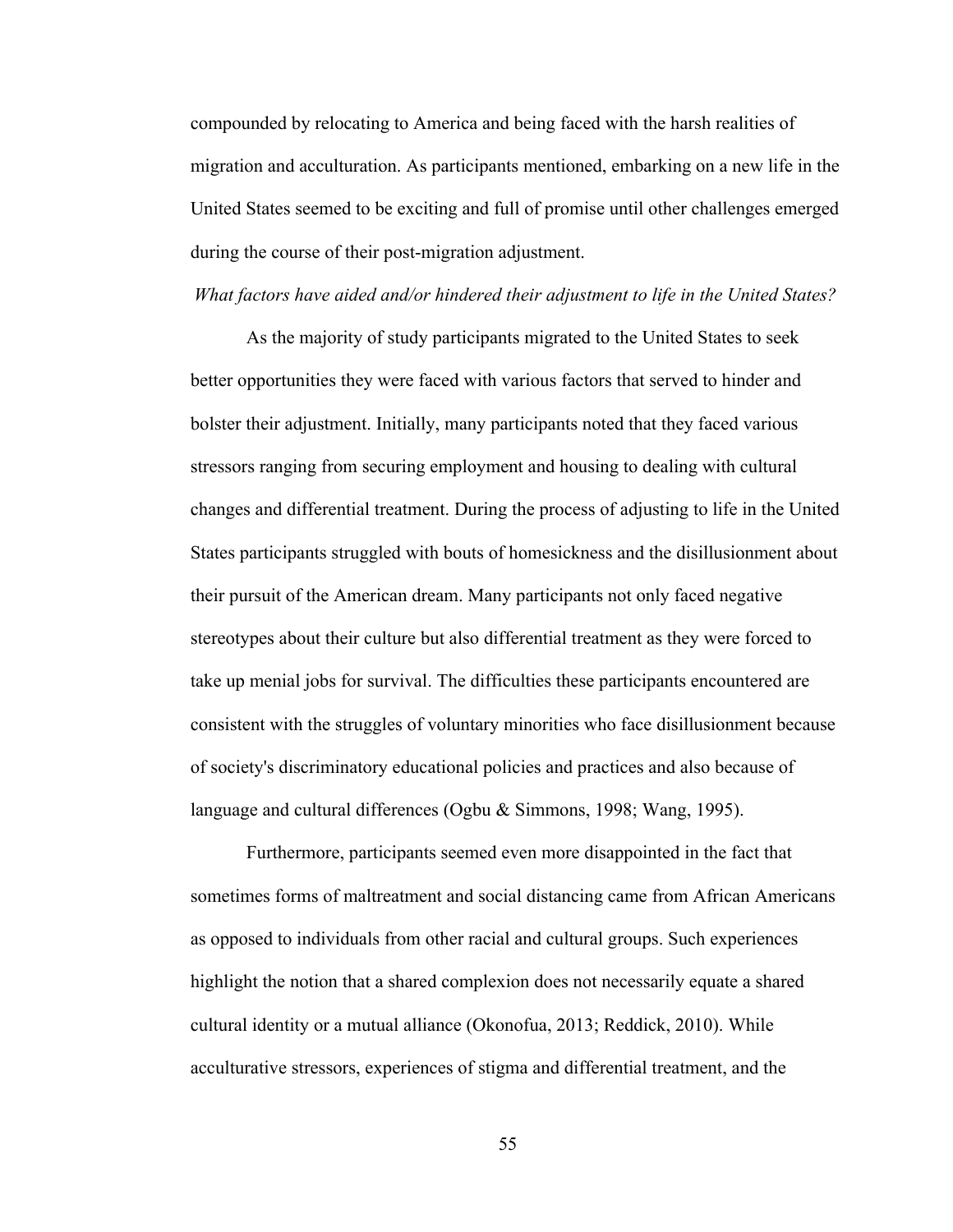compounded by relocating to America and being faced with the harsh realities of migration and acculturation. As participants mentioned, embarking on a new life in the United States seemed to be exciting and full of promise until other challenges emerged during the course of their post-migration adjustment.

*What factors have aided and/or hindered their adjustment to life in the United States?*

As the majority of study participants migrated to the United States to seek better opportunities they were faced with various factors that served to hinder and bolster their adjustment. Initially, many participants noted that they faced various stressors ranging from securing employment and housing to dealing with cultural changes and differential treatment. During the process of adjusting to life in the United States participants struggled with bouts of homesickness and the disillusionment about their pursuit of the American dream. Many participants not only faced negative stereotypes about their culture but also differential treatment as they were forced to take up menial jobs for survival. The difficulties these participants encountered are consistent with the struggles of voluntary minorities who face disillusionment because of society's discriminatory educational policies and practices and also because of language and cultural differences (Ogbu & Simmons, 1998; Wang, 1995).

Furthermore, participants seemed even more disappointed in the fact that sometimes forms of maltreatment and social distancing came from African Americans as opposed to individuals from other racial and cultural groups. Such experiences highlight the notion that a shared complexion does not necessarily equate a shared cultural identity or a mutual alliance (Okonofua, 2013; Reddick, 2010). While acculturative stressors, experiences of stigma and differential treatment, and the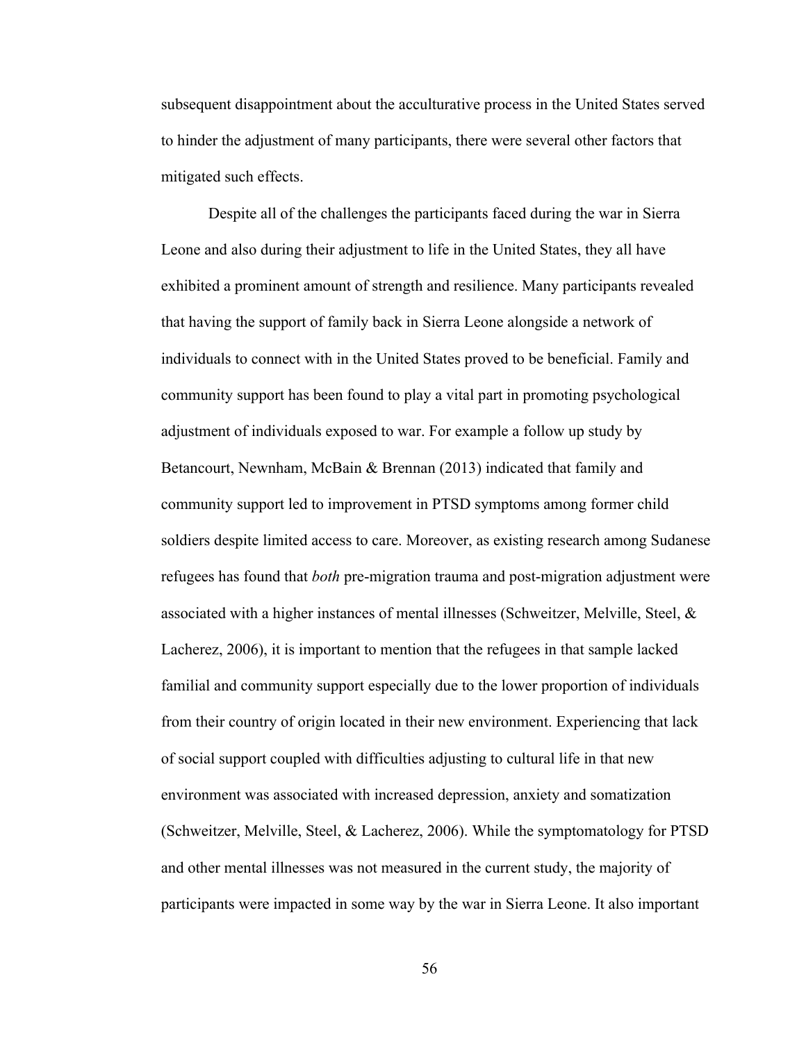subsequent disappointment about the acculturative process in the United States served to hinder the adjustment of many participants, there were several other factors that mitigated such effects.

Despite all of the challenges the participants faced during the war in Sierra Leone and also during their adjustment to life in the United States, they all have exhibited a prominent amount of strength and resilience. Many participants revealed that having the support of family back in Sierra Leone alongside a network of individuals to connect with in the United States proved to be beneficial. Family and community support has been found to play a vital part in promoting psychological adjustment of individuals exposed to war. For example a follow up study by Betancourt, Newnham, McBain & Brennan (2013) indicated that family and community support led to improvement in PTSD symptoms among former child soldiers despite limited access to care. Moreover, as existing research among Sudanese refugees has found that *both* pre-migration trauma and post-migration adjustment were associated with a higher instances of mental illnesses (Schweitzer, Melville, Steel, & Lacherez, 2006), it is important to mention that the refugees in that sample lacked familial and community support especially due to the lower proportion of individuals from their country of origin located in their new environment. Experiencing that lack of social support coupled with difficulties adjusting to cultural life in that new environment was associated with increased depression, anxiety and somatization (Schweitzer, Melville, Steel, & Lacherez, 2006). While the symptomatology for PTSD and other mental illnesses was not measured in the current study, the majority of participants were impacted in some way by the war in Sierra Leone. It also important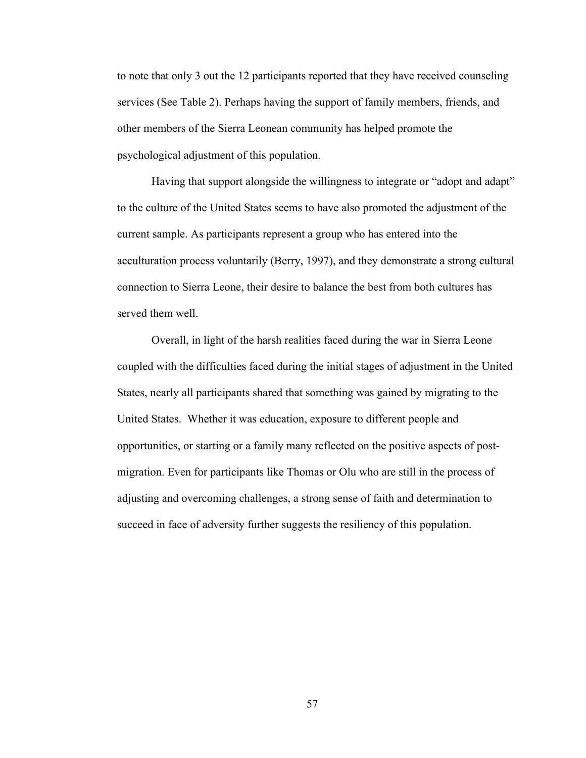to note that only 3 out the 12 participants reported that they have received counseling services (See Table 2). Perhaps having the support of family members, friends, and other members of the Sierra Leonean community has helped promote the psychological adjustment of this population.

Having that support alongside the willingness to integrate or "adopt and adapt" to the culture of the United States seems to have also promoted the adjustment of the current sample. As participants represent a group who has entered into the acculturation process voluntarily (Berry, 1997), and they demonstrate a strong cultural connection to Sierra Leone, their desire to balance the best from both cultures has served them well.

Overall, in light of the harsh realities faced during the war in Sierra Leone coupled with the difficulties faced during the initial stages of adjustment in the United States, nearly all participants shared that something was gained by migrating to the United States. Whether it was education, exposure to different people and opportunities, or starting or a family many reflected on the positive aspects of post-migration. Even for participants like Thomas or Olu who are still in the process of adjusting and overcoming challenges, a strong sense of faith and determination to succeed in face of adversity further suggests the resiliency of this population.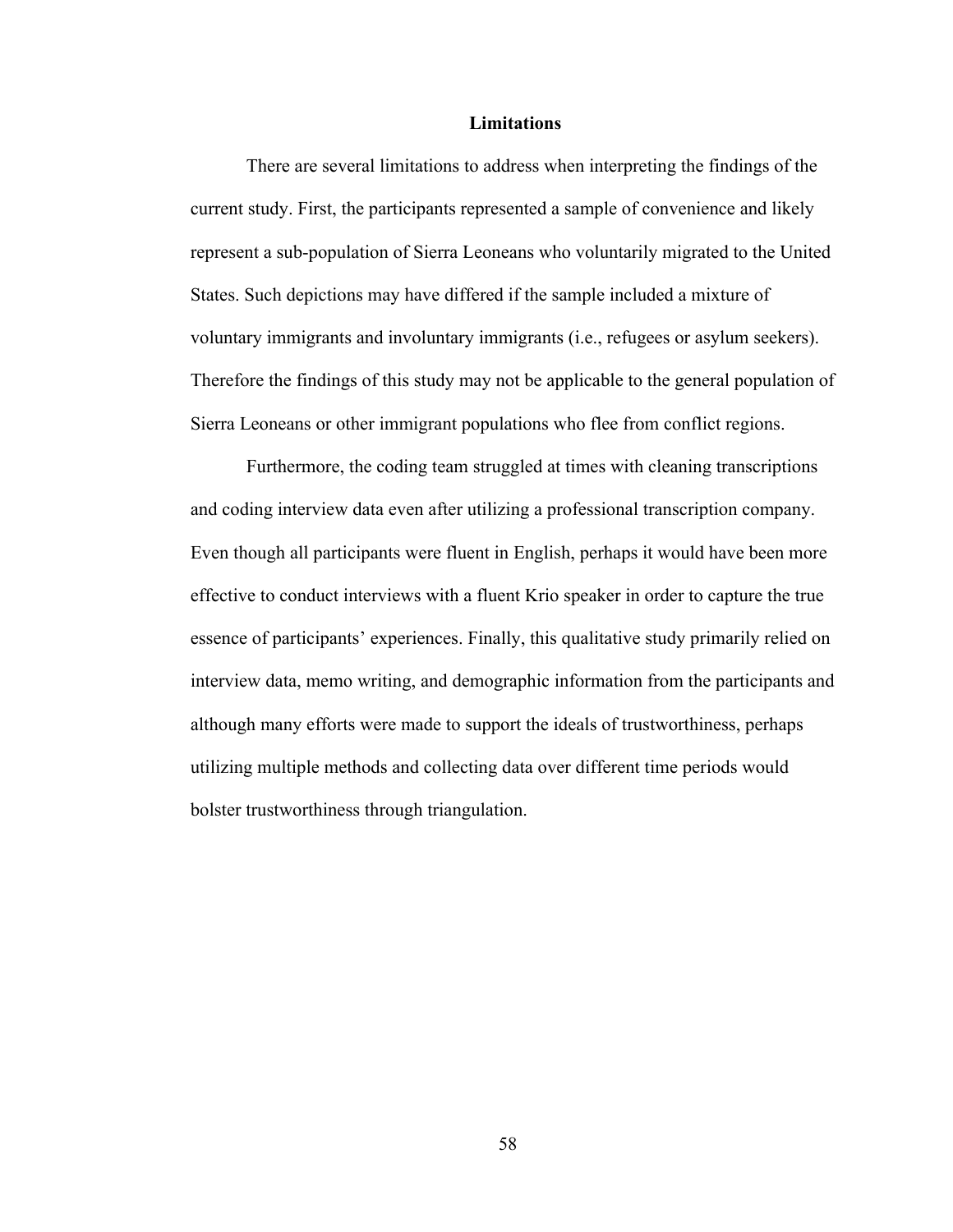## Limitations

There are several limitations to address when interpreting the findings of the current study. First, the participants represented a sample of convenience and likely represent a sub-population of Sierra Leoneans who voluntarily migrated to the United States. Such depictions may have differed if the sample included a mixture of voluntary immigrants and involuntary immigrants (i.e., refugees or asylum seekers). Therefore the findings of this study may not be applicable to the general population of Sierra Leoneans or other immigrant populations who flee from conflict regions.

Furthermore, the coding team struggled at times with cleaning transcriptions and coding interview data even after utilizing a professional transcription company. Even though all participants were fluent in English, perhaps it would have been more effective to conduct interviews with a fluent Krio speaker in order to capture the true essence of participants' experiences. Finally, this qualitative study primarily relied on interview data, memo writing, and demographic information from the participants and although many efforts were made to support the ideals of trustworthiness, perhaps utilizing multiple methods and collecting data over different time periods would bolster trustworthiness through triangulation.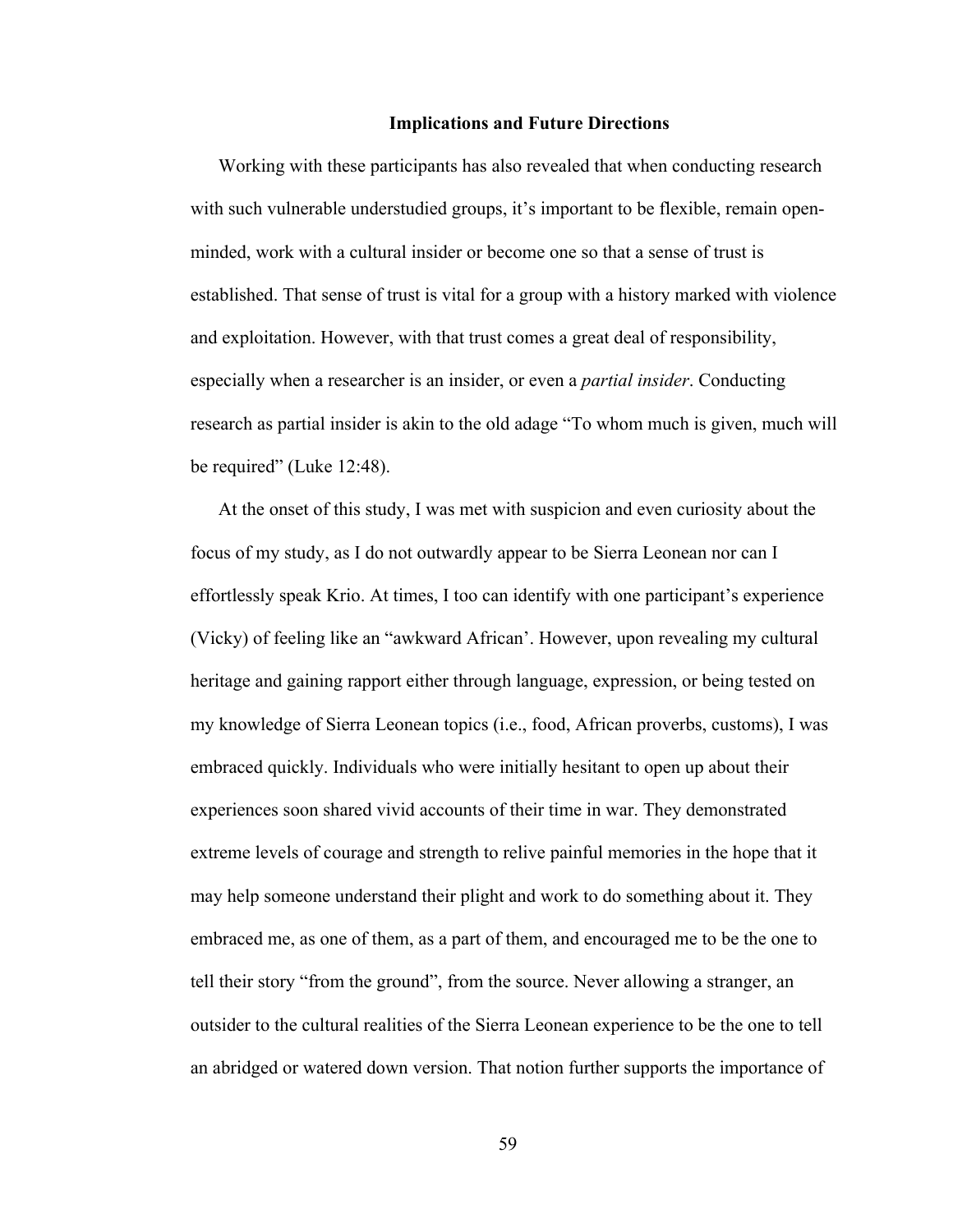### Implications and Future Directions

Working with these participants has also revealed that when conducting research with such vulnerable understudied groups, it's important to be flexible, remain open-minded, work with a cultural insider or become one so that a sense of trust is established. That sense of trust is vital for a group with a history marked with violence and exploitation. However, with that trust comes a great deal of responsibility, especially when a researcher is an insider, or even a *partial insider*. Conducting research as partial insider is akin to the old adage "To whom much is given, much will be required" (Luke 12:48).

At the onset of this study, I was met with suspicion and even curiosity about the focus of my study, as I do not outwardly appear to be Sierra Leonean nor can I effortlessly speak Krio. At times, I too can identify with one participant's experience (Vicky) of feeling like an "awkward African'. However, upon revealing my cultural heritage and gaining rapport either through language, expression, or being tested on my knowledge of Sierra Leonean topics (i.e., food, African proverbs, customs), I was embraced quickly. Individuals who were initially hesitant to open up about their experiences soon shared vivid accounts of their time in war. They demonstrated extreme levels of courage and strength to relive painful memories in the hope that it may help someone understand their plight and work to do something about it. They embraced me, as one of them, as a part of them, and encouraged me to be the one to tell their story "from the ground", from the source. Never allowing a stranger, an outsider to the cultural realities of the Sierra Leonean experience to be the one to tell an abridged or watered down version. That notion further supports the importance of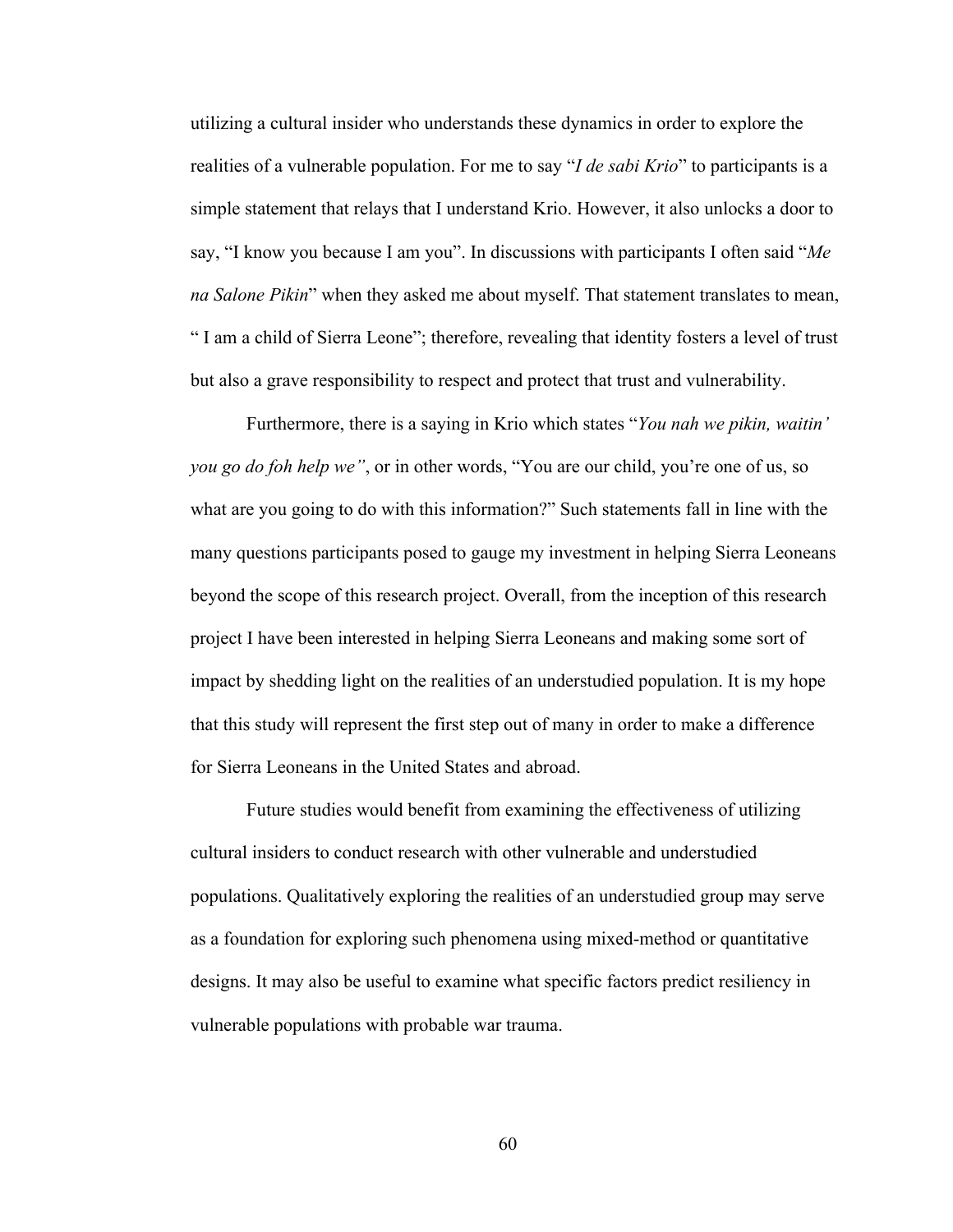utilizing a cultural insider who understands these dynamics in order to explore the realities of a vulnerable population. For me to say "*I de sabi Krio*" to participants is a simple statement that relays that I understand Krio. However, it also unlocks a door to say, "I know you because I am you". In discussions with participants I often said "*Me na Salone Pikin*" when they asked me about myself. That statement translates to mean, " I am a child of Sierra Leone"; therefore, revealing that identity fosters a level of trust but also a grave responsibility to respect and protect that trust and vulnerability.

Furthermore, there is a saying in Krio which states "*You nah we pikin, waitin' you go do foh help we"*, or in other words, "You are our child, you're one of us, so what are you going to do with this information?" Such statements fall in line with the many questions participants posed to gauge my investment in helping Sierra Leoneans beyond the scope of this research project. Overall, from the inception of this research project I have been interested in helping Sierra Leoneans and making some sort of impact by shedding light on the realities of an understudied population. It is my hope that this study will represent the first step out of many in order to make a difference for Sierra Leoneans in the United States and abroad.

Future studies would benefit from examining the effectiveness of utilizing cultural insiders to conduct research with other vulnerable and understudied populations. Qualitatively exploring the realities of an understudied group may serve as a foundation for exploring such phenomena using mixed-method or quantitative designs. It may also be useful to examine what specific factors predict resiliency in vulnerable populations with probable war trauma.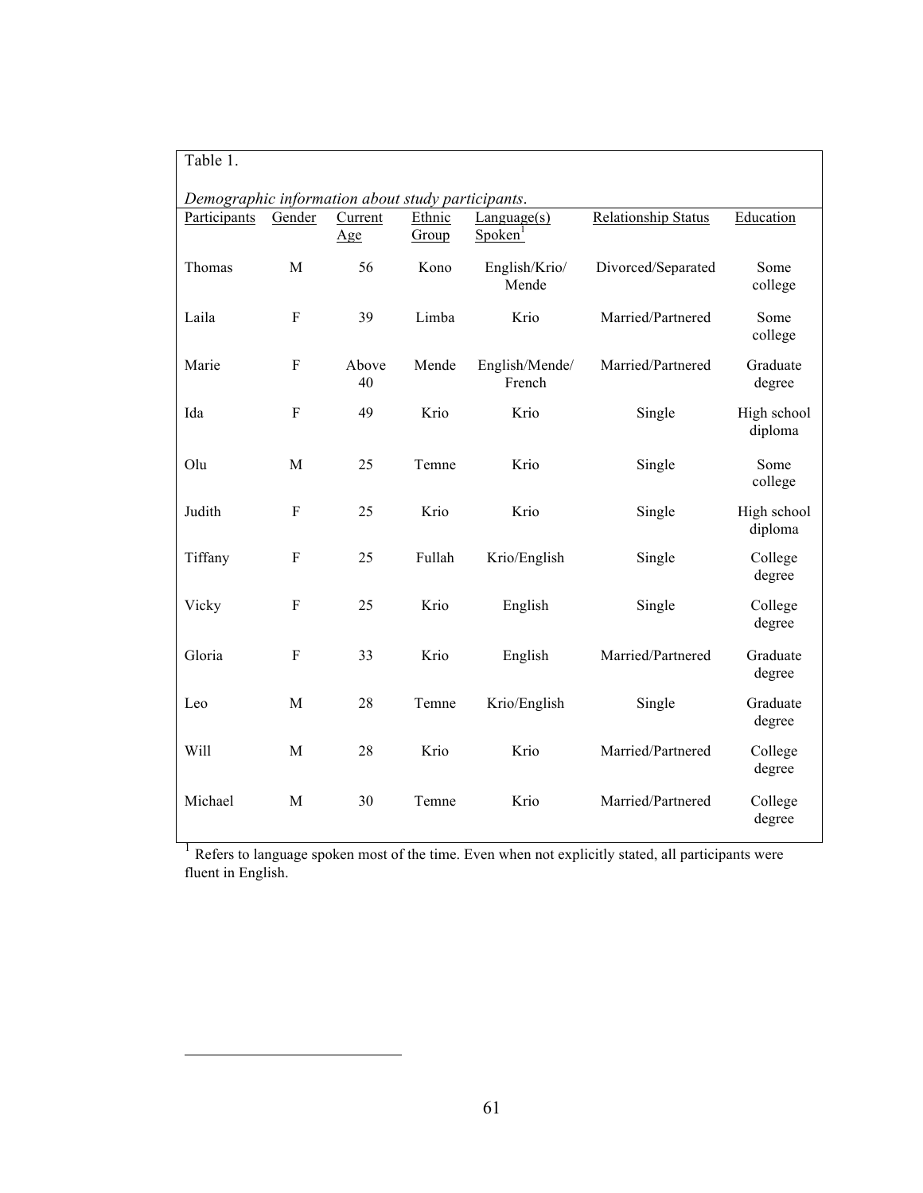Table 1.

*Demographic information about study participants*.

| Participants | Gender | Current Age | Ethnic Group | Language(s) Spoken[1] | Relationship Status | Education |
|---|---|---|---|---|---|---|
| Thomas | M | 56 | Kono | English/Krio/Mende | Divorced/Separated | Some college |
| Laila | F | 39 | Limba | Krio | Married/Partnered | Some college |
| Marie | F | Above 40 | Mende | English/Mende/French | Married/Partnered | Graduate degree |
| Ida | F | 49 | Krio | Krio | Single | High school diploma |
| Olu | M | 25 | Temne | Krio | Single | Some college |
| Judith | F | 25 | Krio | Krio | Single | High school diploma |
| Tiffany | F | 25 | Fullah | Krio/English | Single | College degree |
| Vicky | F | 25 | Krio | English | Single | College degree |
| Gloria | F | 33 | Krio | English | Married/Partnered | Graduate degree |
| Leo | M | 28 | Temne | Krio/English | Single | Graduate degree |
| Will | M | 28 | Krio | Krio | Married/Partnered | College degree |
| Michael | M | 30 | Temne | Krio | Married/Partnered | College degree |

[1] Refers to language spoken most of the time. Even when not explicitly stated, all participants were fluent in English.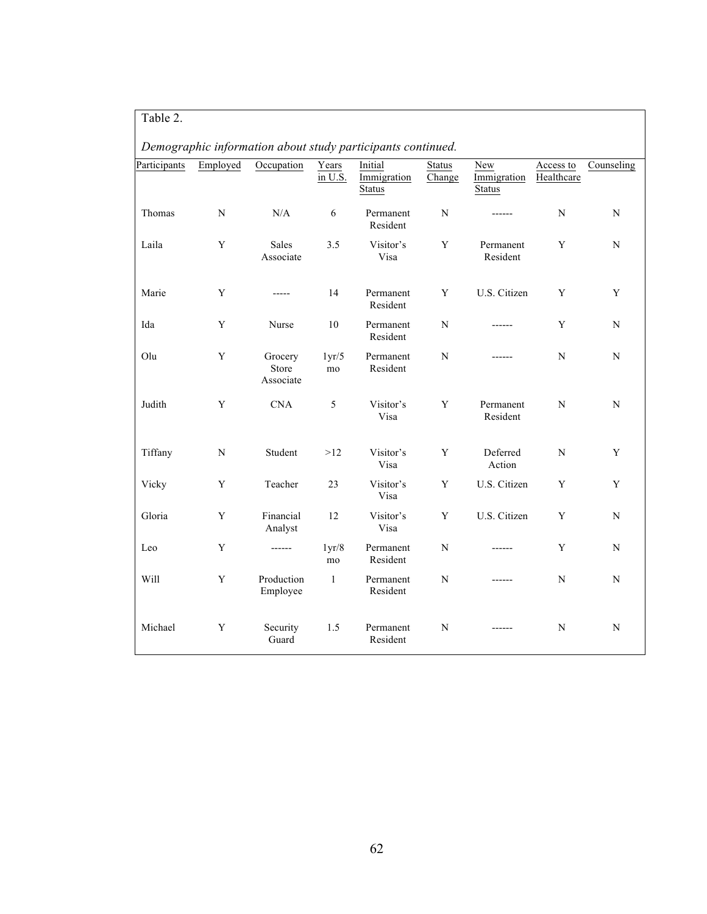Table 2.

*Demographic information about study participants continued.*

| Participants | Employed | Occupation | Years in U.S. | Initial Immigration Status | Status Change | New Immigration Status | Access to Healthcare | Counseling |
|---|---|---|---|---|---|---|---|---|
| Thomas | N | N/A | 6 | Permanent Resident | N | ------ | N | N |
| Laila | Y | Sales Associate | 3.5 | Visitor's Visa | Y | Permanent Resident | Y | N |
| Marie | Y | ----- | 14 | Permanent Resident | Y | U.S. Citizen | Y | Y |
| Ida | Y | Nurse | 10 | Permanent Resident | N | ------ | Y | N |
| Olu | Y | Grocery Store Associate | 1yr/5 mo | Permanent Resident | N | ------ | N | N |
| Judith | Y | CNA | 5 | Visitor's Visa | Y | Permanent Resident | N | N |
| Tiffany | N | Student | >12 | Visitor's Visa | Y | Deferred Action | N | Y |
| Vicky | Y | Teacher | 23 | Visitor's Visa | Y | U.S. Citizen | Y | Y |
| Gloria | Y | Financial Analyst | 12 | Visitor's Visa | Y | U.S. Citizen | Y | N |
| Leo | Y | ------ | 1yr/8 mo | Permanent Resident | N | ------ | Y | N |
| Will | Y | Production Employee | 1 | Permanent Resident | N | ------ | N | N |
| Michael | Y | Security Guard | 1.5 | Permanent Resident | N | ------ | N | N |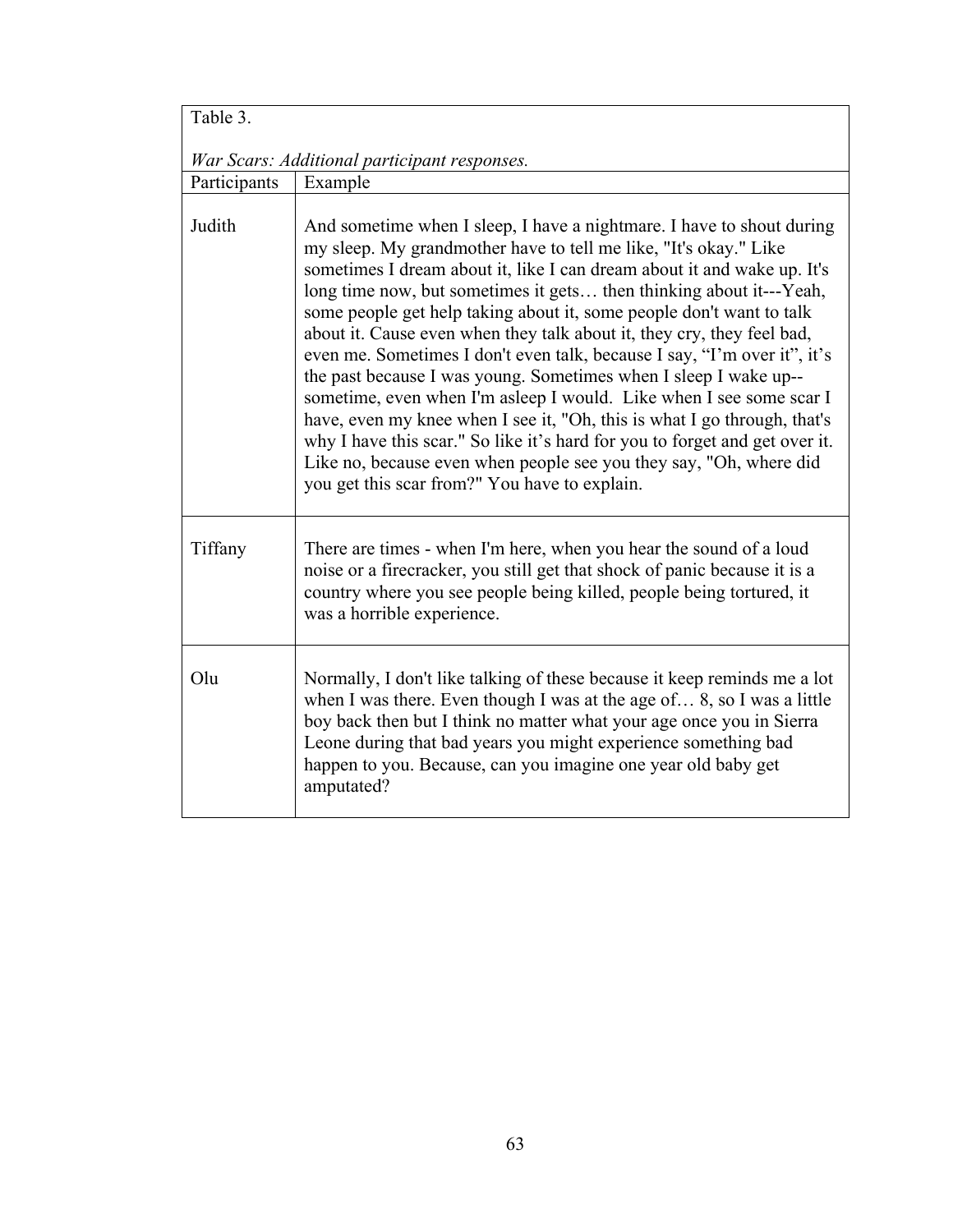Table 3.

*War Scars: Additional participant responses.*

| Participants | Example |
|---|---|
| Judith | And sometime when I sleep, I have a nightmare. I have to shout during my sleep. My grandmother have to tell me like, "It's okay." Like sometimes I dream about it, like I can dream about it and wake up. It's long time now, but sometimes it gets… then thinking about it---Yeah, some people get help taking about it, some people don't want to talk about it. Cause even when they talk about it, they cry, they feel bad, even me. Sometimes I don't even talk, because I say, "I'm over it", it's the past because I was young. Sometimes when I sleep I wake up--sometime, even when I'm asleep I would. Like when I see some scar I have, even my knee when I see it, "Oh, this is what I go through, that's why I have this scar." So like it's hard for you to forget and get over it. Like no, because even when people see you they say, "Oh, where did you get this scar from?" You have to explain. |
| Tiffany | There are times - when I'm here, when you hear the sound of a loud noise or a firecracker, you still get that shock of panic because it is a country where you see people being killed, people being tortured, it was a horrible experience. |
| Olu | Normally, I don't like talking of these because it keep reminds me a lot when I was there. Even though I was at the age of… 8, so I was a little boy back then but I think no matter what your age once you in Sierra Leone during that bad years you might experience something bad happen to you. Because, can you imagine one year old baby get amputated? |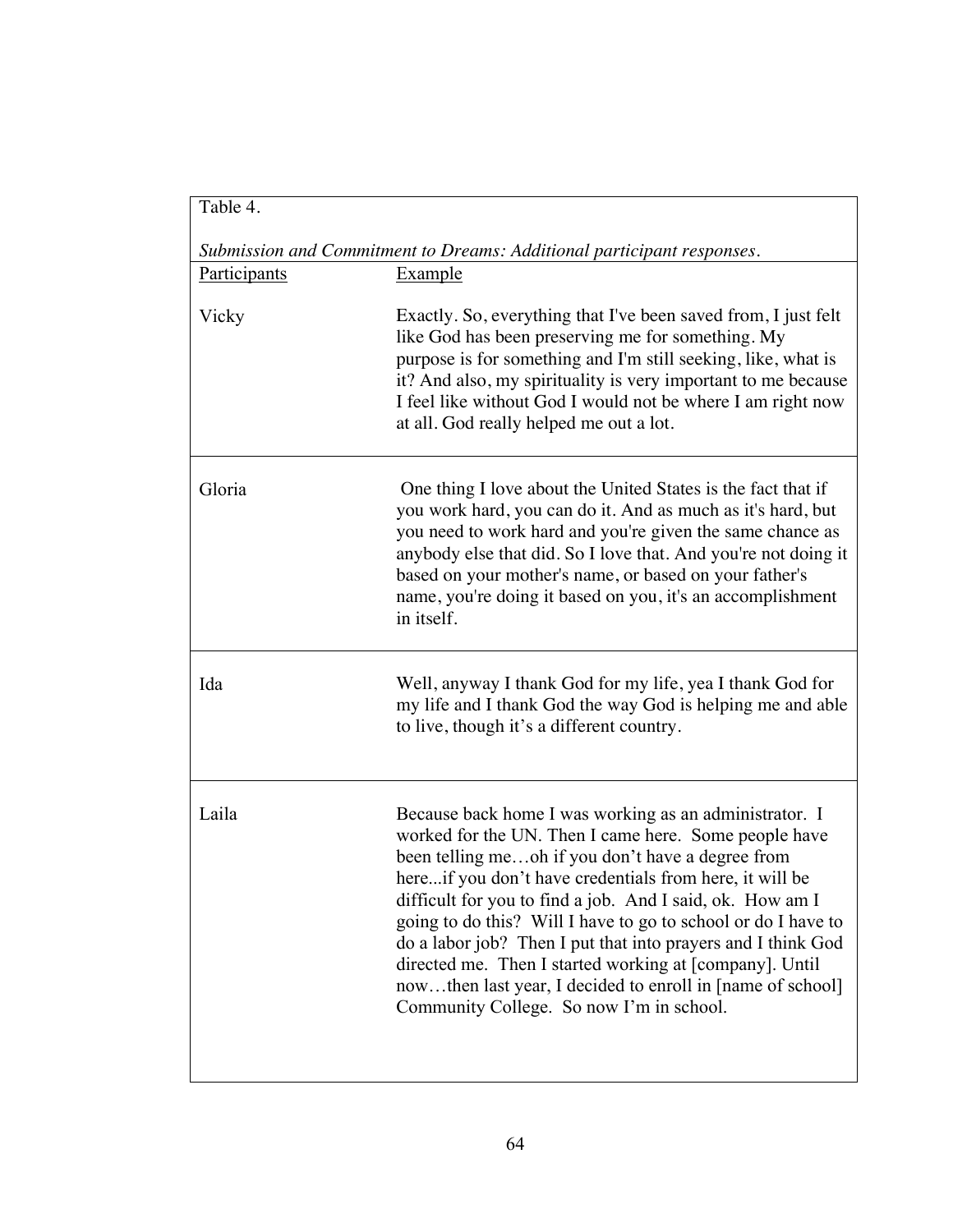Table 4.

*Submission and Commitment to Dreams: Additional participant responses.*

| Participants | Example |
| --- | --- |
| Vicky | Exactly. So, everything that I've been saved from, I just felt like God has been preserving me for something. My purpose is for something and I'm still seeking, like, what is it? And also, my spirituality is very important to me because I feel like without God I would not be where I am right now at all. God really helped me out a lot. |
| Gloria | One thing I love about the United States is the fact that if you work hard, you can do it. And as much as it's hard, but you need to work hard and you're given the same chance as anybody else that did. So I love that. And you're not doing it based on your mother's name, or based on your father's name, you're doing it based on you, it's an accomplishment in itself. |
| Ida | Well, anyway I thank God for my life, yea I thank God for my life and I thank God the way God is helping me and able to live, though it's a different country. |
| Laila | Because back home I was working as an administrator. I worked for the UN. Then I came here. Some people have been telling me…oh if you don't have a degree from here...if you don't have credentials from here, it will be difficult for you to find a job. And I said, ok. How am I going to do this? Will I have to go to school or do I have to do a labor job? Then I put that into prayers and I think God directed me. Then I started working at [company]. Until now…then last year, I decided to enroll in [name of school] Community College. So now I'm in school. |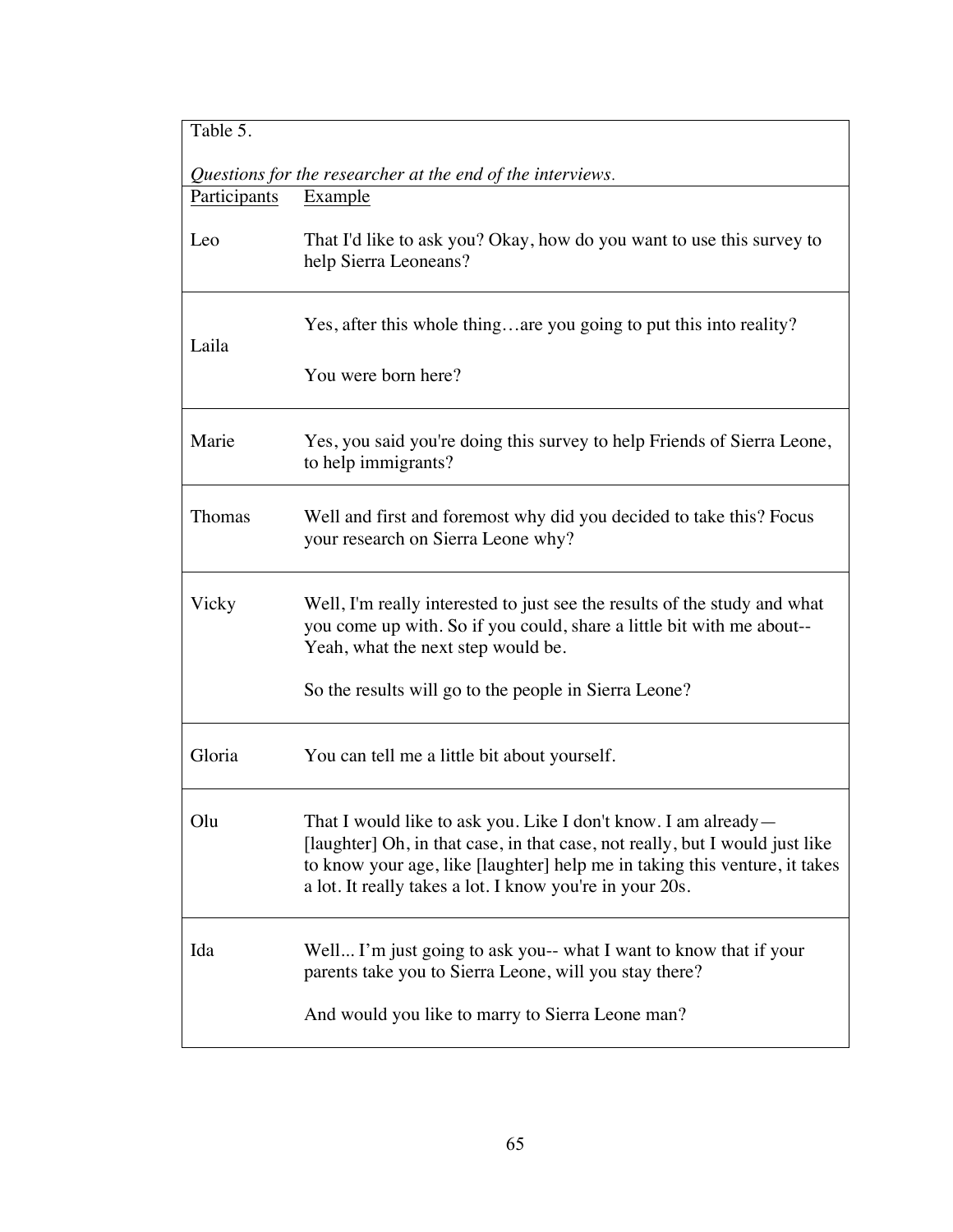Table 5.

*Questions for the researcher at the end of the interviews.*

| Participants | Example |
|---|---|
| Leo | That I'd like to ask you? Okay, how do you want to use this survey to help Sierra Leoneans? |
| Laila | Yes, after this whole thing…are you going to put this into reality?<br><br>You were born here? |
| Marie | Yes, you said you're doing this survey to help Friends of Sierra Leone, to help immigrants? |
| Thomas | Well and first and foremost why did you decided to take this? Focus your research on Sierra Leone why? |
| Vicky | Well, I'm really interested to just see the results of the study and what you come up with. So if you could, share a little bit with me about-- Yeah, what the next step would be.<br><br>So the results will go to the people in Sierra Leone? |
| Gloria | You can tell me a little bit about yourself. |
| Olu | That I would like to ask you. Like I don't know. I am already— [laughter] Oh, in that case, in that case, not really, but I would just like to know your age, like [laughter] help me in taking this venture, it takes a lot. It really takes a lot. I know you're in your 20s. |
| Ida | Well... I'm just going to ask you-- what I want to know that if your parents take you to Sierra Leone, will you stay there?<br><br>And would you like to marry to Sierra Leone man? |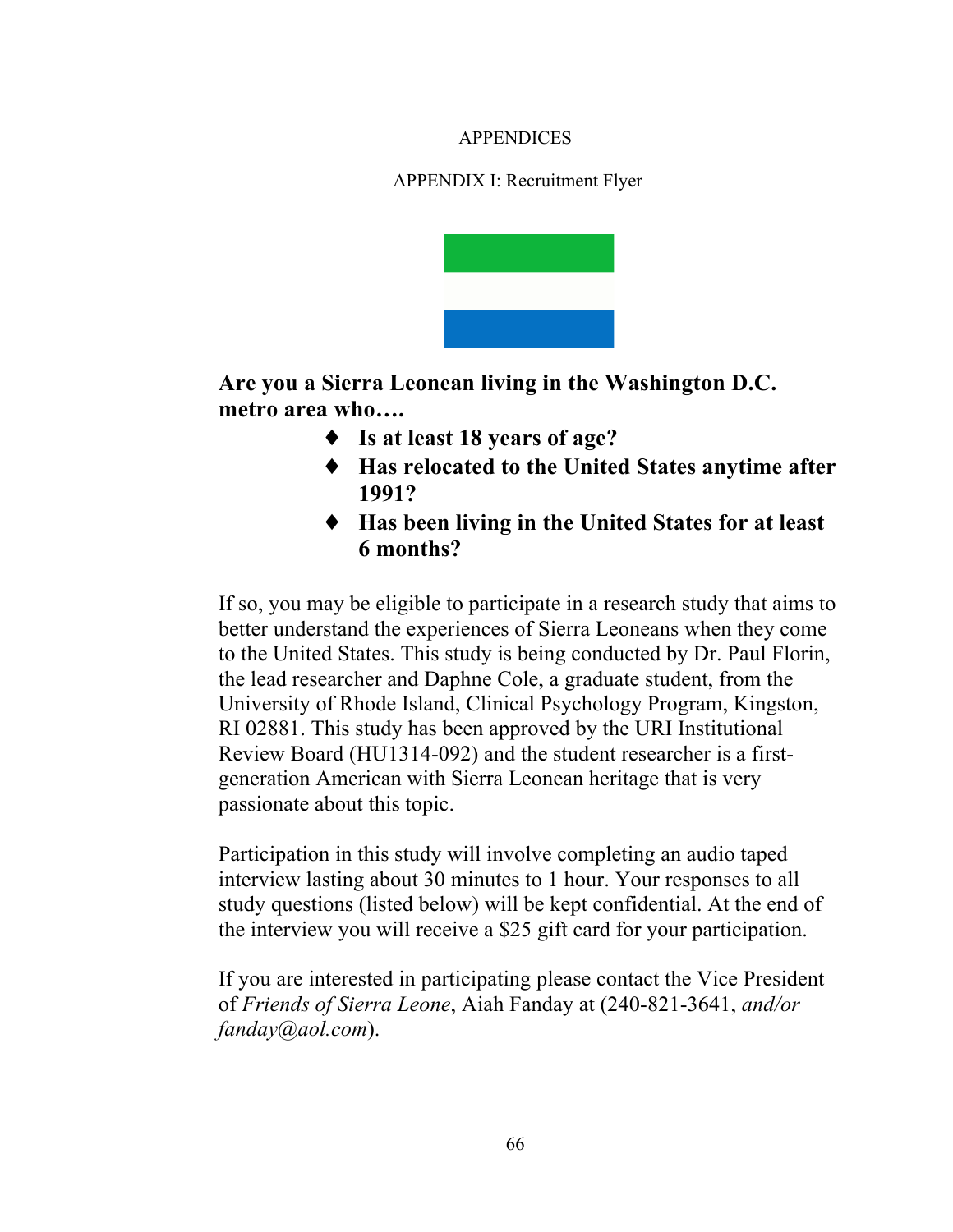# APPENDICES

## APPENDIX I: Recruitment Flyer

**Are you a Sierra Leonean living in the Washington D.C. metro area who….**

- **Is at least 18 years of age?**
- **Has relocated to the United States anytime after 1991?**
- **Has been living in the United States for at least 6 months?**

If so, you may be eligible to participate in a research study that aims to better understand the experiences of Sierra Leoneans when they come to the United States. This study is being conducted by Dr. Paul Florin, the lead researcher and Daphne Cole, a graduate student, from the University of Rhode Island, Clinical Psychology Program, Kingston, RI 02881. This study has been approved by the URI Institutional Review Board (HU1314-092) and the student researcher is a first-generation American with Sierra Leonean heritage that is very passionate about this topic.

Participation in this study will involve completing an audio taped interview lasting about 30 minutes to 1 hour. Your responses to all study questions (listed below) will be kept confidential. At the end of the interview you will receive a $25 gift card for your participation.

If you are interested in participating please contact the Vice President of *Friends of Sierra Leone*, Aiah Fanday at (240-821-3641, *and/or fanday@aol.com*).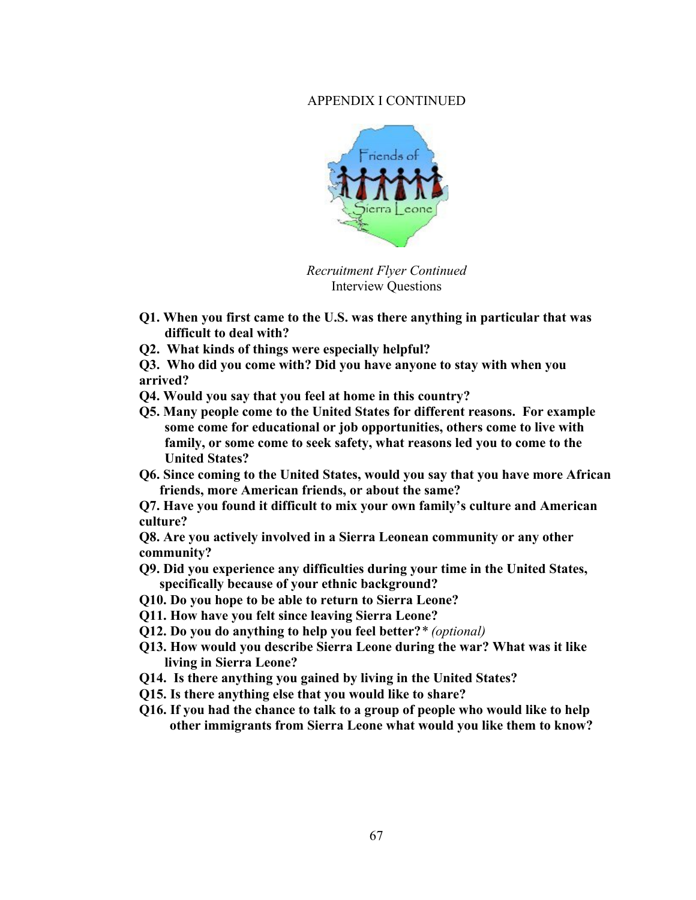APPENDIX I CONTINUED

*Recruitment Flyer Continued*
Interview Questions

**Q1. When you first came to the U.S. was there anything in particular that was difficult to deal with?**

**Q2. What kinds of things were especially helpful?**

**Q3. Who did you come with? Did you have anyone to stay with when you arrived?**

**Q4. Would you say that you feel at home in this country?**

**Q5. Many people come to the United States for different reasons. For example some come for educational or job opportunities, others come to live with family, or some come to seek safety, what reasons led you to come to the United States?**

**Q6. Since coming to the United States, would you say that you have more African friends, more American friends, or about the same?**

**Q7. Have you found it difficult to mix your own family's culture and American culture?**

**Q8. Are you actively involved in a Sierra Leonean community or any other community?**

**Q9. Did you experience any difficulties during your time in the United States, specifically because of your ethnic background?**

**Q10. Do you hope to be able to return to Sierra Leone?**

**Q11. How have you felt since leaving Sierra Leone?**

**Q12. Do you do anything to help you feel better?*** *(optional)*

**Q13. How would you describe Sierra Leone during the war? What was it like living in Sierra Leone?**

**Q14. Is there anything you gained by living in the United States?**

**Q15. Is there anything else that you would like to share?**

**Q16. If you had the chance to talk to a group of people who would like to help other immigrants from Sierra Leone what would you like them to know?**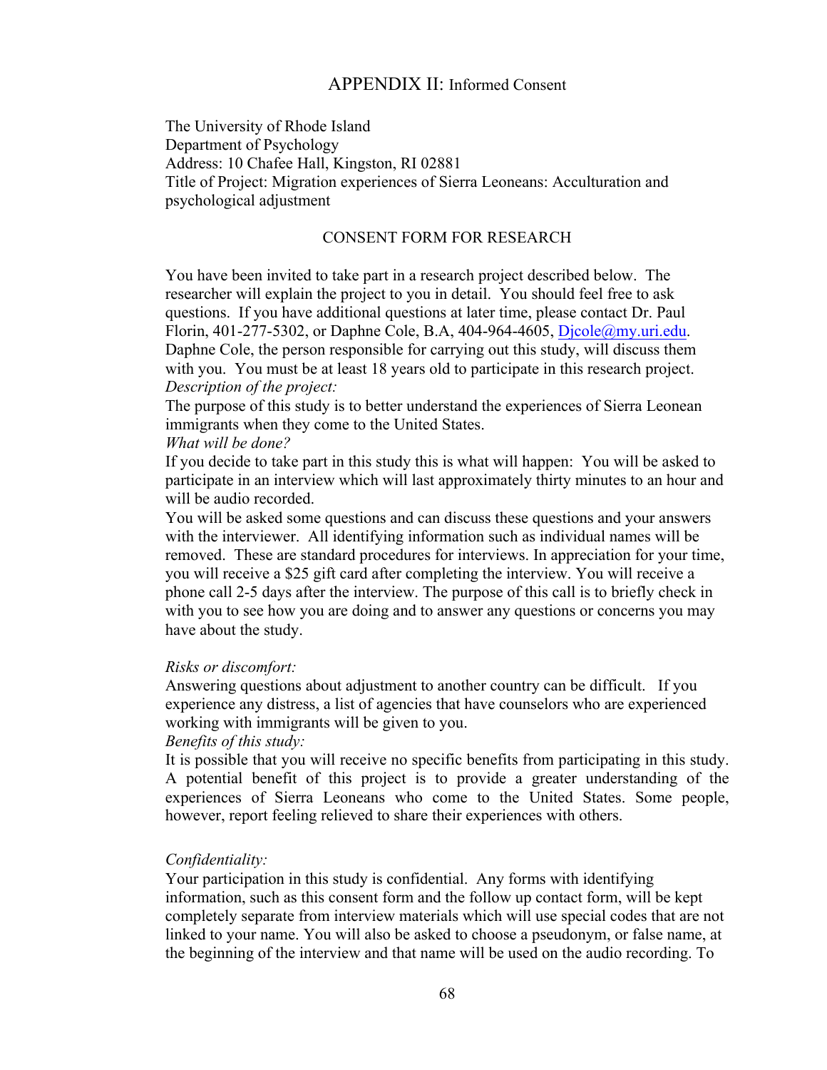# APPENDIX II: Informed Consent

The University of Rhode Island
Department of Psychology
Address: 10 Chafee Hall, Kingston, RI 02881
Title of Project: Migration experiences of Sierra Leoneans: Acculturation and psychological adjustment

## CONSENT FORM FOR RESEARCH

You have been invited to take part in a research project described below. The researcher will explain the project to you in detail. You should feel free to ask questions. If you have additional questions at later time, please contact Dr. Paul Florin, 401-277-5302, or Daphne Cole, B.A, 404-964-4605, Djcole@my.uri.edu. Daphne Cole, the person responsible for carrying out this study, will discuss them with you. You must be at least 18 years old to participate in this research project.

*Description of the project:*

The purpose of this study is to better understand the experiences of Sierra Leonean immigrants when they come to the United States.

*What will be done?*

If you decide to take part in this study this is what will happen: You will be asked to participate in an interview which will last approximately thirty minutes to an hour and will be audio recorded.

You will be asked some questions and can discuss these questions and your answers with the interviewer. All identifying information such as individual names will be removed. These are standard procedures for interviews. In appreciation for your time, you will receive a $25 gift card after completing the interview. You will receive a phone call 2-5 days after the interview. The purpose of this call is to briefly check in with you to see how you are doing and to answer any questions or concerns you may have about the study.

*Risks or discomfort:*

Answering questions about adjustment to another country can be difficult. If you experience any distress, a list of agencies that have counselors who are experienced working with immigrants will be given to you.

*Benefits of this study:*

It is possible that you will receive no specific benefits from participating in this study. A potential benefit of this project is to provide a greater understanding of the experiences of Sierra Leoneans who come to the United States. Some people, however, report feeling relieved to share their experiences with others.

*Confidentiality:*

Your participation in this study is confidential. Any forms with identifying information, such as this consent form and the follow up contact form, will be kept completely separate from interview materials which will use special codes that are not linked to your name. You will also be asked to choose a pseudonym, or false name, at the beginning of the interview and that name will be used on the audio recording. To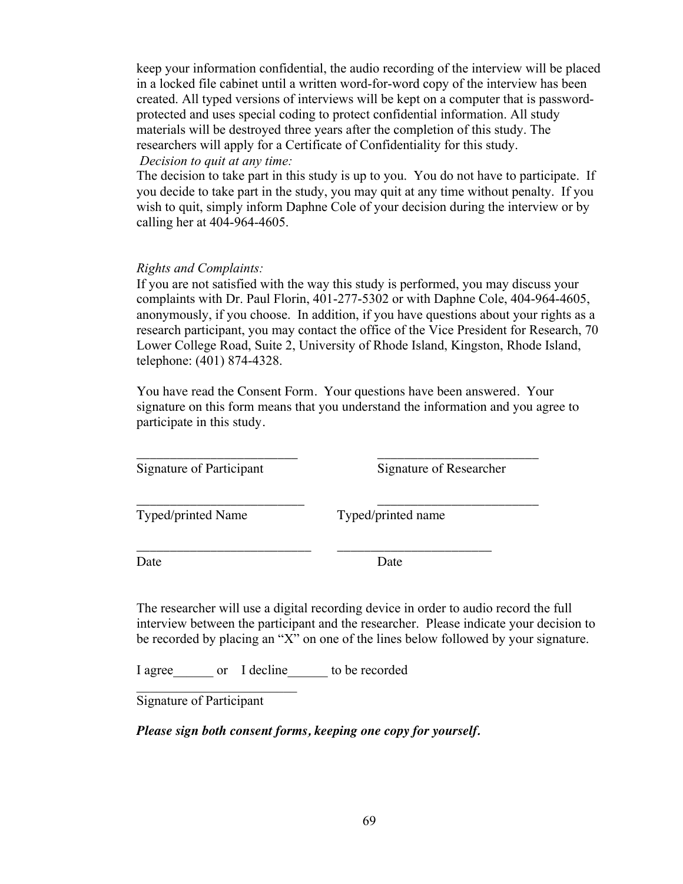keep your information confidential, the audio recording of the interview will be placed in a locked file cabinet until a written word-for-word copy of the interview has been created. All typed versions of interviews will be kept on a computer that is password-protected and uses special coding to protect confidential information. All study materials will be destroyed three years after the completion of this study. The researchers will apply for a Certificate of Confidentiality for this study.

*Decision to quit at any time:*

The decision to take part in this study is up to you. You do not have to participate. If you decide to take part in the study, you may quit at any time without penalty. If you wish to quit, simply inform Daphne Cole of your decision during the interview or by calling her at 404-964-4605.

*Rights and Complaints:*

If you are not satisfied with the way this study is performed, you may discuss your complaints with Dr. Paul Florin, 401-277-5302 or with Daphne Cole, 404-964-4605, anonymously, if you choose. In addition, if you have questions about your rights as a research participant, you may contact the office of the Vice President for Research, 70 Lower College Road, Suite 2, University of Rhode Island, Kingston, Rhode Island, telephone: (401) 874-4328.

You have read the Consent Form. Your questions have been answered. Your signature on this form means that you understand the information and you agree to participate in this study.

________________________ ________________________
Signature of Participant Signature of Researcher

________________________ ________________________
Typed/printed Name Typed/printed name

________________________ ________________________
Date Date

The researcher will use a digital recording device in order to audio record the full interview between the participant and the researcher. Please indicate your decision to be recorded by placing an "X" on one of the lines below followed by your signature.

I agree______ or I decline______ to be recorded

________________________
Signature of Participant

***Please sign both consent forms, keeping one copy for yourself.***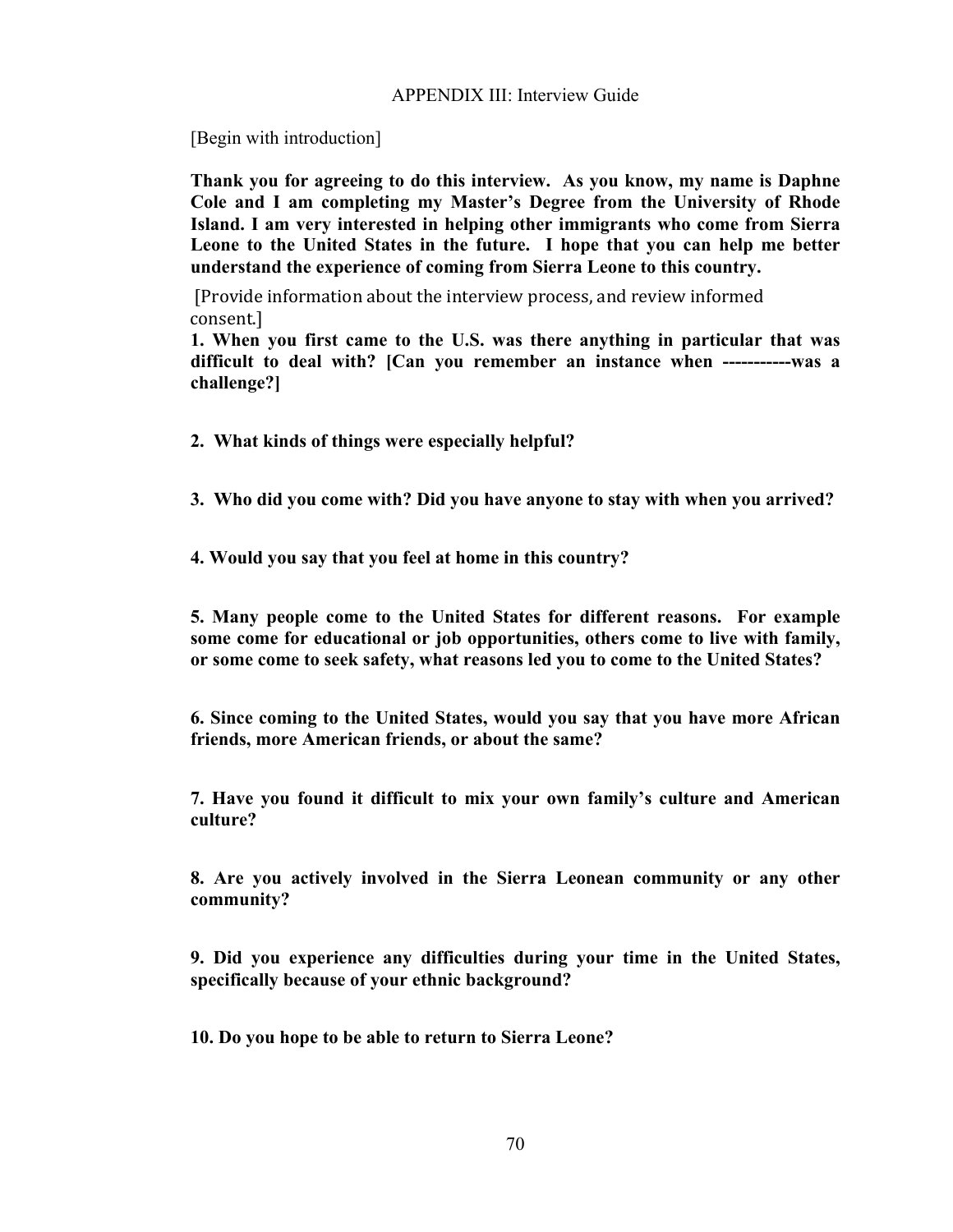# APPENDIX III: Interview Guide

[Begin with introduction]

**Thank you for agreeing to do this interview. As you know, my name is Daphne Cole and I am completing my Master's Degree from the University of Rhode Island. I am very interested in helping other immigrants who come from Sierra Leone to the United States in the future. I hope that you can help me better understand the experience of coming from Sierra Leone to this country.**

[Provide information about the interview process, and review informed consent.]

**1. When you first came to the U.S. was there anything in particular that was difficult to deal with? [Can you remember an instance when -----------was a challenge?]**

**2. What kinds of things were especially helpful?**

**3. Who did you come with? Did you have anyone to stay with when you arrived?**

**4. Would you say that you feel at home in this country?**

**5. Many people come to the United States for different reasons. For example some come for educational or job opportunities, others come to live with family, or some come to seek safety, what reasons led you to come to the United States?**

**6. Since coming to the United States, would you say that you have more African friends, more American friends, or about the same?**

**7. Have you found it difficult to mix your own family's culture and American culture?**

**8. Are you actively involved in the Sierra Leonean community or any other community?**

**9. Did you experience any difficulties during your time in the United States, specifically because of your ethnic background?**

**10. Do you hope to be able to return to Sierra Leone?**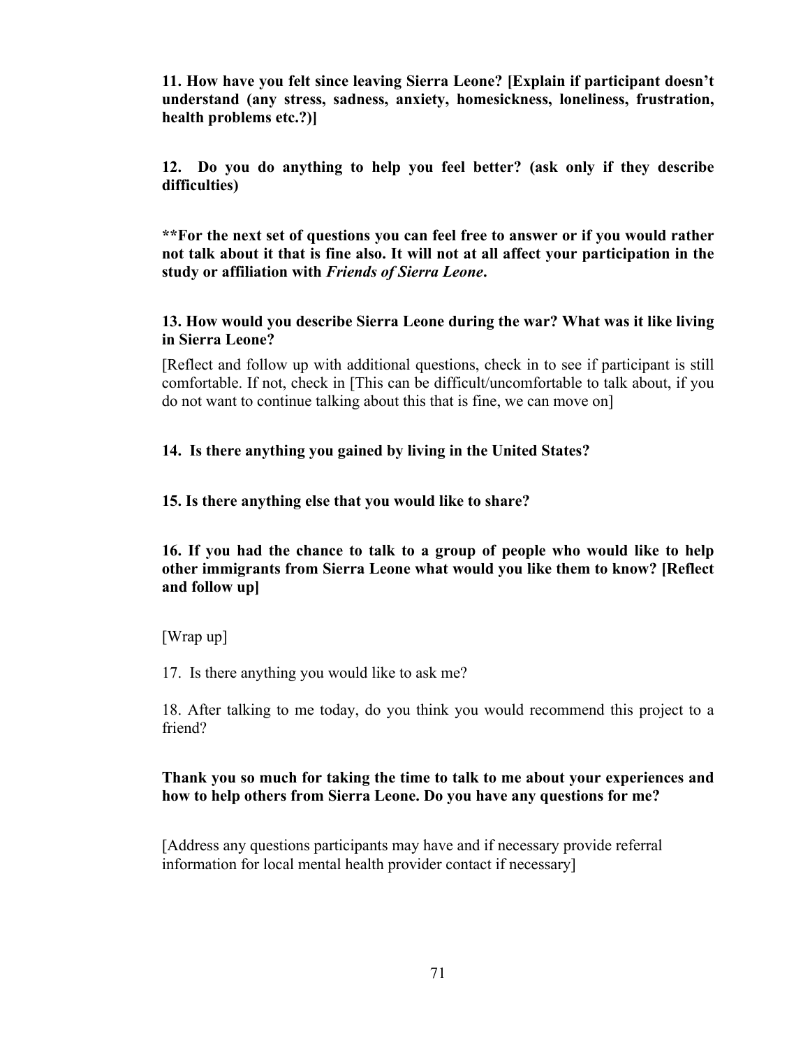**11. How have you felt since leaving Sierra Leone? [Explain if participant doesn't understand (any stress, sadness, anxiety, homesickness, loneliness, frustration, health problems etc.?)]**

**12. Do you do anything to help you feel better? (ask only if they describe difficulties)**

**For the next set of questions you can feel free to answer or if you would rather not talk about it that is fine also. It will not at all affect your participation in the study or affiliation with *Friends of Sierra Leone*.**

**13. How would you describe Sierra Leone during the war? What was it like living in Sierra Leone?**

[Reflect and follow up with additional questions, check in to see if participant is still comfortable. If not, check in [This can be difficult/uncomfortable to talk about, if you do not want to continue talking about this that is fine, we can move on]

**14. Is there anything you gained by living in the United States?**

**15. Is there anything else that you would like to share?**

**16. If you had the chance to talk to a group of people who would like to help other immigrants from Sierra Leone what would you like them to know? [Reflect and follow up]**

[Wrap up]

17. Is there anything you would like to ask me?

18. After talking to me today, do you think you would recommend this project to a friend?

**Thank you so much for taking the time to talk to me about your experiences and how to help others from Sierra Leone. Do you have any questions for me?**

[Address any questions participants may have and if necessary provide referral information for local mental health provider contact if necessary]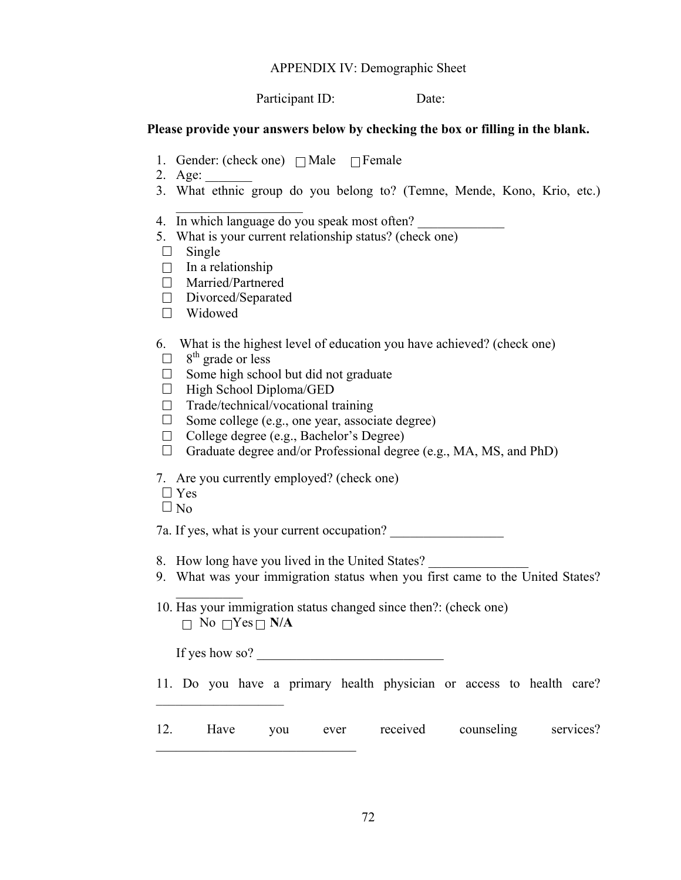# APPENDIX IV: Demographic Sheet

Participant ID: Date:

**Please provide your answers below by checking the box or filling in the blank.**

1. Gender: (check one) ☐ Male ☐ Female
2. Age: _______
3. What ethnic group do you belong to? (Temne, Mende, Kono, Krio, etc.) ___________________
4. In which language do you speak most often? _____________
5. What is your current relationship status? (check one)
   - ☐ Single
   - ☐ In a relationship
   - ☐ Married/Partnered
   - ☐ Divorced/Separated
   - ☐ Widowed

6. What is the highest level of education you have achieved? (check one)
   - ☐ 8th grade or less
   - ☐ Some high school but did not graduate
   - ☐ High School Diploma/GED
   - ☐ Trade/technical/vocational training
   - ☐ Some college (e.g., one year, associate degree)
   - ☐ College degree (e.g., Bachelor's Degree)
   - ☐ Graduate degree and/or Professional degree (e.g., MA, MS, and PhD)

7. Are you currently employed? (check one)
   - ☐ Yes
   - ☐ No

7a. If yes, what is your current occupation? _________________

8. How long have you lived in the United States? _______________
9. What was your immigration status when you first came to the United States? __________
10. Has your immigration status changed since then?: (check one)
    ☐ No ☐ Yes ☐ **N/A**

    If yes how so? ____________________________

11. Do you have a primary health physician or access to health care? ___________________

12. Have you ever received counseling services? ______________________________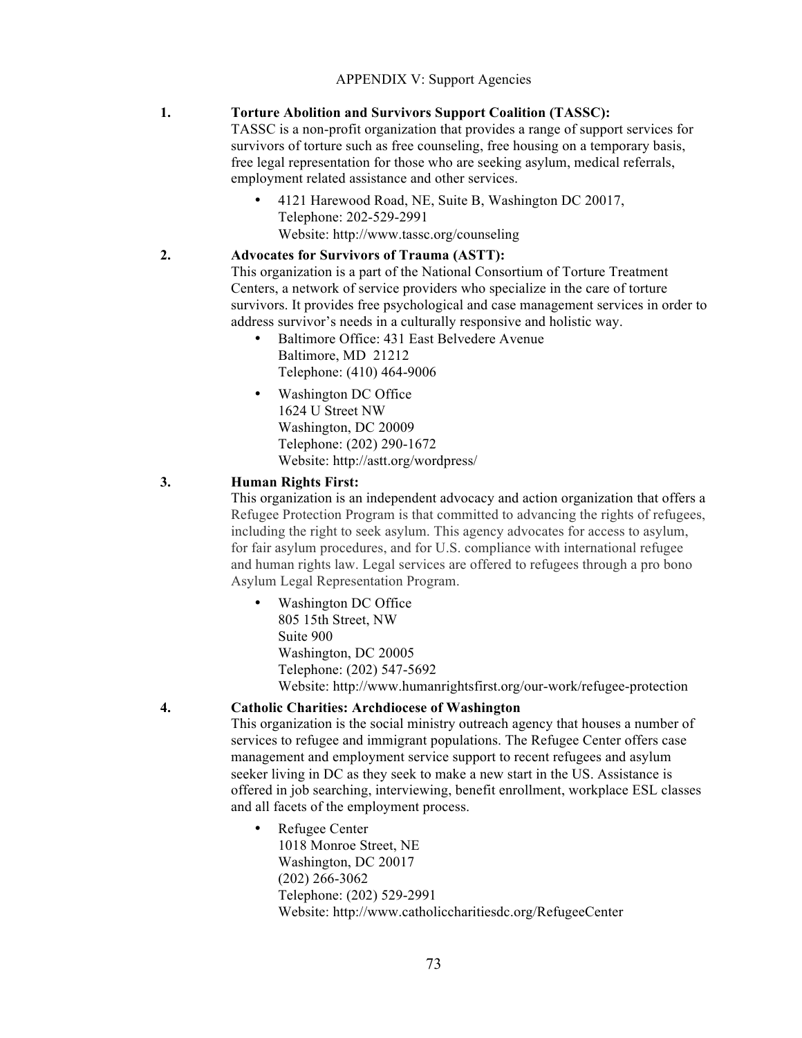APPENDIX V: Support Agencies

1. **Torture Abolition and Survivors Support Coalition (TASSC):**
   TASSC is a non-profit organization that provides a range of support services for survivors of torture such as free counseling, free housing on a temporary basis, free legal representation for those who are seeking asylum, medical referrals, employment related assistance and other services.

   - 4121 Harewood Road, NE, Suite B, Washington DC 20017,
     Telephone: 202-529-2991
     Website: http://www.tassc.org/counseling

2. **Advocates for Survivors of Trauma (ASTT):**
   This organization is a part of the National Consortium of Torture Treatment Centers, a network of service providers who specialize in the care of torture survivors. It provides free psychological and case management services in order to address survivor's needs in a culturally responsive and holistic way.

   - Baltimore Office: 431 East Belvedere Avenue
     Baltimore, MD 21212
     Telephone: (410) 464-9006
   - Washington DC Office
     1624 U Street NW
     Washington, DC 20009
     Telephone: (202) 290-1672
     Website: http://astt.org/wordpress/

3. **Human Rights First:**
   This organization is an independent advocacy and action organization that offers a Refugee Protection Program is that committed to advancing the rights of refugees, including the right to seek asylum. This agency advocates for access to asylum, for fair asylum procedures, and for U.S. compliance with international refugee and human rights law. Legal services are offered to refugees through a pro bono Asylum Legal Representation Program.

   - Washington DC Office
     805 15th Street, NW
     Suite 900
     Washington, DC 20005
     Telephone: (202) 547-5692
     Website: http://www.humanrightsfirst.org/our-work/refugee-protection

4. **Catholic Charities: Archdiocese of Washington**
   This organization is the social ministry outreach agency that houses a number of services to refugee and immigrant populations. The Refugee Center offers case management and employment service support to recent refugees and asylum seeker living in DC as they seek to make a new start in the US. Assistance is offered in job searching, interviewing, benefit enrollment, workplace ESL classes and all facets of the employment process.

   - Refugee Center
     1018 Monroe Street, NE
     Washington, DC 20017
     (202) 266-3062
     Telephone: (202) 529-2991
     Website: http://www.catholiccharitiesdc.org/RefugeeCenter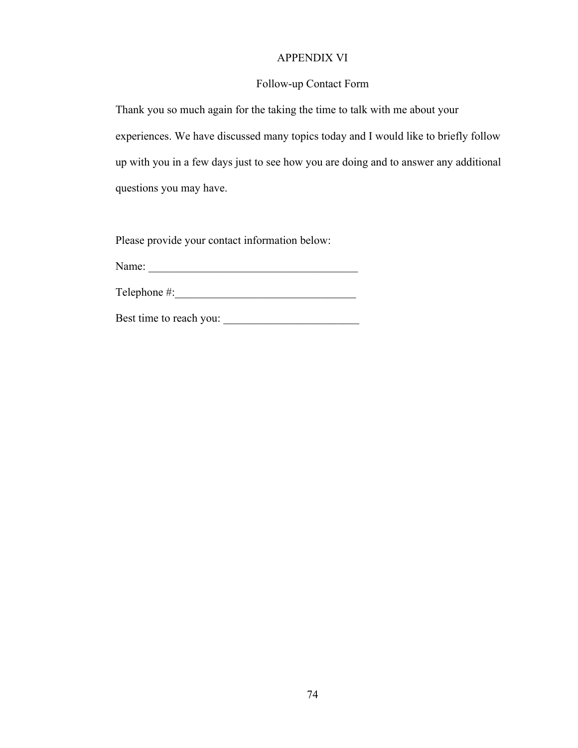# APPENDIX VI

## Follow-up Contact Form

Thank you so much again for the taking the time to talk with me about your experiences. We have discussed many topics today and I would like to briefly follow up with you in a few days just to see how you are doing and to answer any additional questions you may have.

Please provide your contact information below:

Name: ______________________________________

Telephone #:________________________________

Best time to reach you: ________________________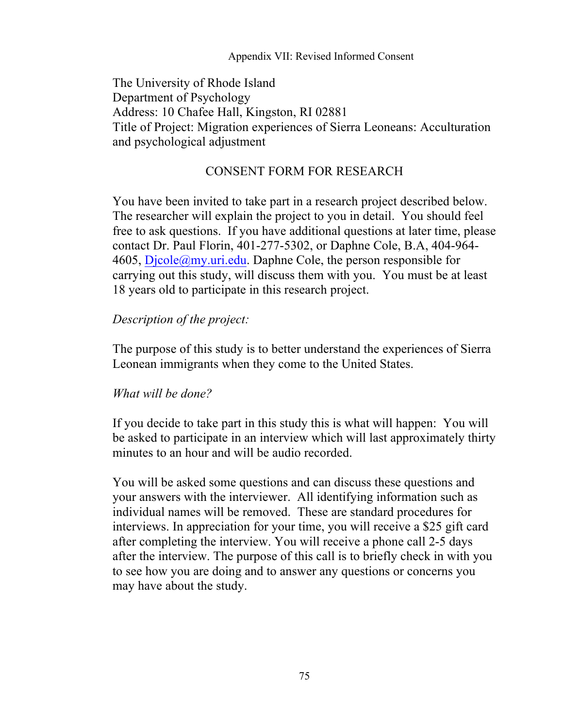Appendix VII: Revised Informed Consent

The University of Rhode Island
Department of Psychology
Address: 10 Chafee Hall, Kingston, RI 02881
Title of Project: Migration experiences of Sierra Leoneans: Acculturation and psychological adjustment

## CONSENT FORM FOR RESEARCH

You have been invited to take part in a research project described below. The researcher will explain the project to you in detail. You should feel free to ask questions. If you have additional questions at later time, please contact Dr. Paul Florin, 401-277-5302, or Daphne Cole, B.A, 404-964-4605, Djcole@my.uri.edu. Daphne Cole, the person responsible for carrying out this study, will discuss them with you. You must be at least 18 years old to participate in this research project.

*Description of the project:*

The purpose of this study is to better understand the experiences of Sierra Leonean immigrants when they come to the United States.

*What will be done?*

If you decide to take part in this study this is what will happen: You will be asked to participate in an interview which will last approximately thirty minutes to an hour and will be audio recorded.

You will be asked some questions and can discuss these questions and your answers with the interviewer. All identifying information such as individual names will be removed. These are standard procedures for interviews. In appreciation for your time, you will receive a $25 gift card after completing the interview. You will receive a phone call 2-5 days after the interview. The purpose of this call is to briefly check in with you to see how you are doing and to answer any questions or concerns you may have about the study.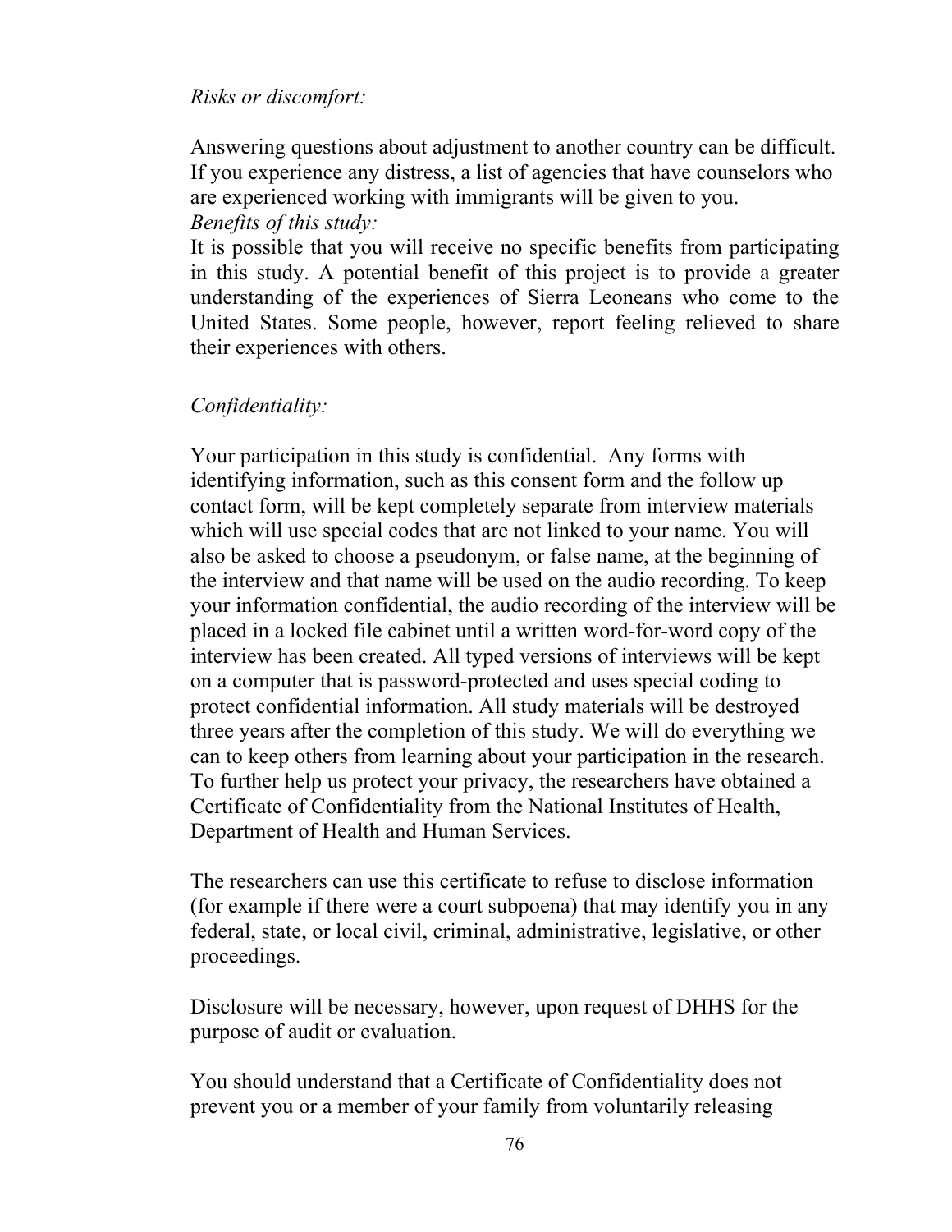*Risks or discomfort:*

Answering questions about adjustment to another country can be difficult. If you experience any distress, a list of agencies that have counselors who are experienced working with immigrants will be given to you.

*Benefits of this study:*

It is possible that you will receive no specific benefits from participating in this study. A potential benefit of this project is to provide a greater understanding of the experiences of Sierra Leoneans who come to the United States. Some people, however, report feeling relieved to share their experiences with others.

*Confidentiality:*

Your participation in this study is confidential. Any forms with identifying information, such as this consent form and the follow up contact form, will be kept completely separate from interview materials which will use special codes that are not linked to your name. You will also be asked to choose a pseudonym, or false name, at the beginning of the interview and that name will be used on the audio recording. To keep your information confidential, the audio recording of the interview will be placed in a locked file cabinet until a written word-for-word copy of the interview has been created. All typed versions of interviews will be kept on a computer that is password-protected and uses special coding to protect confidential information. All study materials will be destroyed three years after the completion of this study. We will do everything we can to keep others from learning about your participation in the research. To further help us protect your privacy, the researchers have obtained a Certificate of Confidentiality from the National Institutes of Health, Department of Health and Human Services.

The researchers can use this certificate to refuse to disclose information (for example if there were a court subpoena) that may identify you in any federal, state, or local civil, criminal, administrative, legislative, or other proceedings.

Disclosure will be necessary, however, upon request of DHHS for the purpose of audit or evaluation.

You should understand that a Certificate of Confidentiality does not prevent you or a member of your family from voluntarily releasing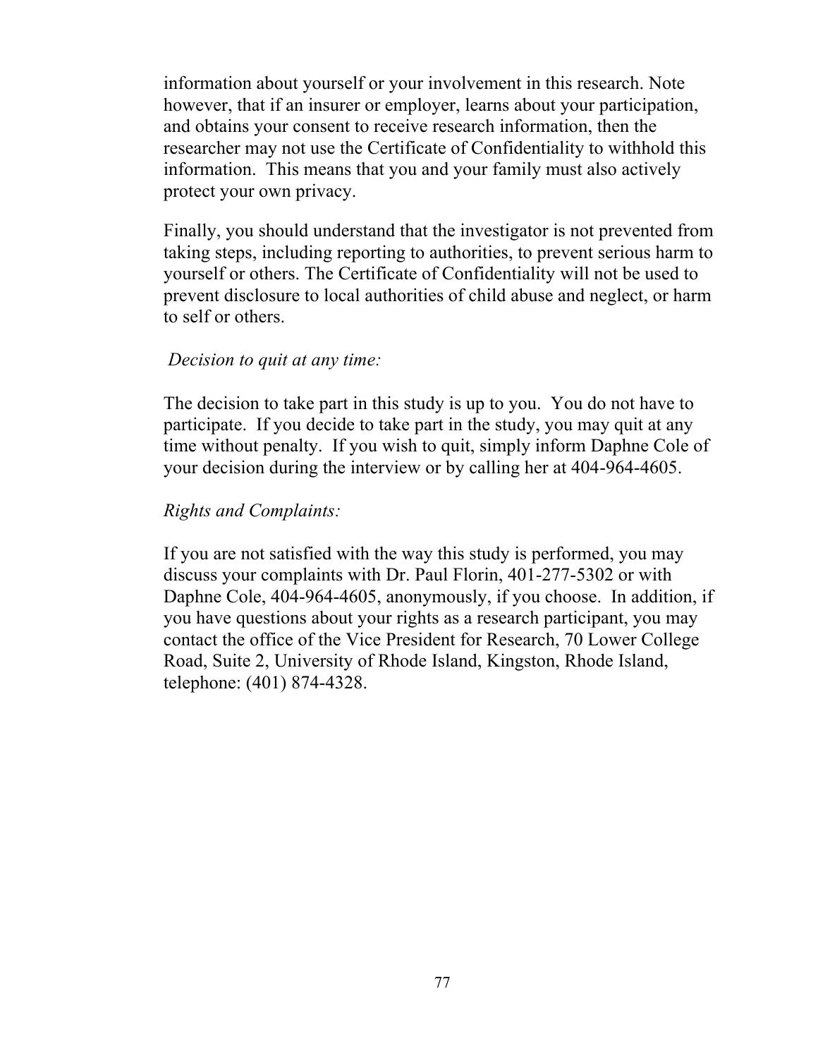information about yourself or your involvement in this research. Note however, that if an insurer or employer, learns about your participation, and obtains your consent to receive research information, then the researcher may not use the Certificate of Confidentiality to withhold this information. This means that you and your family must also actively protect your own privacy.

Finally, you should understand that the investigator is not prevented from taking steps, including reporting to authorities, to prevent serious harm to yourself or others. The Certificate of Confidentiality will not be used to prevent disclosure to local authorities of child abuse and neglect, or harm to self or others.

*Decision to quit at any time:*

The decision to take part in this study is up to you. You do not have to participate. If you decide to take part in the study, you may quit at any time without penalty. If you wish to quit, simply inform Daphne Cole of your decision during the interview or by calling her at 404-964-4605.

*Rights and Complaints:*

If you are not satisfied with the way this study is performed, you may discuss your complaints with Dr. Paul Florin, 401-277-5302 or with Daphne Cole, 404-964-4605, anonymously, if you choose. In addition, if you have questions about your rights as a research participant, you may contact the office of the Vice President for Research, 70 Lower College Road, Suite 2, University of Rhode Island, Kingston, Rhode Island, telephone: (401) 874-4328.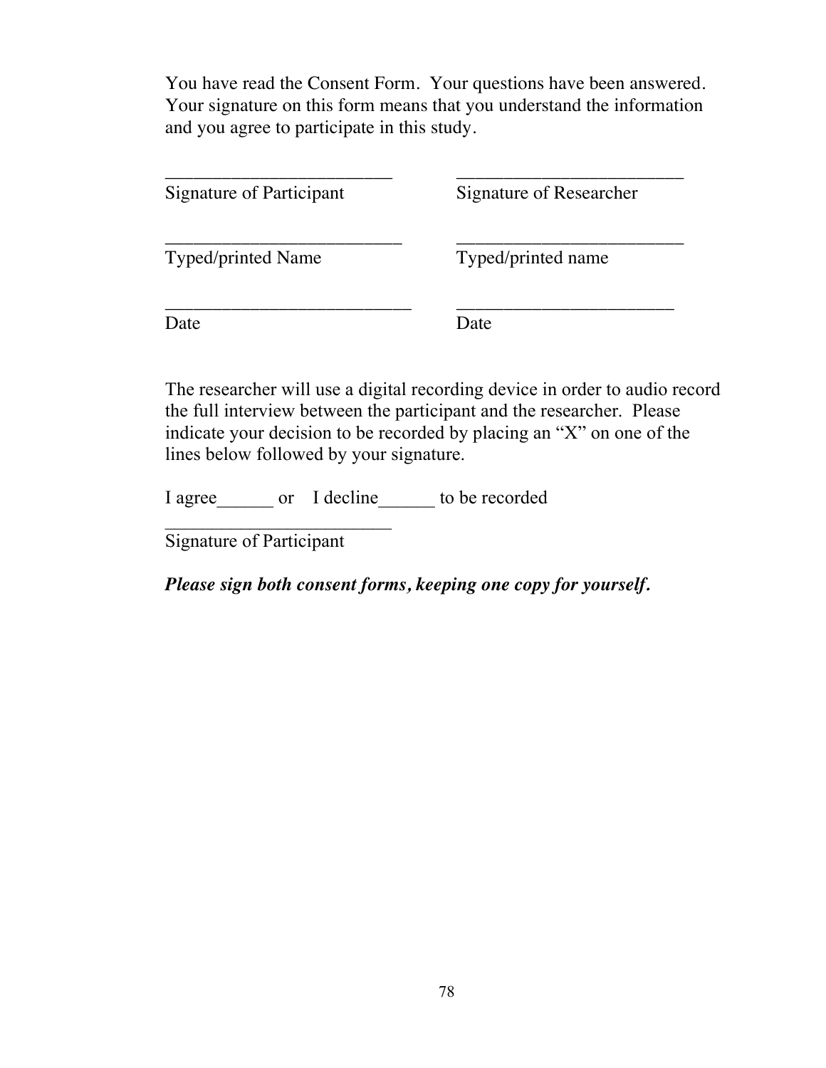You have read the Consent Form. Your questions have been answered. Your signature on this form means that you understand the information and you agree to participate in this study.

| ________________________ | ________________________ |
|---|---|
| Signature of Participant | Signature of Researcher |
| ________________________ | ________________________ |
| Typed/printed Name | Typed/printed name |
| ________________________ | ________________________ |
| Date | Date |

The researcher will use a digital recording device in order to audio record the full interview between the participant and the researcher. Please indicate your decision to be recorded by placing an "X" on one of the lines below followed by your signature.

I agree______ or I decline______ to be recorded

________________________
Signature of Participant

***Please sign both consent forms, keeping one copy for yourself.***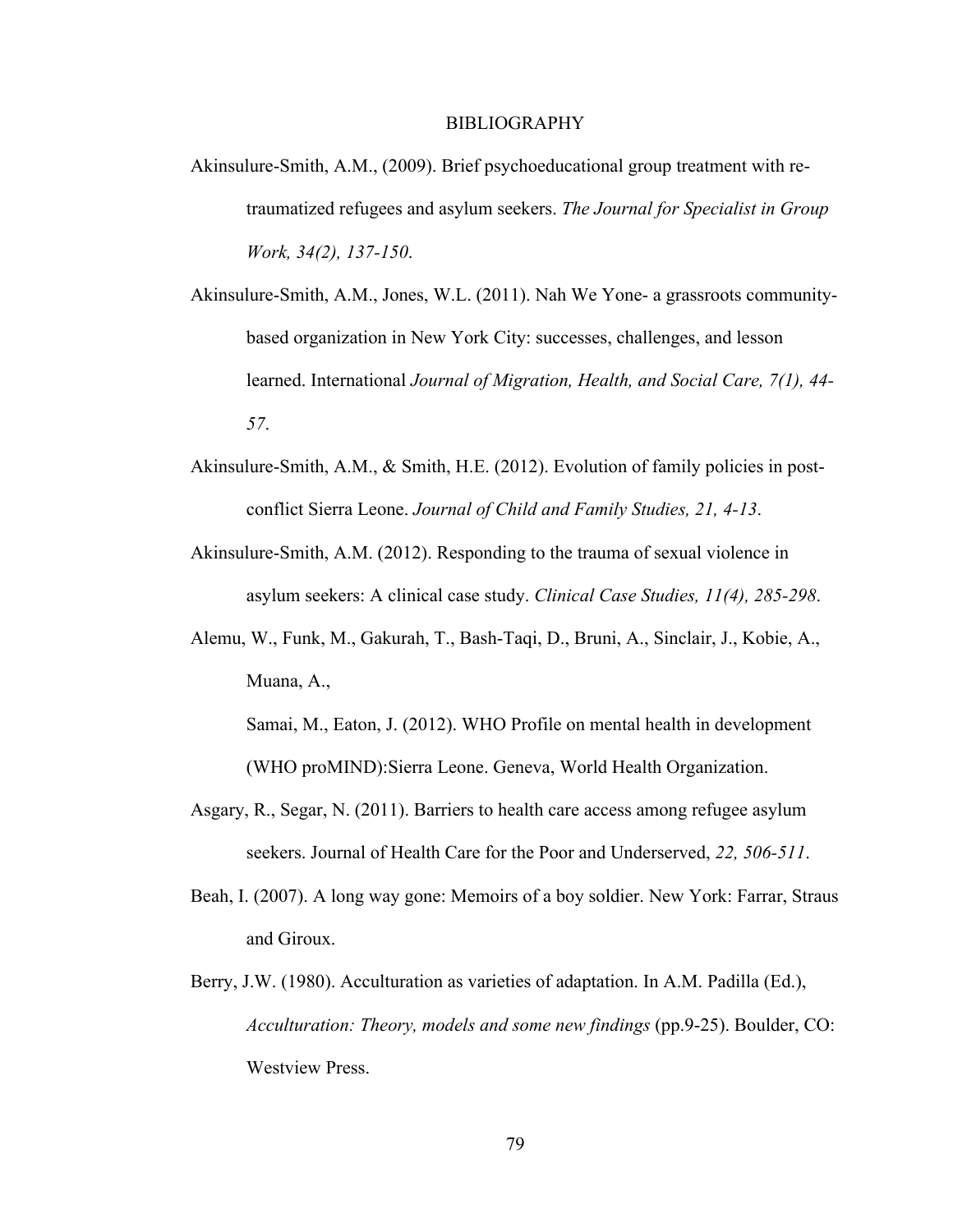# BIBLIOGRAPHY

Akinsulure-Smith, A.M., (2009). Brief psychoeducational group treatment with re-traumatized refugees and asylum seekers. *The Journal for Specialist in Group Work, 34(2), 137-150*.

Akinsulure-Smith, A.M., Jones, W.L. (2011). Nah We Yone- a grassroots community-based organization in New York City: successes, challenges, and lesson learned. International *Journal of Migration, Health, and Social Care, 7(1), 44-57*.

Akinsulure-Smith, A.M., & Smith, H.E. (2012). Evolution of family policies in post-conflict Sierra Leone. *Journal of Child and Family Studies, 21, 4-13*.

Akinsulure-Smith, A.M. (2012). Responding to the trauma of sexual violence in asylum seekers: A clinical case study. *Clinical Case Studies, 11(4), 285-298*.

Alemu, W., Funk, M., Gakurah, T., Bash-Taqi, D., Bruni, A., Sinclair, J., Kobie, A., Muana, A.,

Samai, M., Eaton, J. (2012). WHO Profile on mental health in development (WHO proMIND):Sierra Leone. Geneva, World Health Organization.

Asgary, R., Segar, N. (2011). Barriers to health care access among refugee asylum seekers. Journal of Health Care for the Poor and Underserved, *22, 506-511*.

Beah, I. (2007). A long way gone: Memoirs of a boy soldier. New York: Farrar, Straus and Giroux.

Berry, J.W. (1980). Acculturation as varieties of adaptation. In A.M. Padilla (Ed.), *Acculturation: Theory, models and some new findings* (pp.9-25). Boulder, CO: Westview Press.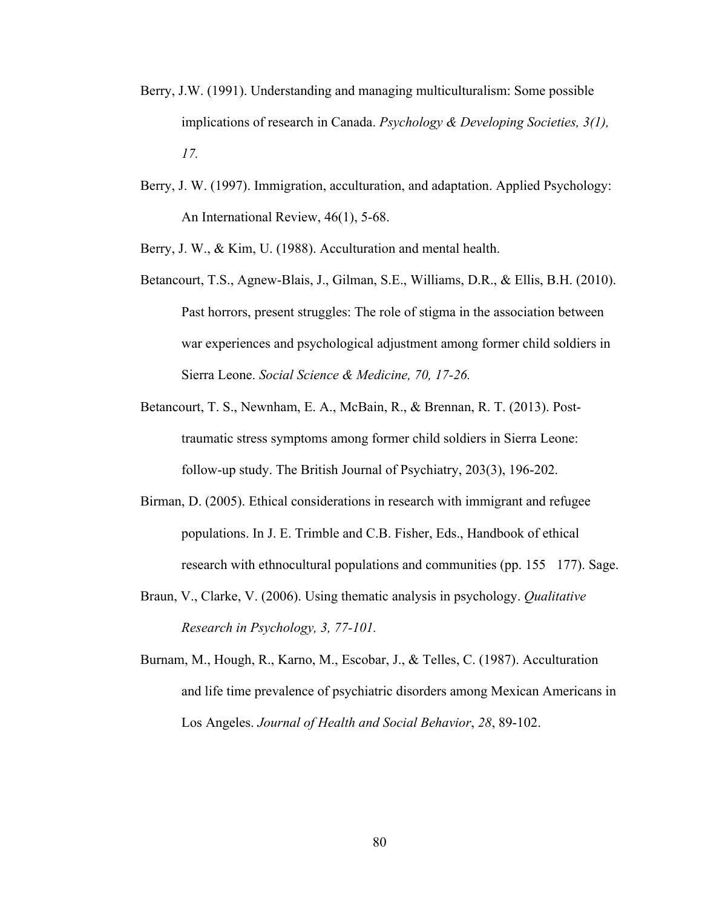Berry, J.W. (1991). Understanding and managing multiculturalism: Some possible implications of research in Canada. *Psychology & Developing Societies, 3(1), 17.*

Berry, J. W. (1997). Immigration, acculturation, and adaptation. Applied Psychology: An International Review, 46(1), 5-68.

Berry, J. W., & Kim, U. (1988). Acculturation and mental health.

Betancourt, T.S., Agnew-Blais, J., Gilman, S.E., Williams, D.R., & Ellis, B.H. (2010). Past horrors, present struggles: The role of stigma in the association between war experiences and psychological adjustment among former child soldiers in Sierra Leone. *Social Science & Medicine, 70, 17-26.*

Betancourt, T. S., Newnham, E. A., McBain, R., & Brennan, R. T. (2013). Post-traumatic stress symptoms among former child soldiers in Sierra Leone: follow-up study. The British Journal of Psychiatry, 203(3), 196-202.

Birman, D. (2005). Ethical considerations in research with immigrant and refugee populations. In J. E. Trimble and C.B. Fisher, Eds., Handbook of ethical research with ethnocultural populations and communities (pp. 155 177). Sage.

Braun, V., Clarke, V. (2006). Using thematic analysis in psychology. *Qualitative Research in Psychology, 3, 77-101.*

Burnam, M., Hough, R., Karno, M., Escobar, J., & Telles, C. (1987). Acculturation and life time prevalence of psychiatric disorders among Mexican Americans in Los Angeles. *Journal of Health and Social Behavior*, *28*, 89-102.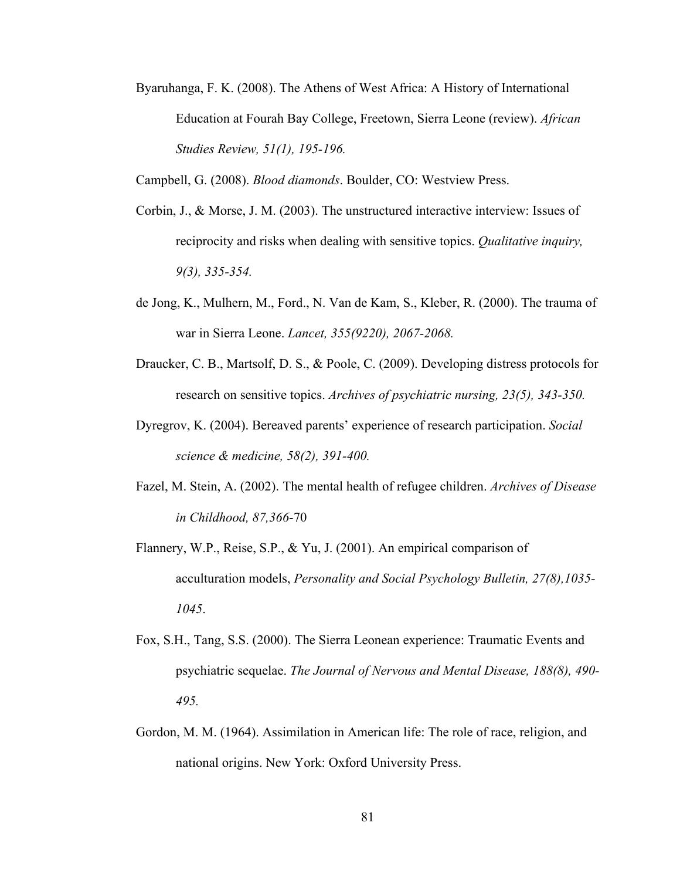Byaruhanga, F. K. (2008). The Athens of West Africa: A History of International Education at Fourah Bay College, Freetown, Sierra Leone (review). *African Studies Review, 51(1), 195-196.*

Campbell, G. (2008). *Blood diamonds*. Boulder, CO: Westview Press.

Corbin, J., & Morse, J. M. (2003). The unstructured interactive interview: Issues of reciprocity and risks when dealing with sensitive topics. *Qualitative inquiry, 9(3), 335-354.*

de Jong, K., Mulhern, M., Ford., N. Van de Kam, S., Kleber, R. (2000). The trauma of war in Sierra Leone. *Lancet, 355(9220), 2067-2068.*

Draucker, C. B., Martsolf, D. S., & Poole, C. (2009). Developing distress protocols for research on sensitive topics. *Archives of psychiatric nursing, 23(5), 343-350.*

Dyregrov, K. (2004). Bereaved parents' experience of research participation. *Social science & medicine, 58(2), 391-400.*

Fazel, M. Stein, A. (2002). The mental health of refugee children. *Archives of Disease in Childhood, 87,366*-70

Flannery, W.P., Reise, S.P., & Yu, J. (2001). An empirical comparison of acculturation models, *Personality and Social Psychology Bulletin, 27(8),1035-1045*.

Fox, S.H., Tang, S.S. (2000). The Sierra Leonean experience: Traumatic Events and psychiatric sequelae. *The Journal of Nervous and Mental Disease, 188(8), 490-495.*

Gordon, M. M. (1964). Assimilation in American life: The role of race, religion, and national origins. New York: Oxford University Press.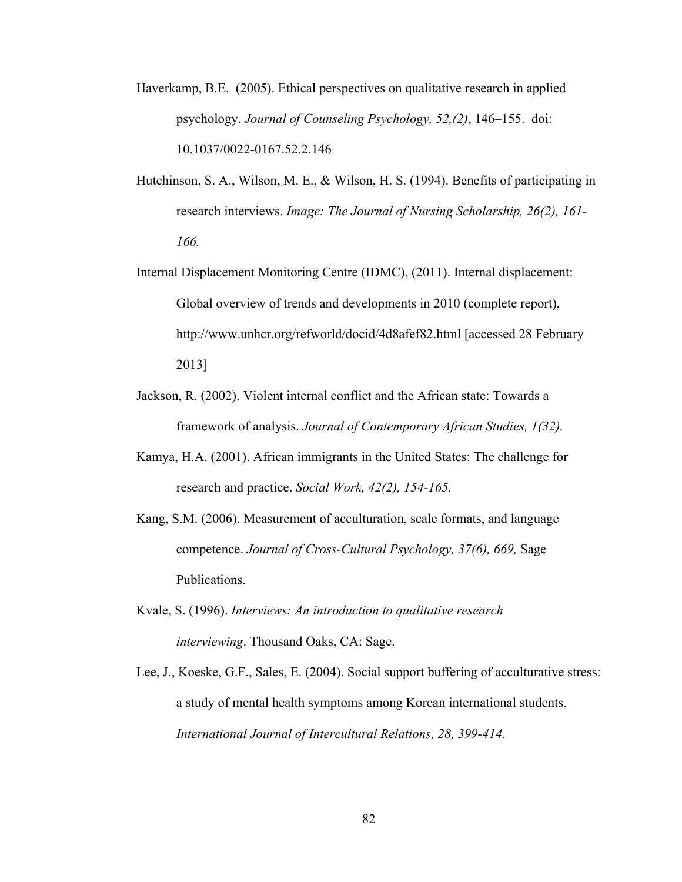Haverkamp, B.E. (2005). Ethical perspectives on qualitative research in applied psychology. *Journal of Counseling Psychology, 52,(2)*, 146–155. doi: 10.1037/0022-0167.52.2.146

Hutchinson, S. A., Wilson, M. E., & Wilson, H. S. (1994). Benefits of participating in research interviews. *Image: The Journal of Nursing Scholarship, 26(2), 161-166.*

Internal Displacement Monitoring Centre (IDMC), (2011). Internal displacement: Global overview of trends and developments in 2010 (complete report), http://www.unhcr.org/refworld/docid/4d8afef82.html [accessed 28 February 2013]

Jackson, R. (2002). Violent internal conflict and the African state: Towards a framework of analysis. *Journal of Contemporary African Studies, 1(32).*

Kamya, H.A. (2001). African immigrants in the United States: The challenge for research and practice. *Social Work, 42(2), 154-165.*

Kang, S.M. (2006). Measurement of acculturation, scale formats, and language competence. *Journal of Cross-Cultural Psychology, 37(6), 669,* Sage Publications.

Kvale, S. (1996). *Interviews: An introduction to qualitative research interviewing*. Thousand Oaks, CA: Sage.

Lee, J., Koeske, G.F., Sales, E. (2004). Social support buffering of acculturative stress: a study of mental health symptoms among Korean international students. *International Journal of Intercultural Relations, 28, 399-414.*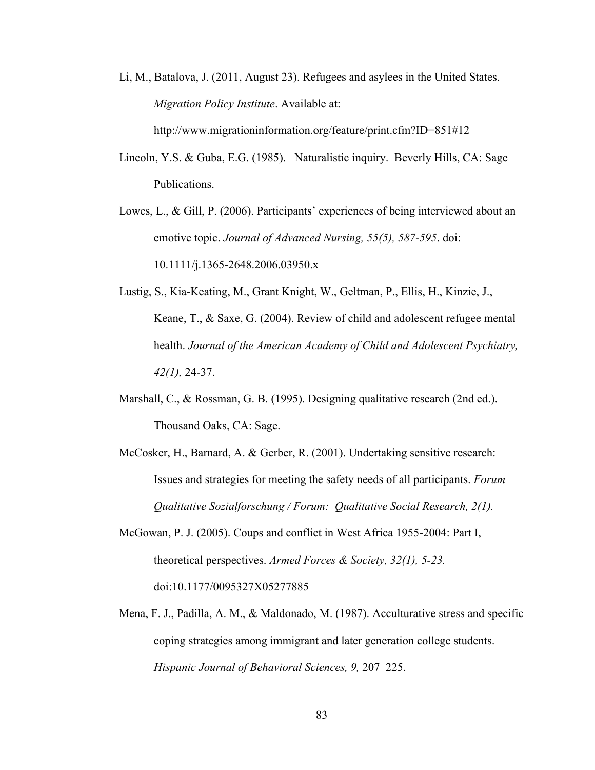Li, M., Batalova, J. (2011, August 23). Refugees and asylees in the United States. *Migration Policy Institute*. Available at: http://www.migrationinformation.org/feature/print.cfm?ID=851#12

Lincoln, Y.S. & Guba, E.G. (1985). Naturalistic inquiry. Beverly Hills, CA: Sage Publications.

Lowes, L., & Gill, P. (2006). Participants' experiences of being interviewed about an emotive topic. *Journal of Advanced Nursing, 55(5), 587-595*. doi: 10.1111/j.1365-2648.2006.03950.x

Lustig, S., Kia-Keating, M., Grant Knight, W., Geltman, P., Ellis, H., Kinzie, J., Keane, T., & Saxe, G. (2004). Review of child and adolescent refugee mental health. *Journal of the American Academy of Child and Adolescent Psychiatry, 42(1),* 24-37.

Marshall, C., & Rossman, G. B. (1995). Designing qualitative research (2nd ed.). Thousand Oaks, CA: Sage.

McCosker, H., Barnard, A. & Gerber, R. (2001). Undertaking sensitive research: Issues and strategies for meeting the safety needs of all participants. *Forum Qualitative Sozialforschung / Forum: Qualitative Social Research, 2(1).*

McGowan, P. J. (2005). Coups and conflict in West Africa 1955-2004: Part I, theoretical perspectives. *Armed Forces & Society, 32(1), 5-23.* doi:10.1177/0095327X05277885

Mena, F. J., Padilla, A. M., & Maldonado, M. (1987). Acculturative stress and specific coping strategies among immigrant and later generation college students. *Hispanic Journal of Behavioral Sciences, 9,* 207–225.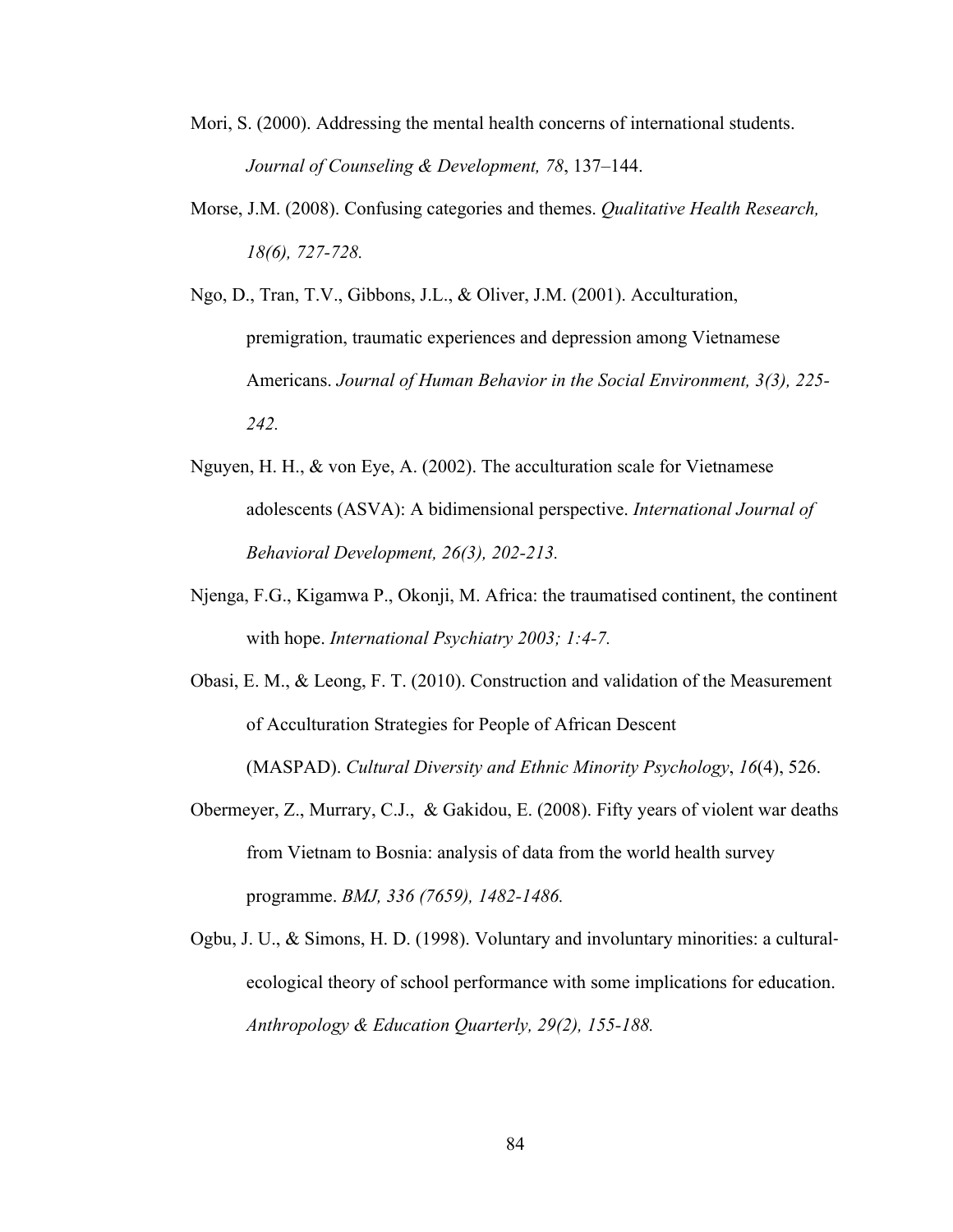Mori, S. (2000). Addressing the mental health concerns of international students. *Journal of Counseling & Development, 78*, 137–144.

Morse, J.M. (2008). Confusing categories and themes. *Qualitative Health Research, 18(6), 727-728.*

Ngo, D., Tran, T.V., Gibbons, J.L., & Oliver, J.M. (2001). Acculturation, premigration, traumatic experiences and depression among Vietnamese Americans. *Journal of Human Behavior in the Social Environment, 3(3), 225-242.*

Nguyen, H. H., & von Eye, A. (2002). The acculturation scale for Vietnamese adolescents (ASVA): A bidimensional perspective. *International Journal of Behavioral Development, 26(3), 202-213.*

Njenga, F.G., Kigamwa P., Okonji, M. Africa: the traumatised continent, the continent with hope. *International Psychiatry 2003; 1:4-7.*

Obasi, E. M., & Leong, F. T. (2010). Construction and validation of the Measurement of Acculturation Strategies for People of African Descent (MASPAD). *Cultural Diversity and Ethnic Minority Psychology*, *16*(4), 526.

Obermeyer, Z., Murrary, C.J., & Gakidou, E. (2008). Fifty years of violent war deaths from Vietnam to Bosnia: analysis of data from the world health survey programme. *BMJ, 336 (7659), 1482-1486.*

Ogbu, J. U., & Simons, H. D. (1998). Voluntary and involuntary minorities: a cultural-ecological theory of school performance with some implications for education. *Anthropology & Education Quarterly, 29(2), 155-188.*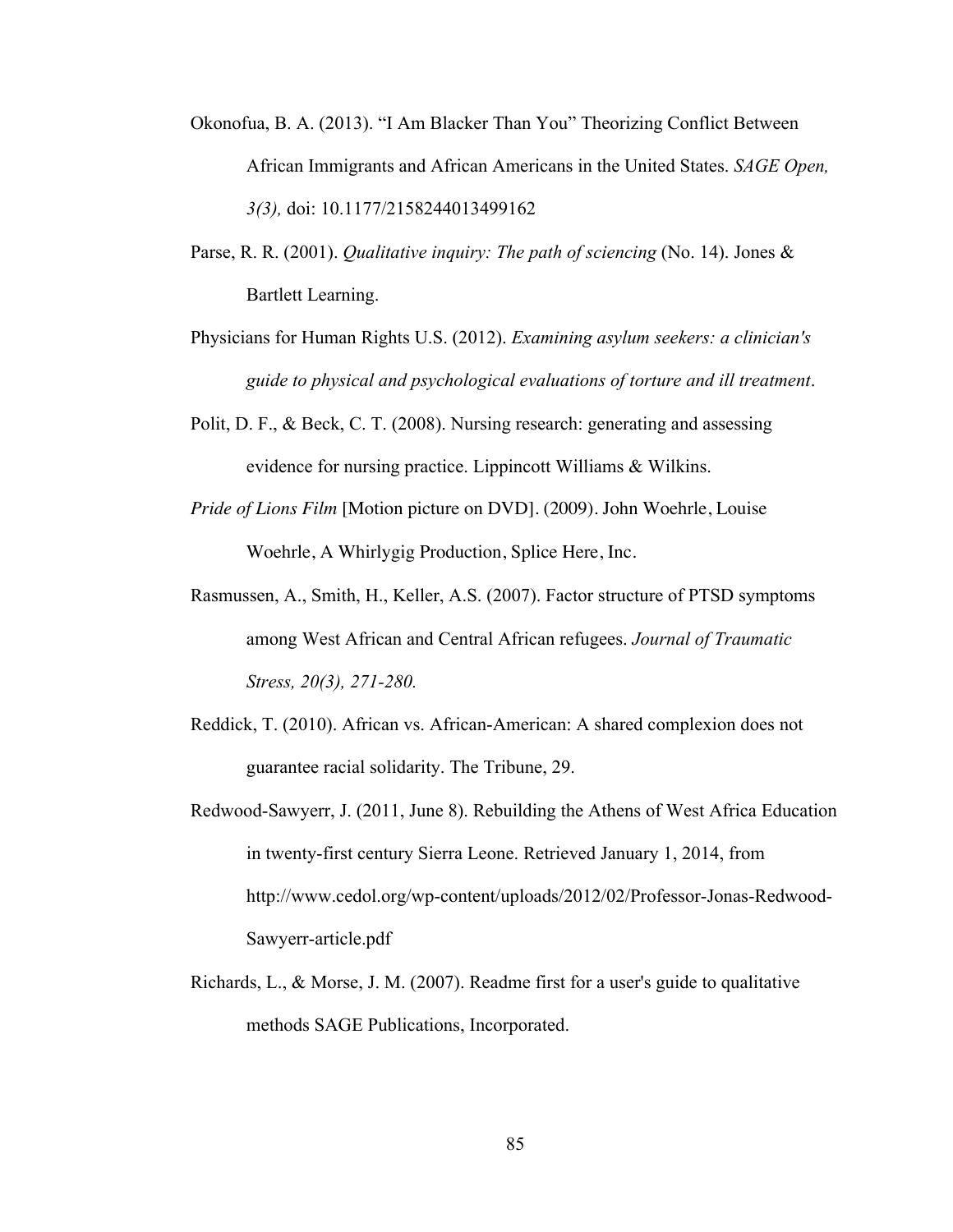Okonofua, B. A. (2013). "I Am Blacker Than You" Theorizing Conflict Between African Immigrants and African Americans in the United States. *SAGE Open, 3(3),* doi: 10.1177/2158244013499162

Parse, R. R. (2001). *Qualitative inquiry: The path of sciencing* (No. 14). Jones & Bartlett Learning.

Physicians for Human Rights U.S. (2012). *Examining asylum seekers: a clinician's guide to physical and psychological evaluations of torture and ill treatment*.

Polit, D. F., & Beck, C. T. (2008). Nursing research: generating and assessing evidence for nursing practice. Lippincott Williams & Wilkins.

*Pride of Lions Film* [Motion picture on DVD]. (2009). John Woehrle, Louise Woehrle, A Whirlygig Production, Splice Here, Inc.

Rasmussen, A., Smith, H., Keller, A.S. (2007). Factor structure of PTSD symptoms among West African and Central African refugees. *Journal of Traumatic Stress, 20(3), 271-280.*

Reddick, T. (2010). African vs. African-American: A shared complexion does not guarantee racial solidarity. The Tribune, 29.

Redwood-Sawyerr, J. (2011, June 8). Rebuilding the Athens of West Africa Education in twenty-first century Sierra Leone. Retrieved January 1, 2014, from http://www.cedol.org/wp-content/uploads/2012/02/Professor-Jonas-Redwood-Sawyerr-article.pdf

Richards, L., & Morse, J. M. (2007). Readme first for a user's guide to qualitative methods SAGE Publications, Incorporated.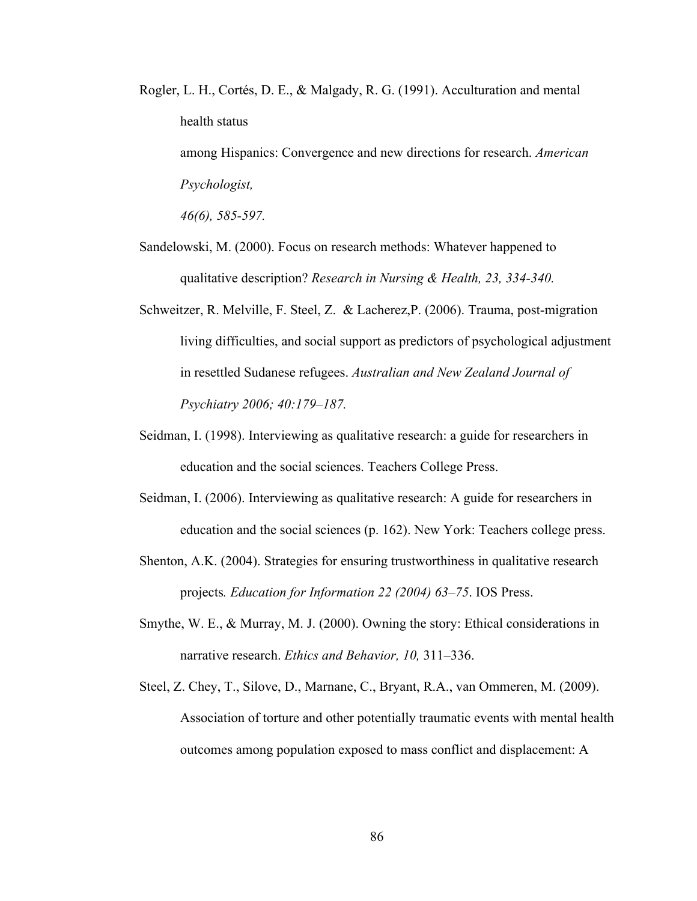Rogler, L. H., Cortés, D. E., & Malgady, R. G. (1991). Acculturation and mental health status among Hispanics: Convergence and new directions for research. *American Psychologist, 46(6), 585-597.*

Sandelowski, M. (2000). Focus on research methods: Whatever happened to qualitative description? *Research in Nursing & Health, 23, 334-340.*

Schweitzer, R. Melville, F. Steel, Z. & Lacherez,P. (2006). Trauma, post-migration living difficulties, and social support as predictors of psychological adjustment in resettled Sudanese refugees. *Australian and New Zealand Journal of Psychiatry 2006; 40:179–187.*

Seidman, I. (1998). Interviewing as qualitative research: a guide for researchers in education and the social sciences. Teachers College Press.

Seidman, I. (2006). Interviewing as qualitative research: A guide for researchers in education and the social sciences (p. 162). New York: Teachers college press.

Shenton, A.K. (2004). Strategies for ensuring trustworthiness in qualitative research projects*. Education for Information 22 (2004) 63–75*. IOS Press.

Smythe, W. E., & Murray, M. J. (2000). Owning the story: Ethical considerations in narrative research. *Ethics and Behavior, 10,* 311–336.

Steel, Z. Chey, T., Silove, D., Marnane, C., Bryant, R.A., van Ommeren, M. (2009). Association of torture and other potentially traumatic events with mental health outcomes among population exposed to mass conflict and displacement: A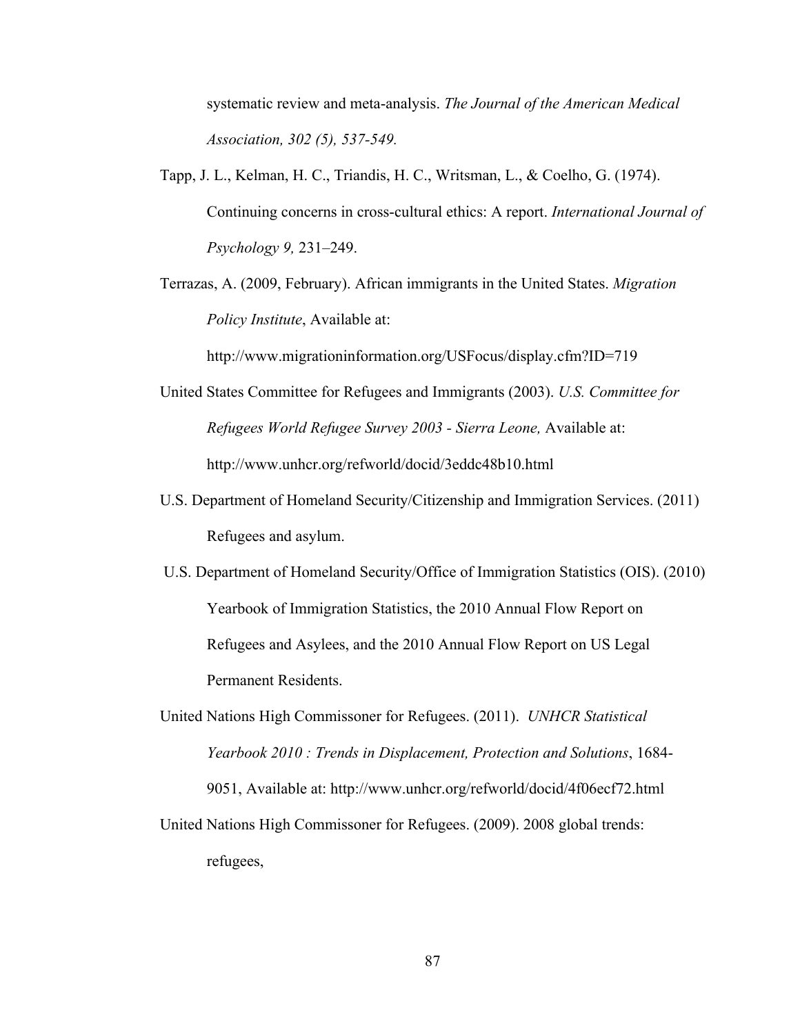systematic review and meta-analysis. *The Journal of the American Medical Association, 302 (5), 537-549.*

Tapp, J. L., Kelman, H. C., Triandis, H. C., Writsman, L., & Coelho, G. (1974). Continuing concerns in cross-cultural ethics: A report. *International Journal of Psychology 9,* 231–249.

Terrazas, A. (2009, February). African immigrants in the United States. *Migration Policy Institute*, Available at: http://www.migrationinformation.org/USFocus/display.cfm?ID=719

United States Committee for Refugees and Immigrants (2003). *U.S. Committee for Refugees World Refugee Survey 2003 - Sierra Leone,* Available at: http://www.unhcr.org/refworld/docid/3eddc48b10.html

U.S. Department of Homeland Security/Citizenship and Immigration Services. (2011) Refugees and asylum.

U.S. Department of Homeland Security/Office of Immigration Statistics (OIS). (2010) Yearbook of Immigration Statistics, the 2010 Annual Flow Report on Refugees and Asylees, and the 2010 Annual Flow Report on US Legal Permanent Residents.

United Nations High Commissoner for Refugees. (2011). *UNHCR Statistical Yearbook 2010 : Trends in Displacement, Protection and Solutions*, 1684-9051, Available at: http://www.unhcr.org/refworld/docid/4f06ecf72.html

United Nations High Commissoner for Refugees. (2009). 2008 global trends: refugees,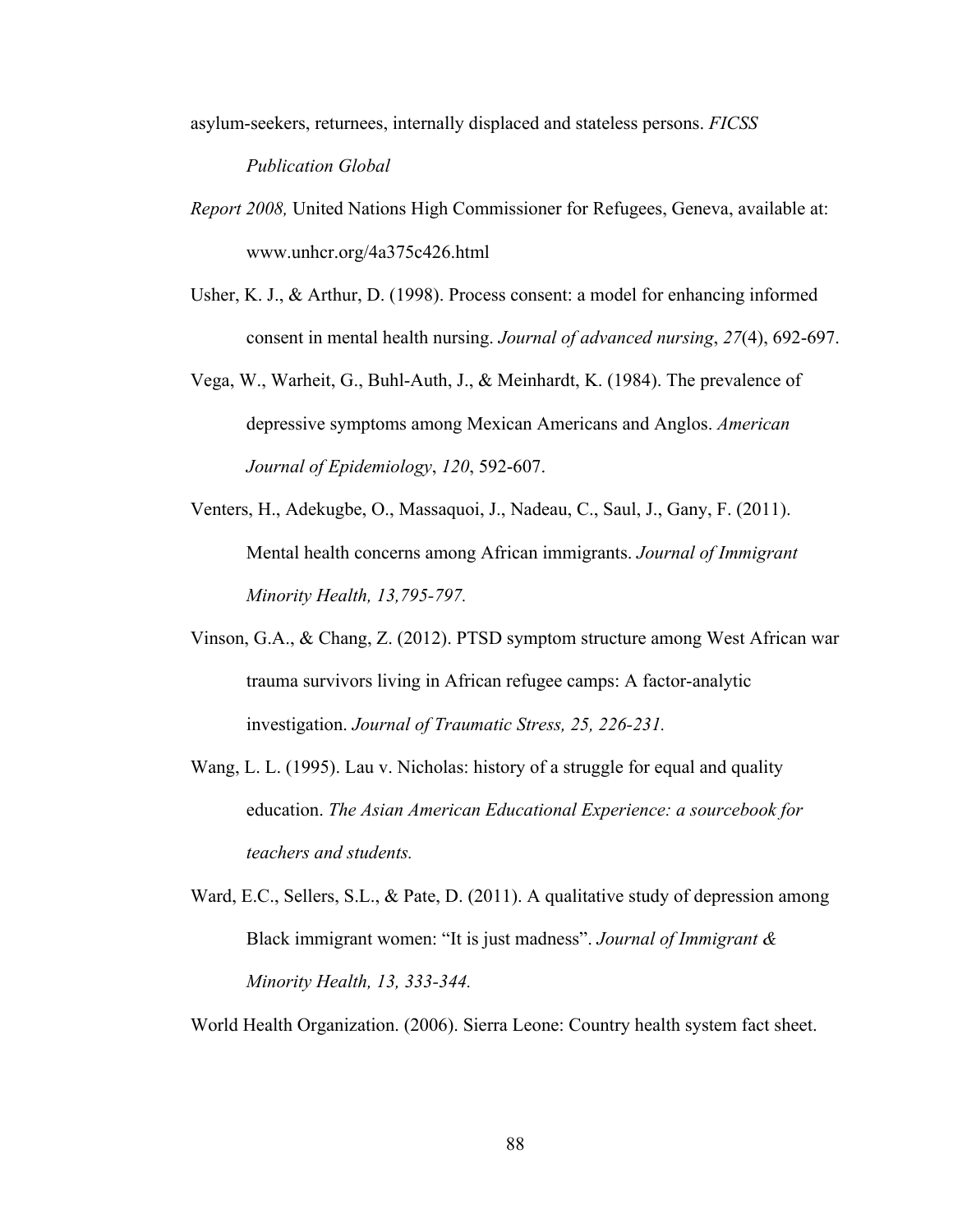asylum-seekers, returnees, internally displaced and stateless persons. *FICSS Publication Global*

*Report 2008,* United Nations High Commissioner for Refugees, Geneva, available at: www.unhcr.org/4a375c426.html

Usher, K. J., & Arthur, D. (1998). Process consent: a model for enhancing informed consent in mental health nursing. *Journal of advanced nursing*, *27*(4), 692-697.

Vega, W., Warheit, G., Buhl-Auth, J., & Meinhardt, K. (1984). The prevalence of depressive symptoms among Mexican Americans and Anglos. *American Journal of Epidemiology*, *120*, 592-607.

Venters, H., Adekugbe, O., Massaquoi, J., Nadeau, C., Saul, J., Gany, F. (2011). Mental health concerns among African immigrants. *Journal of Immigrant Minority Health, 13,795-797.*

Vinson, G.A., & Chang, Z. (2012). PTSD symptom structure among West African war trauma survivors living in African refugee camps: A factor-analytic investigation. *Journal of Traumatic Stress, 25, 226-231.*

Wang, L. L. (1995). Lau v. Nicholas: history of a struggle for equal and quality education. *The Asian American Educational Experience: a sourcebook for teachers and students.*

Ward, E.C., Sellers, S.L., & Pate, D. (2011). A qualitative study of depression among Black immigrant women: "It is just madness". *Journal of Immigrant & Minority Health, 13, 333-344.*

World Health Organization. (2006). Sierra Leone: Country health system fact sheet.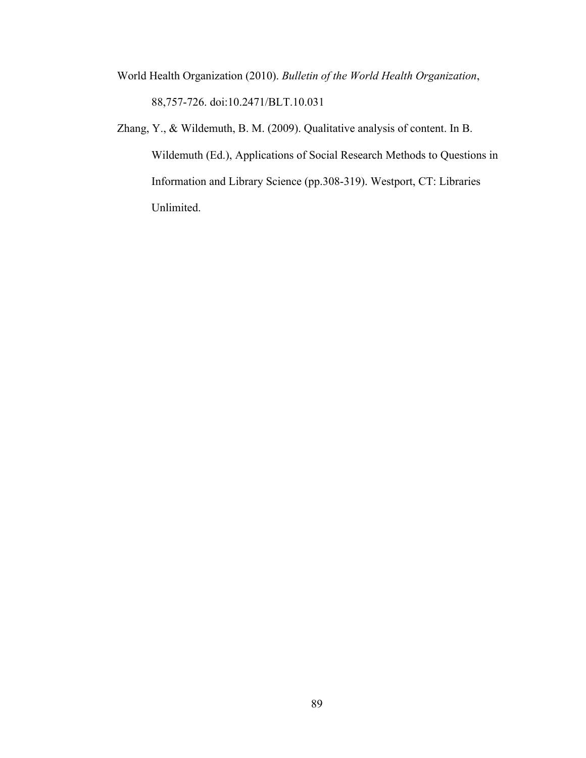World Health Organization (2010). *Bulletin of the World Health Organization*, 88,757-726. doi:10.2471/BLT.10.031

Zhang, Y., & Wildemuth, B. M. (2009). Qualitative analysis of content. In B. Wildemuth (Ed.), Applications of Social Research Methods to Questions in Information and Library Science (pp.308-319). Westport, CT: Libraries Unlimited.